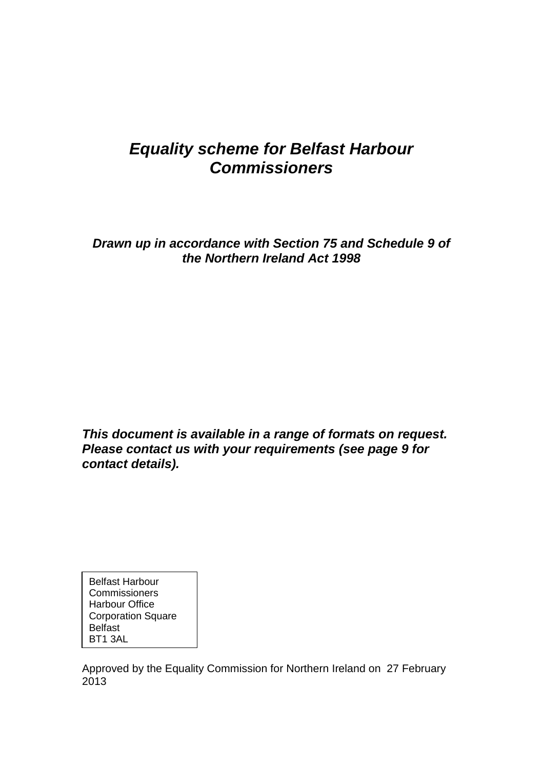# *Equality scheme for Belfast Harbour Commissioners*

***Drawn up in accordance with Section 75 and Schedule 9 of the Northern Ireland Act 1998***

***This document is available in a range of formats on request. Please contact us with your requirements (see page 9 for contact details).***

Belfast Harbour Commissioners
Harbour Office
Corporation Square
Belfast
BT1 3AL

Approved by the Equality Commission for Northern Ireland on 27 February 2013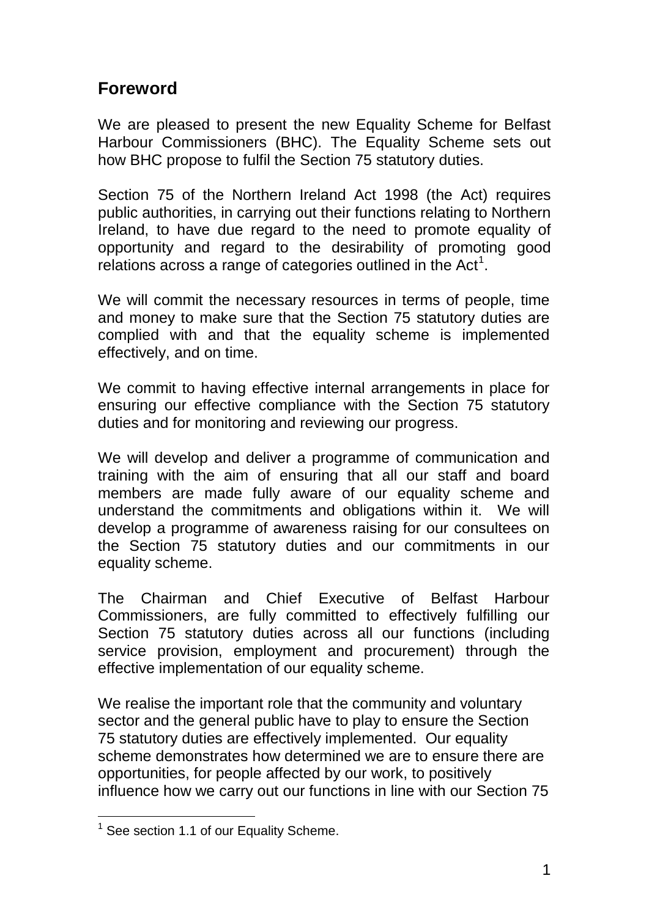## Foreword

We are pleased to present the new Equality Scheme for Belfast Harbour Commissioners (BHC). The Equality Scheme sets out how BHC propose to fulfil the Section 75 statutory duties.

Section 75 of the Northern Ireland Act 1998 (the Act) requires public authorities, in carrying out their functions relating to Northern Ireland, to have due regard to the need to promote equality of opportunity and regard to the desirability of promoting good relations across a range of categories outlined in the Act[1].

We will commit the necessary resources in terms of people, time and money to make sure that the Section 75 statutory duties are complied with and that the equality scheme is implemented effectively, and on time.

We commit to having effective internal arrangements in place for ensuring our effective compliance with the Section 75 statutory duties and for monitoring and reviewing our progress.

We will develop and deliver a programme of communication and training with the aim of ensuring that all our staff and board members are made fully aware of our equality scheme and understand the commitments and obligations within it. We will develop a programme of awareness raising for our consultees on the Section 75 statutory duties and our commitments in our equality scheme.

The Chairman and Chief Executive of Belfast Harbour Commissioners, are fully committed to effectively fulfilling our Section 75 statutory duties across all our functions (including service provision, employment and procurement) through the effective implementation of our equality scheme.

We realise the important role that the community and voluntary sector and the general public have to play to ensure the Section 75 statutory duties are effectively implemented. Our equality scheme demonstrates how determined we are to ensure there are opportunities, for people affected by our work, to positively influence how we carry out our functions in line with our Section 75

[1] See section 1.1 of our Equality Scheme.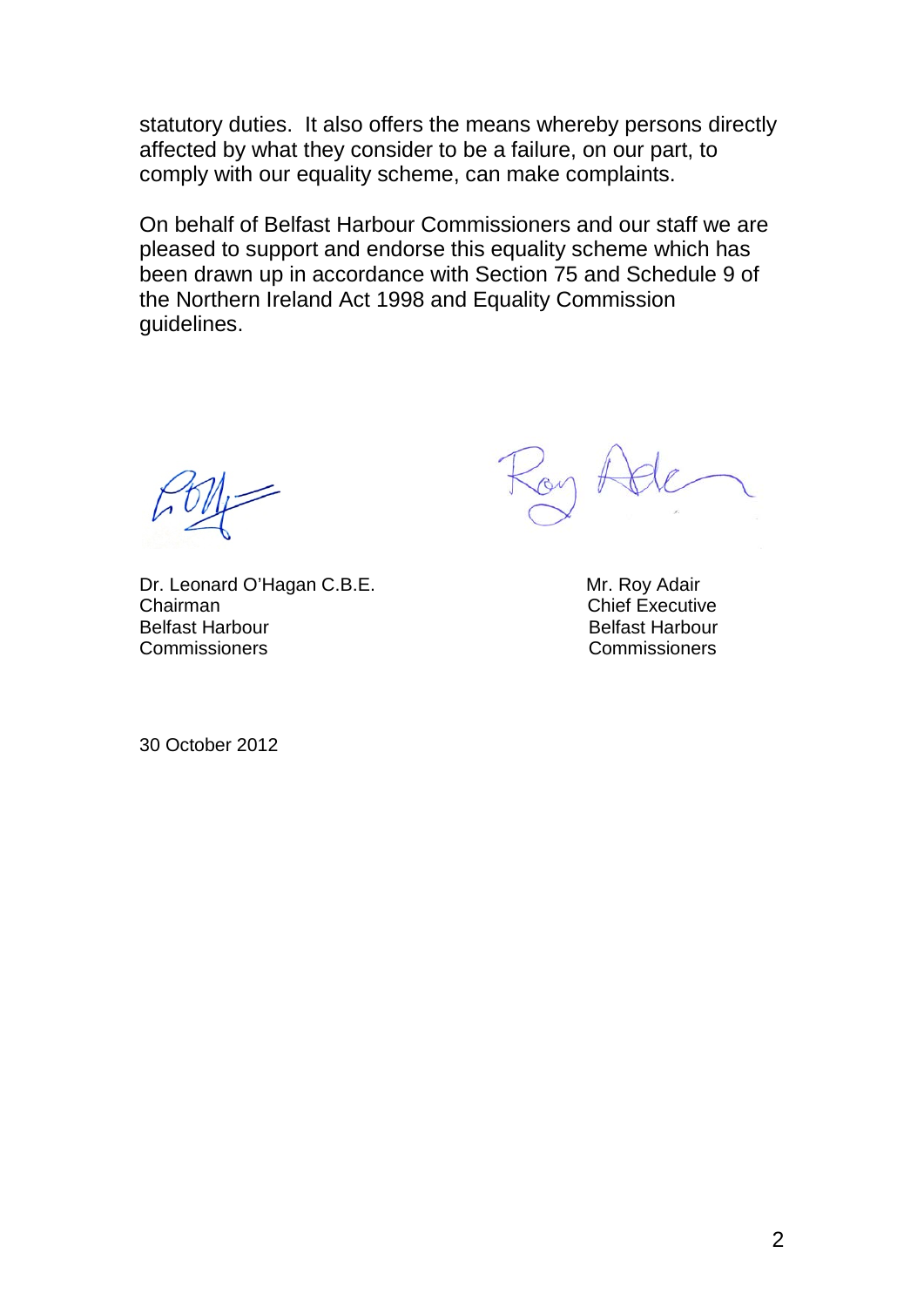statutory duties. It also offers the means whereby persons directly affected by what they consider to be a failure, on our part, to comply with our equality scheme, can make complaints.

On behalf of Belfast Harbour Commissioners and our staff we are pleased to support and endorse this equality scheme which has been drawn up in accordance with Section 75 and Schedule 9 of the Northern Ireland Act 1998 and Equality Commission guidelines.

| | |
|---|---|
| Dr. Leonard O'Hagan C.B.E.<br>Chairman<br>Belfast Harbour<br>Commissioners | Mr. Roy Adair<br>Chief Executive<br>Belfast Harbour<br>Commissioners |

30 October 2012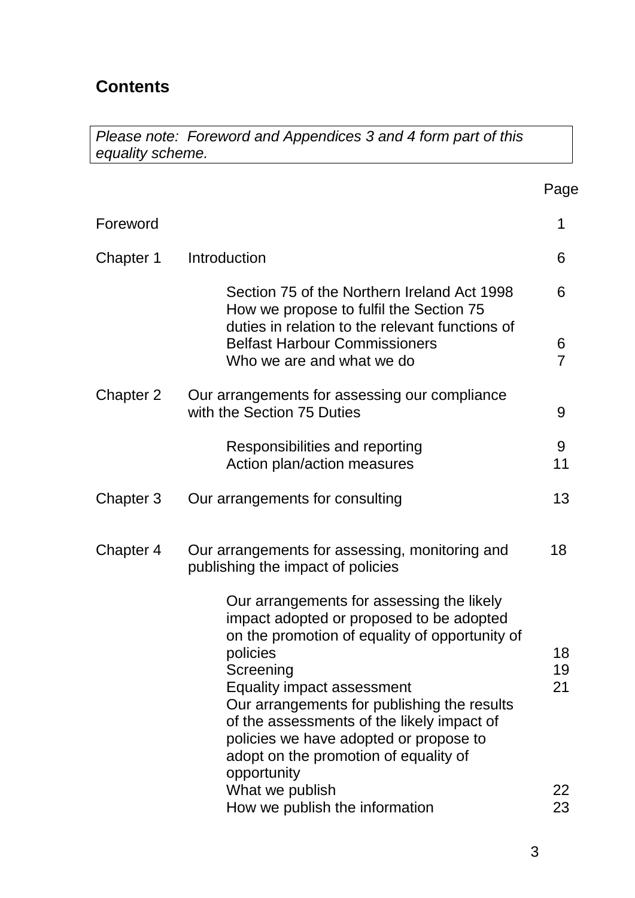## Contents

*Please note: Foreword and Appendices 3 and 4 form part of this equality scheme.*

| | | Page |
|---|---|---|
| Foreword | | 1 |
| Chapter 1 | Introduction | 6 |
| | Section 75 of the Northern Ireland Act 1998 | 6 |
| | How we propose to fulfil the Section 75 duties in relation to the relevant functions of Belfast Harbour Commissioners | 6 |
| | Who we are and what we do | 7 |
| Chapter 2 | Our arrangements for assessing our compliance with the Section 75 Duties | 9 |
| | Responsibilities and reporting | 9 |
| | Action plan/action measures | 11 |
| Chapter 3 | Our arrangements for consulting | 13 |
| Chapter 4 | Our arrangements for assessing, monitoring and publishing the impact of policies | 18 |
| | Our arrangements for assessing the likely impact adopted or proposed to be adopted on the promotion of equality of opportunity of policies | 18 |
| | Screening | 19 |
| | Equality impact assessment | 21 |
| | Our arrangements for publishing the results of the assessments of the likely impact of policies we have adopted or propose to adopt on the promotion of equality of opportunity | |
| | What we publish | 22 |
| | How we publish the information | 23 |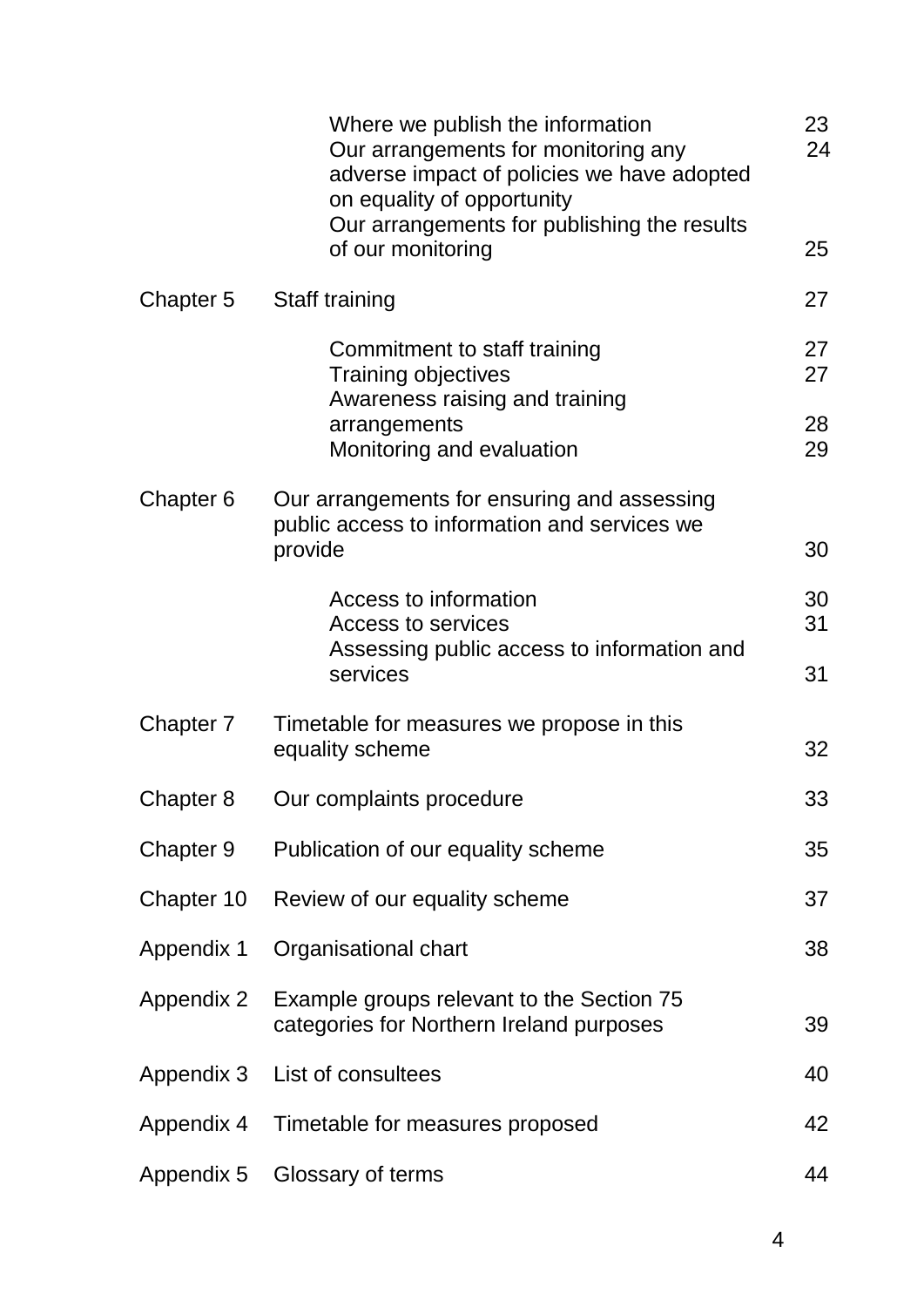| | | |
|---|---|---|
| | Where we publish the information | 23 |
| | Our arrangements for monitoring any adverse impact of policies we have adopted on equality of opportunity | 24 |
| | Our arrangements for publishing the results of our monitoring | 25 |
| Chapter 5 | Staff training | 27 |
| | Commitment to staff training | 27 |
| | Training objectives | 27 |
| | Awareness raising and training arrangements | 28 |
| | Monitoring and evaluation | 29 |
| Chapter 6 | Our arrangements for ensuring and assessing public access to information and services we provide | 30 |
| | Access to information | 30 |
| | Access to services | 31 |
| | Assessing public access to information and services | 31 |
| Chapter 7 | Timetable for measures we propose in this equality scheme | 32 |
| Chapter 8 | Our complaints procedure | 33 |
| Chapter 9 | Publication of our equality scheme | 35 |
| Chapter 10 | Review of our equality scheme | 37 |
| Appendix 1 | Organisational chart | 38 |
| Appendix 2 | Example groups relevant to the Section 75 categories for Northern Ireland purposes | 39 |
| Appendix 3 | List of consultees | 40 |
| Appendix 4 | Timetable for measures proposed | 42 |
| Appendix 5 | Glossary of terms | 44 |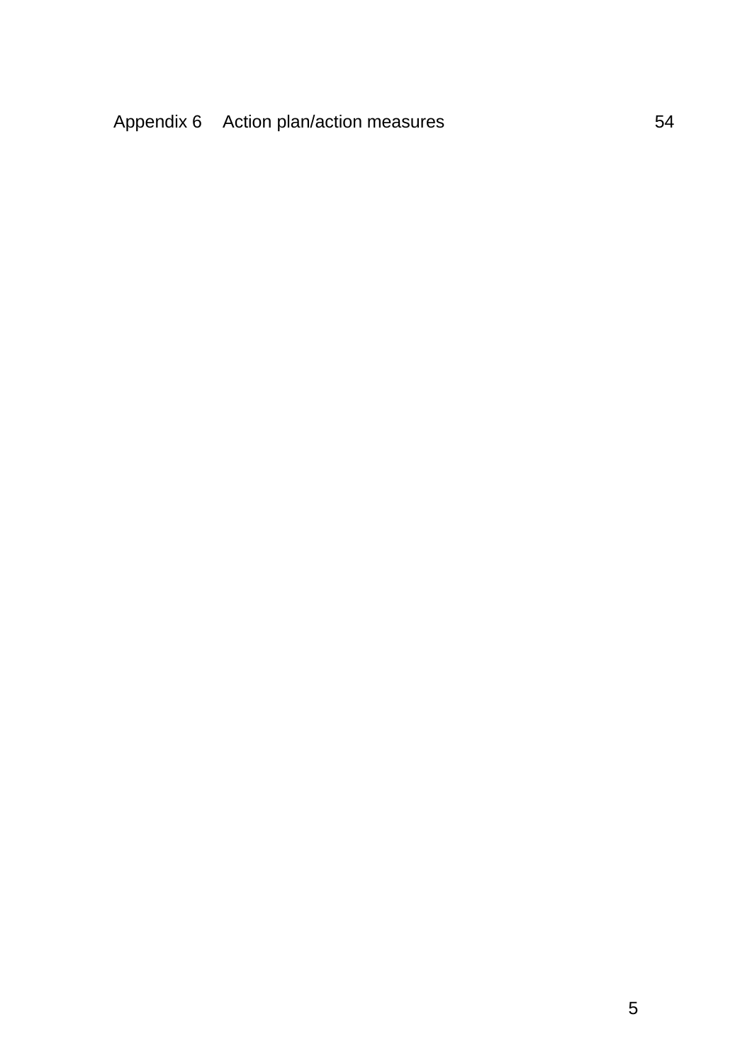| | | |
|---|---|---|
| Appendix 6 | Action plan/action measures | 54 |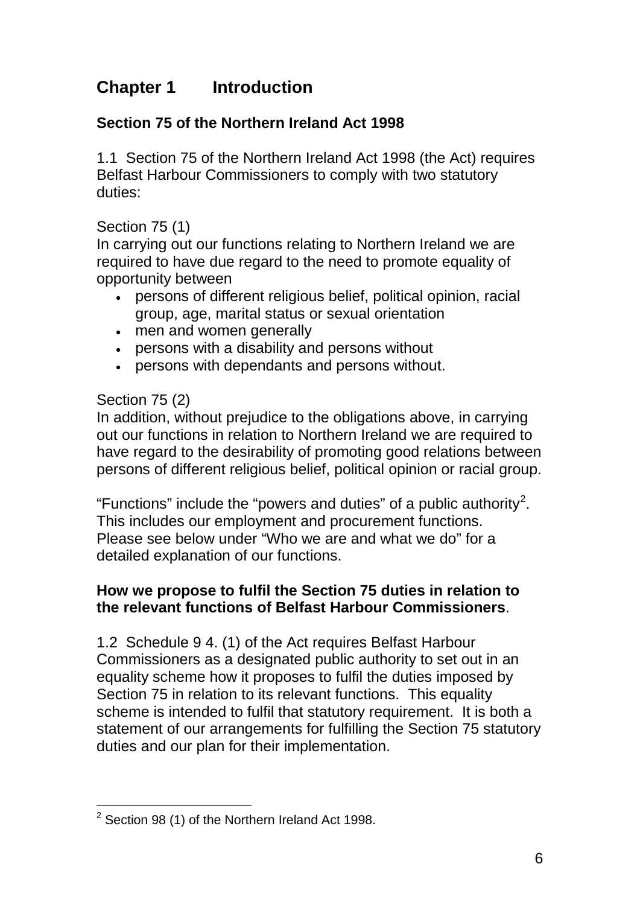# Chapter 1 Introduction

**Section 75 of the Northern Ireland Act 1998**

1.1 Section 75 of the Northern Ireland Act 1998 (the Act) requires Belfast Harbour Commissioners to comply with two statutory duties:

Section 75 (1)

In carrying out our functions relating to Northern Ireland we are required to have due regard to the need to promote equality of opportunity between

- persons of different religious belief, political opinion, racial group, age, marital status or sexual orientation
- men and women generally
- persons with a disability and persons without
- persons with dependants and persons without.

Section 75 (2)

In addition, without prejudice to the obligations above, in carrying out our functions in relation to Northern Ireland we are required to have regard to the desirability of promoting good relations between persons of different religious belief, political opinion or racial group.

"Functions" include the "powers and duties" of a public authority[2]. This includes our employment and procurement functions. Please see below under "Who we are and what we do" for a detailed explanation of our functions.

**How we propose to fulfil the Section 75 duties in relation to the relevant functions of Belfast Harbour Commissioners**.

1.2 Schedule 9 4. (1) of the Act requires Belfast Harbour Commissioners as a designated public authority to set out in an equality scheme how it proposes to fulfil the duties imposed by Section 75 in relation to its relevant functions. This equality scheme is intended to fulfil that statutory requirement. It is both a statement of our arrangements for fulfilling the Section 75 statutory duties and our plan for their implementation.

[2] Section 98 (1) of the Northern Ireland Act 1998.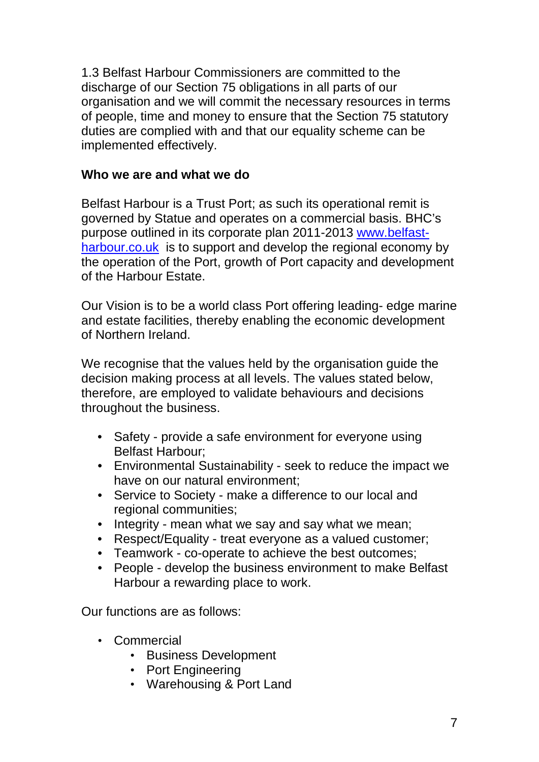1.3 Belfast Harbour Commissioners are committed to the discharge of our Section 75 obligations in all parts of our organisation and we will commit the necessary resources in terms of people, time and money to ensure that the Section 75 statutory duties are complied with and that our equality scheme can be implemented effectively.

**Who we are and what we do**

Belfast Harbour is a Trust Port; as such its operational remit is governed by Statue and operates on a commercial basis. BHC's purpose outlined in its corporate plan 2011-2013 [www.belfast-harbour.co.uk](www.belfast-harbour.co.uk) is to support and develop the regional economy by the operation of the Port, growth of Port capacity and development of the Harbour Estate.

Our Vision is to be a world class Port offering leading- edge marine and estate facilities, thereby enabling the economic development of Northern Ireland.

We recognise that the values held by the organisation guide the decision making process at all levels. The values stated below, therefore, are employed to validate behaviours and decisions throughout the business.

- Safety - provide a safe environment for everyone using Belfast Harbour;
- Environmental Sustainability - seek to reduce the impact we have on our natural environment;
- Service to Society - make a difference to our local and regional communities;
- Integrity - mean what we say and say what we mean;
- Respect/Equality - treat everyone as a valued customer;
- Teamwork - co-operate to achieve the best outcomes;
- People - develop the business environment to make Belfast Harbour a rewarding place to work.

Our functions are as follows:

- Commercial
    - Business Development
    - Port Engineering
    - Warehousing & Port Land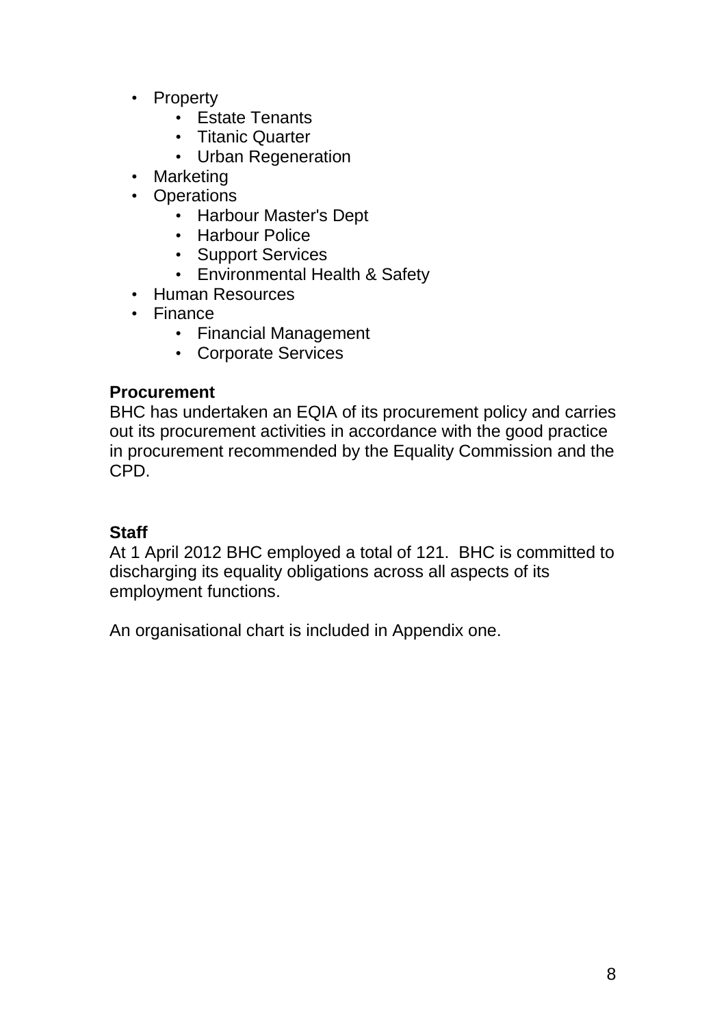- Property
    - Estate Tenants
    - Titanic Quarter
    - Urban Regeneration
- Marketing
- Operations
    - Harbour Master's Dept
    - Harbour Police
    - Support Services
    - Environmental Health & Safety
- Human Resources
- Finance
    - Financial Management
    - Corporate Services

**Procurement**

BHC has undertaken an EQIA of its procurement policy and carries out its procurement activities in accordance with the good practice in procurement recommended by the Equality Commission and the CPD.

**Staff**

At 1 April 2012 BHC employed a total of 121. BHC is committed to discharging its equality obligations across all aspects of its employment functions.

An organisational chart is included in Appendix one.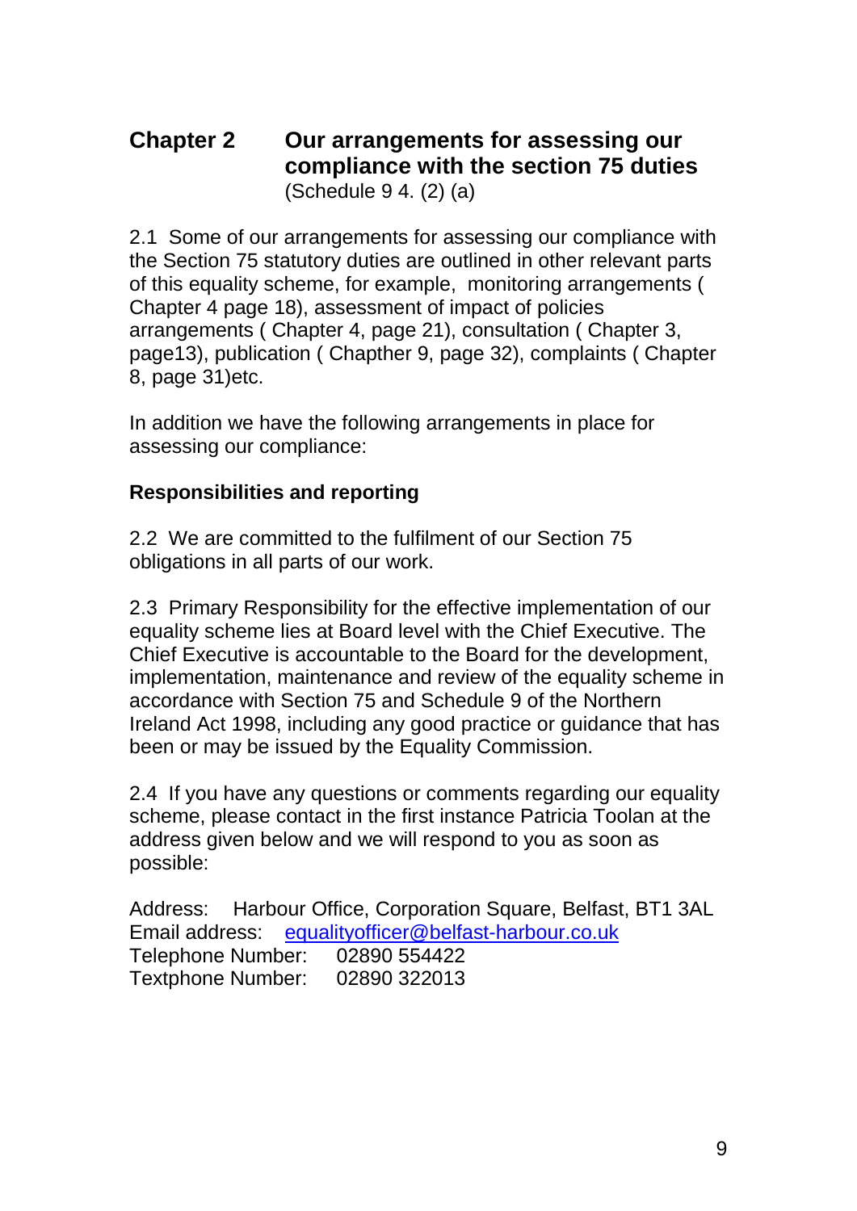## Chapter 2 Our arrangements for assessing our compliance with the section 75 duties

(Schedule 9 4. (2) (a)

2.1 Some of our arrangements for assessing our compliance with the Section 75 statutory duties are outlined in other relevant parts of this equality scheme, for example, monitoring arrangements ( Chapter 4 page 18), assessment of impact of policies arrangements ( Chapter 4, page 21), consultation ( Chapter 3, page13), publication ( Chapther 9, page 32), complaints ( Chapter 8, page 31)etc.

In addition we have the following arrangements in place for assessing our compliance:

**Responsibilities and reporting**

2.2 We are committed to the fulfilment of our Section 75 obligations in all parts of our work.

2.3 Primary Responsibility for the effective implementation of our equality scheme lies at Board level with the Chief Executive. The Chief Executive is accountable to the Board for the development, implementation, maintenance and review of the equality scheme in accordance with Section 75 and Schedule 9 of the Northern Ireland Act 1998, including any good practice or guidance that has been or may be issued by the Equality Commission.

2.4 If you have any questions or comments regarding our equality scheme, please contact in the first instance Patricia Toolan at the address given below and we will respond to you as soon as possible:

Address: Harbour Office, Corporation Square, Belfast, BT1 3AL
Email address: equalityofficer@belfast-harbour.co.uk
Telephone Number: 02890 554422
Textphone Number: 02890 322013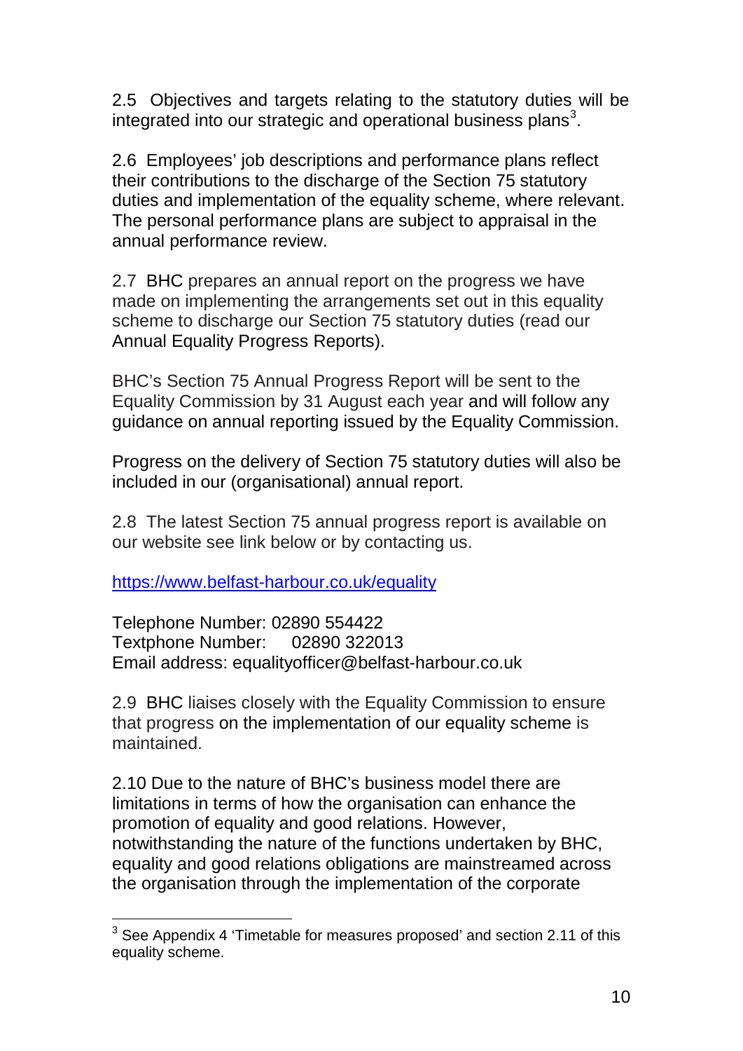2.5 Objectives and targets relating to the statutory duties will be integrated into our strategic and operational business plans[3].

2.6 Employees' job descriptions and performance plans reflect their contributions to the discharge of the Section 75 statutory duties and implementation of the equality scheme, where relevant. The personal performance plans are subject to appraisal in the annual performance review.

2.7 BHC prepares an annual report on the progress we have made on implementing the arrangements set out in this equality scheme to discharge our Section 75 statutory duties (read our Annual Equality Progress Reports).

BHC's Section 75 Annual Progress Report will be sent to the Equality Commission by 31 August each year and will follow any guidance on annual reporting issued by the Equality Commission.

Progress on the delivery of Section 75 statutory duties will also be included in our (organisational) annual report.

2.8 The latest Section 75 annual progress report is available on our website see link below or by contacting us.

https://www.belfast-harbour.co.uk/equality

Telephone Number: 02890 554422
Textphone Number: 02890 322013
Email address: equalityofficer@belfast-harbour.co.uk

2.9 BHC liaises closely with the Equality Commission to ensure that progress on the implementation of our equality scheme is maintained.

2.10 Due to the nature of BHC's business model there are limitations in terms of how the organisation can enhance the promotion of equality and good relations. However, notwithstanding the nature of the functions undertaken by BHC, equality and good relations obligations are mainstreamed across the organisation through the implementation of the corporate

[3] See Appendix 4 'Timetable for measures proposed' and section 2.11 of this equality scheme.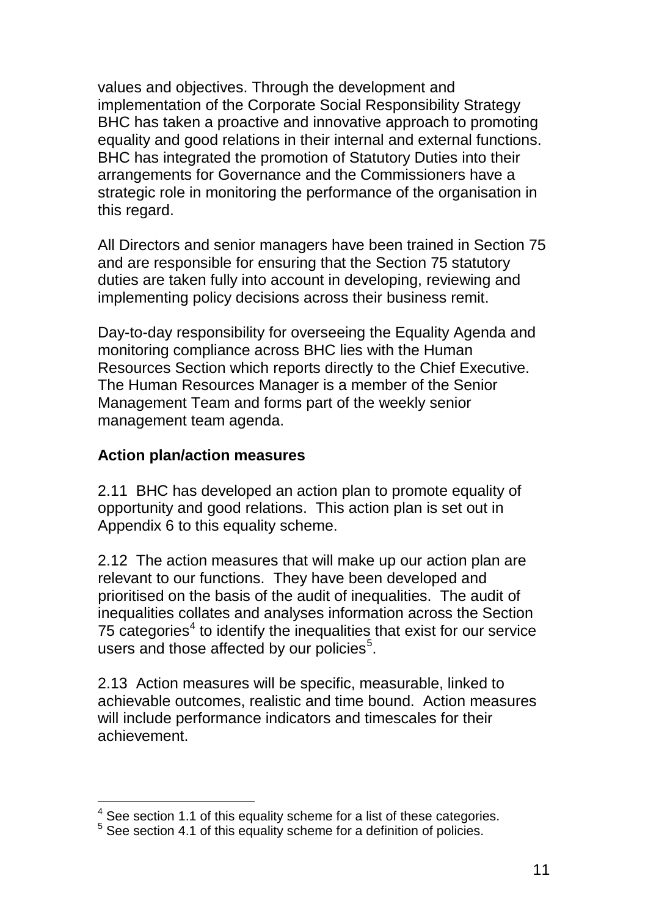values and objectives. Through the development and implementation of the Corporate Social Responsibility Strategy BHC has taken a proactive and innovative approach to promoting equality and good relations in their internal and external functions. BHC has integrated the promotion of Statutory Duties into their arrangements for Governance and the Commissioners have a strategic role in monitoring the performance of the organisation in this regard.

All Directors and senior managers have been trained in Section 75 and are responsible for ensuring that the Section 75 statutory duties are taken fully into account in developing, reviewing and implementing policy decisions across their business remit.

Day-to-day responsibility for overseeing the Equality Agenda and monitoring compliance across BHC lies with the Human Resources Section which reports directly to the Chief Executive. The Human Resources Manager is a member of the Senior Management Team and forms part of the weekly senior management team agenda.

**Action plan/action measures**

2.11 BHC has developed an action plan to promote equality of opportunity and good relations. This action plan is set out in Appendix 6 to this equality scheme.

2.12 The action measures that will make up our action plan are relevant to our functions. They have been developed and prioritised on the basis of the audit of inequalities. The audit of inequalities collates and analyses information across the Section 75 categories[4] to identify the inequalities that exist for our service users and those affected by our policies[5].

2.13 Action measures will be specific, measurable, linked to achievable outcomes, realistic and time bound. Action measures will include performance indicators and timescales for their achievement.

[4] See section 1.1 of this equality scheme for a list of these categories.
[5] See section 4.1 of this equality scheme for a definition of policies.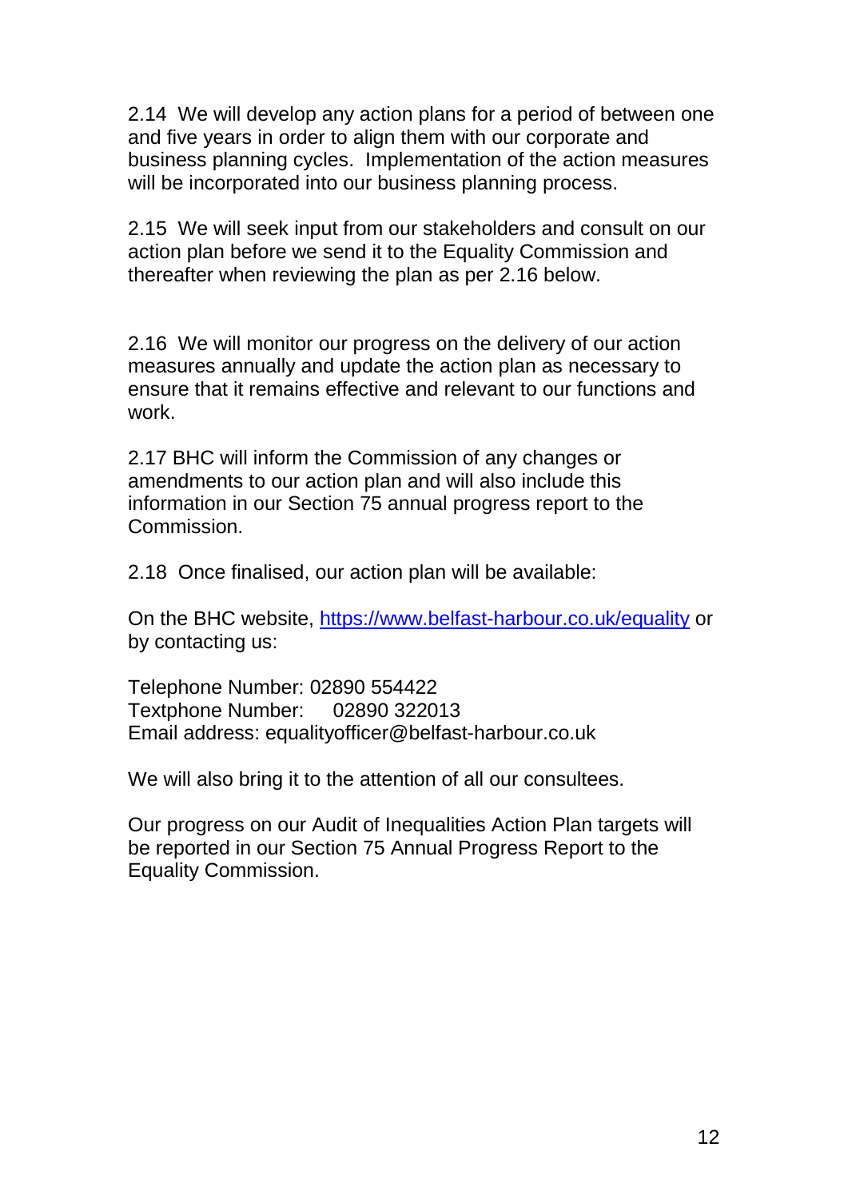2.14 We will develop any action plans for a period of between one and five years in order to align them with our corporate and business planning cycles. Implementation of the action measures will be incorporated into our business planning process.

2.15 We will seek input from our stakeholders and consult on our action plan before we send it to the Equality Commission and thereafter when reviewing the plan as per 2.16 below.

2.16 We will monitor our progress on the delivery of our action measures annually and update the action plan as necessary to ensure that it remains effective and relevant to our functions and work.

2.17 BHC will inform the Commission of any changes or amendments to our action plan and will also include this information in our Section 75 annual progress report to the Commission.

2.18 Once finalised, our action plan will be available:

On the BHC website, https://www.belfast-harbour.co.uk/equality or by contacting us:

Telephone Number: 02890 554422
Textphone Number: 02890 322013
Email address: equalityofficer@belfast-harbour.co.uk

We will also bring it to the attention of all our consultees.

Our progress on our Audit of Inequalities Action Plan targets will be reported in our Section 75 Annual Progress Report to the Equality Commission.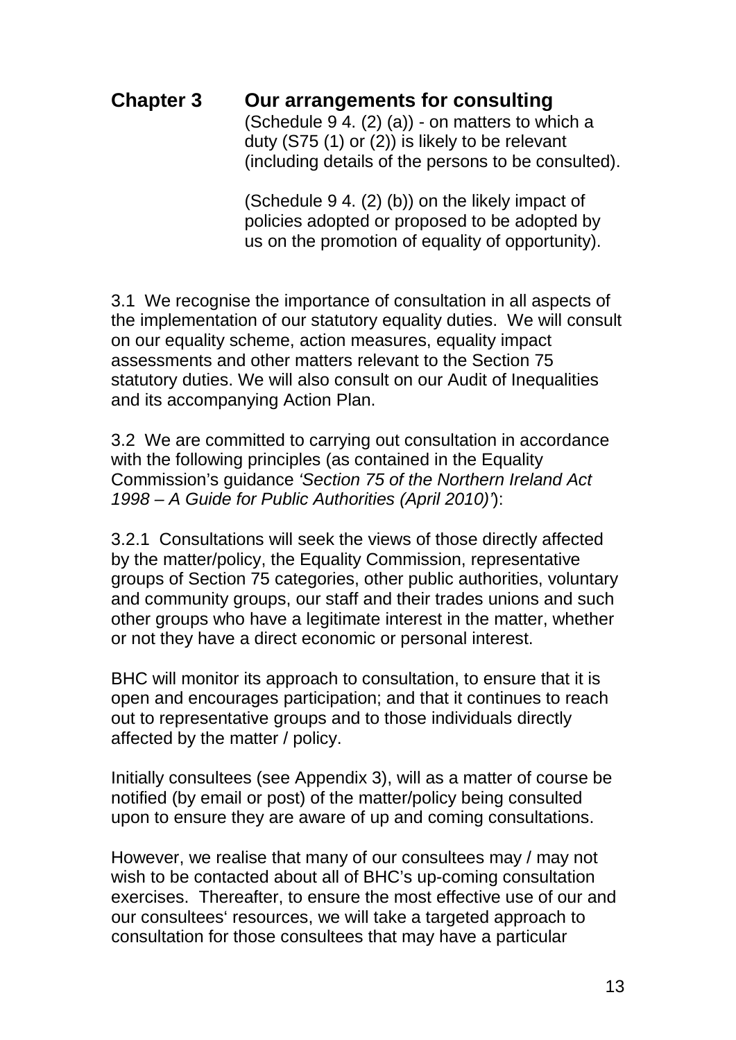## Chapter 3 Our arrangements for consulting

(Schedule 9 4. (2) (a)) - on matters to which a duty (S75 (1) or (2)) is likely to be relevant (including details of the persons to be consulted).

(Schedule 9 4. (2) (b)) on the likely impact of policies adopted or proposed to be adopted by us on the promotion of equality of opportunity).

3.1 We recognise the importance of consultation in all aspects of the implementation of our statutory equality duties. We will consult on our equality scheme, action measures, equality impact assessments and other matters relevant to the Section 75 statutory duties. We will also consult on our Audit of Inequalities and its accompanying Action Plan.

3.2 We are committed to carrying out consultation in accordance with the following principles (as contained in the Equality Commission's guidance *'Section 75 of the Northern Ireland Act 1998 – A Guide for Public Authorities (April 2010)'*):

3.2.1 Consultations will seek the views of those directly affected by the matter/policy, the Equality Commission, representative groups of Section 75 categories, other public authorities, voluntary and community groups, our staff and their trades unions and such other groups who have a legitimate interest in the matter, whether or not they have a direct economic or personal interest.

BHC will monitor its approach to consultation, to ensure that it is open and encourages participation; and that it continues to reach out to representative groups and to those individuals directly affected by the matter / policy.

Initially consultees (see Appendix 3), will as a matter of course be notified (by email or post) of the matter/policy being consulted upon to ensure they are aware of up and coming consultations.

However, we realise that many of our consultees may / may not wish to be contacted about all of BHC's up-coming consultation exercises. Thereafter, to ensure the most effective use of our and our consultees' resources, we will take a targeted approach to consultation for those consultees that may have a particular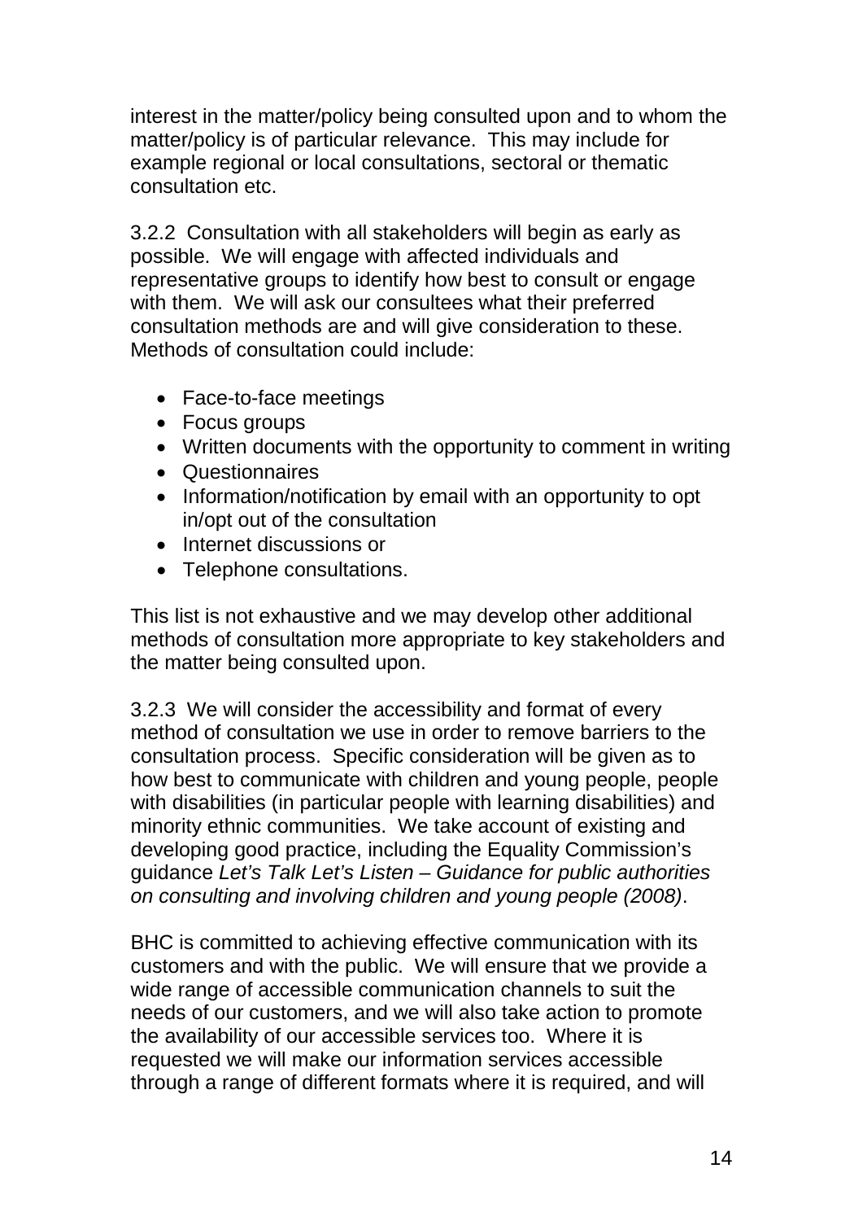interest in the matter/policy being consulted upon and to whom the matter/policy is of particular relevance. This may include for example regional or local consultations, sectoral or thematic consultation etc.

3.2.2 Consultation with all stakeholders will begin as early as possible. We will engage with affected individuals and representative groups to identify how best to consult or engage with them. We will ask our consultees what their preferred consultation methods are and will give consideration to these. Methods of consultation could include:

- Face-to-face meetings
- Focus groups
- Written documents with the opportunity to comment in writing
- Questionnaires
- Information/notification by email with an opportunity to opt in/opt out of the consultation
- Internet discussions or
- Telephone consultations.

This list is not exhaustive and we may develop other additional methods of consultation more appropriate to key stakeholders and the matter being consulted upon.

3.2.3 We will consider the accessibility and format of every method of consultation we use in order to remove barriers to the consultation process. Specific consideration will be given as to how best to communicate with children and young people, people with disabilities (in particular people with learning disabilities) and minority ethnic communities. We take account of existing and developing good practice, including the Equality Commission's guidance *Let's Talk Let's Listen – Guidance for public authorities on consulting and involving children and young people (2008)*.

BHC is committed to achieving effective communication with its customers and with the public. We will ensure that we provide a wide range of accessible communication channels to suit the needs of our customers, and we will also take action to promote the availability of our accessible services too. Where it is requested we will make our information services accessible through a range of different formats where it is required, and will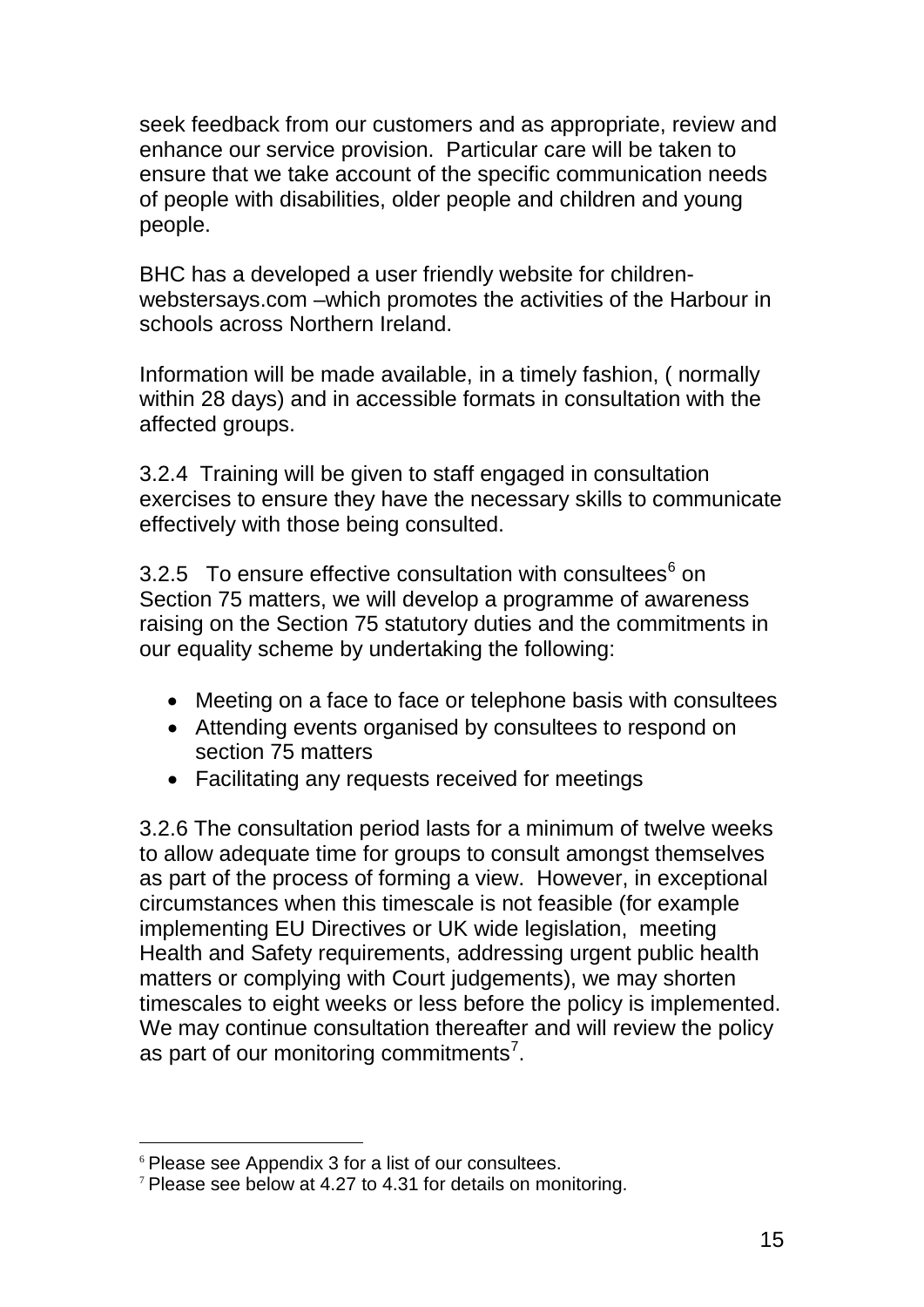seek feedback from our customers and as appropriate, review and enhance our service provision. Particular care will be taken to ensure that we take account of the specific communication needs of people with disabilities, older people and children and young people.

BHC has a developed a user friendly website for children- webstersays.com –which promotes the activities of the Harbour in schools across Northern Ireland.

Information will be made available, in a timely fashion, ( normally within 28 days) and in accessible formats in consultation with the affected groups.

3.2.4 Training will be given to staff engaged in consultation exercises to ensure they have the necessary skills to communicate effectively with those being consulted.

3.2.5 To ensure effective consultation with consultees[6] on Section 75 matters, we will develop a programme of awareness raising on the Section 75 statutory duties and the commitments in our equality scheme by undertaking the following:

- Meeting on a face to face or telephone basis with consultees
- Attending events organised by consultees to respond on section 75 matters
- Facilitating any requests received for meetings

3.2.6 The consultation period lasts for a minimum of twelve weeks to allow adequate time for groups to consult amongst themselves as part of the process of forming a view. However, in exceptional circumstances when this timescale is not feasible (for example implementing EU Directives or UK wide legislation, meeting Health and Safety requirements, addressing urgent public health matters or complying with Court judgements), we may shorten timescales to eight weeks or less before the policy is implemented. We may continue consultation thereafter and will review the policy as part of our monitoring commitments[7].

[6] Please see Appendix 3 for a list of our consultees.

[7] Please see below at 4.27 to 4.31 for details on monitoring.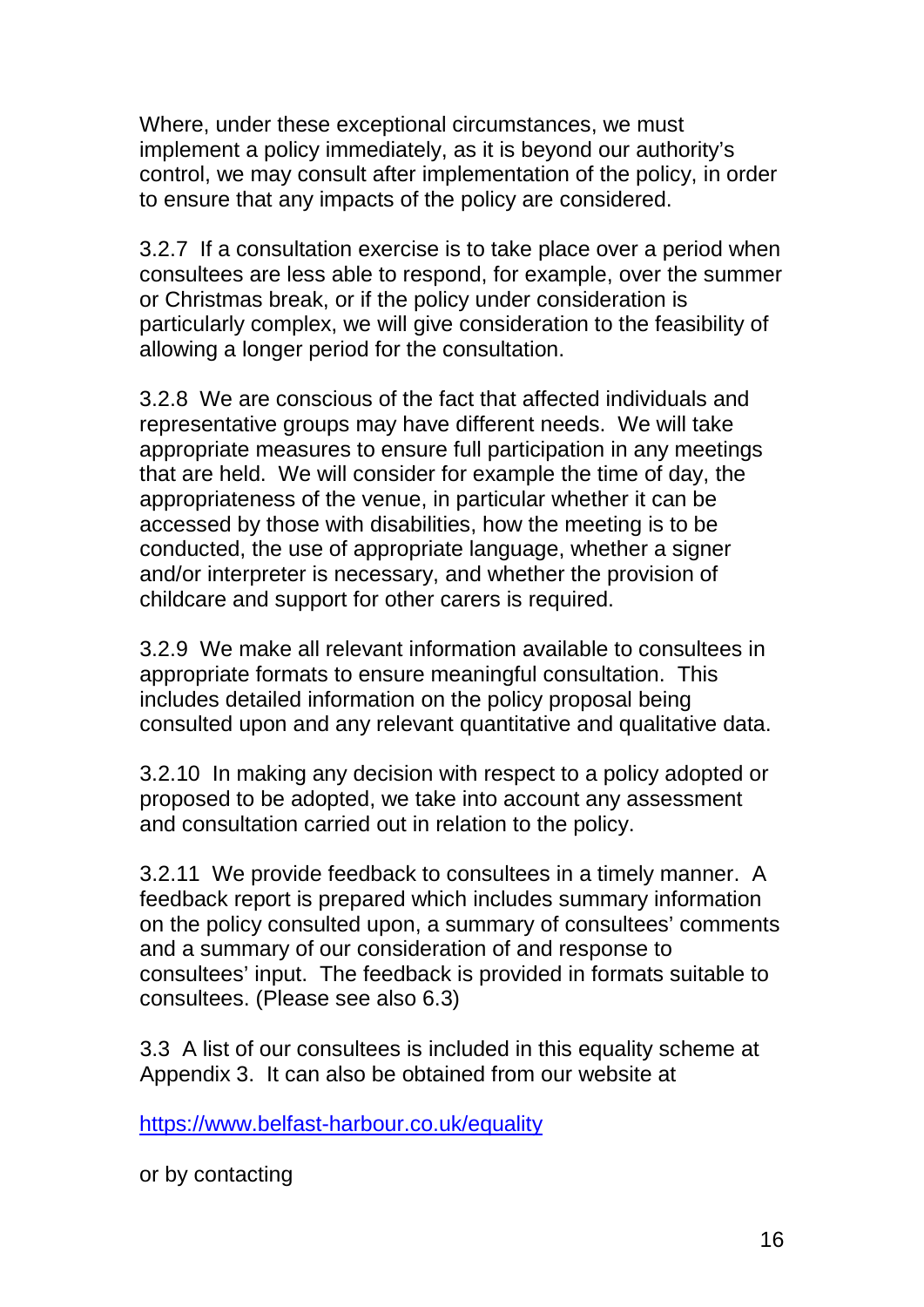Where, under these exceptional circumstances, we must implement a policy immediately, as it is beyond our authority's control, we may consult after implementation of the policy, in order to ensure that any impacts of the policy are considered.

3.2.7 If a consultation exercise is to take place over a period when consultees are less able to respond, for example, over the summer or Christmas break, or if the policy under consideration is particularly complex, we will give consideration to the feasibility of allowing a longer period for the consultation.

3.2.8 We are conscious of the fact that affected individuals and representative groups may have different needs. We will take appropriate measures to ensure full participation in any meetings that are held. We will consider for example the time of day, the appropriateness of the venue, in particular whether it can be accessed by those with disabilities, how the meeting is to be conducted, the use of appropriate language, whether a signer and/or interpreter is necessary, and whether the provision of childcare and support for other carers is required.

3.2.9 We make all relevant information available to consultees in appropriate formats to ensure meaningful consultation. This includes detailed information on the policy proposal being consulted upon and any relevant quantitative and qualitative data.

3.2.10 In making any decision with respect to a policy adopted or proposed to be adopted, we take into account any assessment and consultation carried out in relation to the policy.

3.2.11 We provide feedback to consultees in a timely manner. A feedback report is prepared which includes summary information on the policy consulted upon, a summary of consultees' comments and a summary of our consideration of and response to consultees' input. The feedback is provided in formats suitable to consultees. (Please see also 6.3)

3.3 A list of our consultees is included in this equality scheme at Appendix 3. It can also be obtained from our website at

https://www.belfast-harbour.co.uk/equality

or by contacting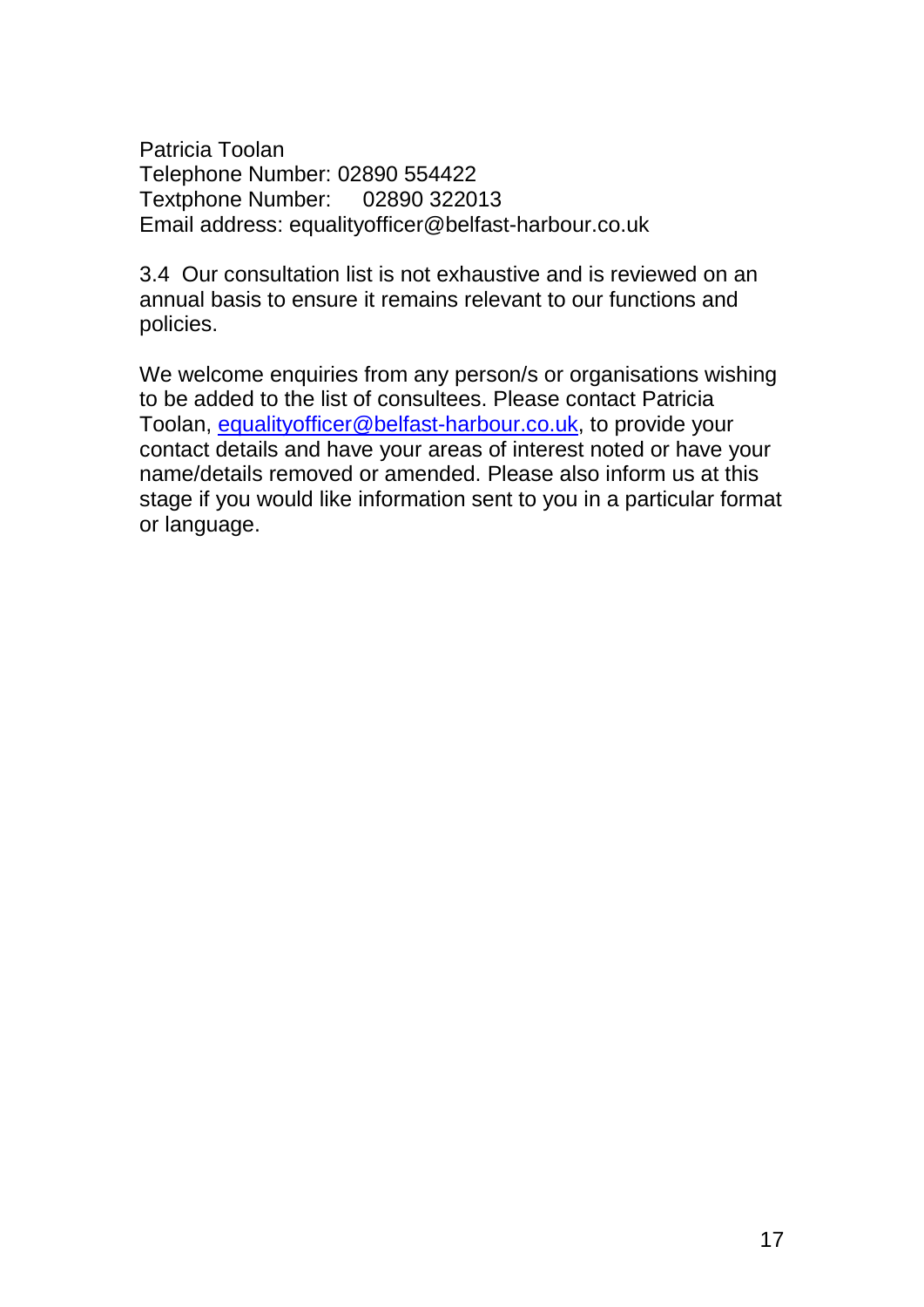Patricia Toolan
Telephone Number: 02890 554422
Textphone Number: 02890 322013
Email address: equalityofficer@belfast-harbour.co.uk

3.4 Our consultation list is not exhaustive and is reviewed on an annual basis to ensure it remains relevant to our functions and policies.

We welcome enquiries from any person/s or organisations wishing to be added to the list of consultees. Please contact Patricia Toolan, equalityofficer@belfast-harbour.co.uk, to provide your contact details and have your areas of interest noted or have your name/details removed or amended. Please also inform us at this stage if you would like information sent to you in a particular format or language.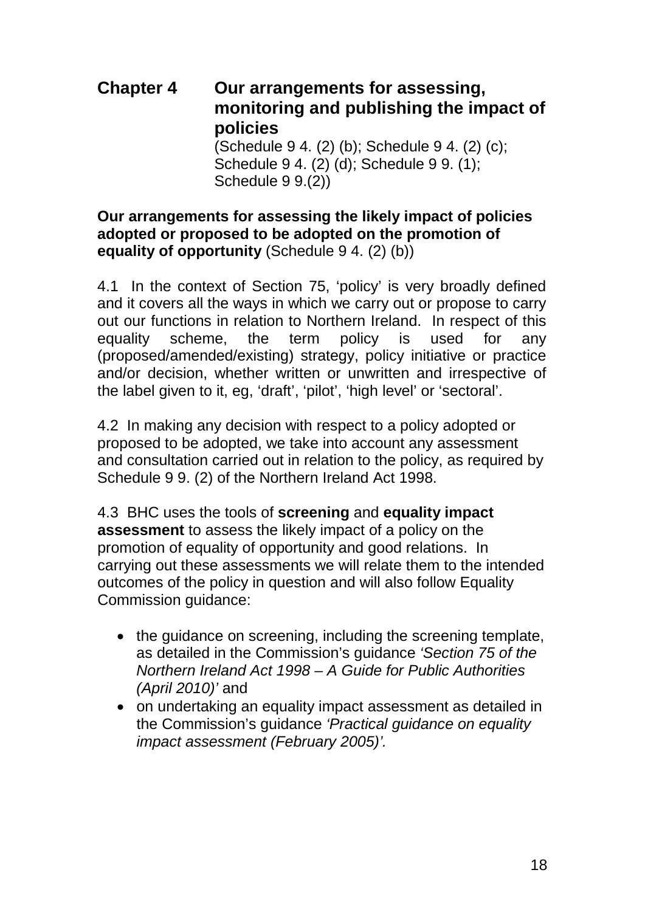# Chapter 4 Our arrangements for assessing, monitoring and publishing the impact of policies

(Schedule 9 4. (2) (b); Schedule 9 4. (2) (c); Schedule 9 4. (2) (d); Schedule 9 9. (1); Schedule 9 9.(2))

**Our arrangements for assessing the likely impact of policies adopted or proposed to be adopted on the promotion of equality of opportunity** (Schedule 9 4. (2) (b))

4.1 In the context of Section 75, 'policy' is very broadly defined and it covers all the ways in which we carry out or propose to carry out our functions in relation to Northern Ireland. In respect of this equality scheme, the term policy is used for any (proposed/amended/existing) strategy, policy initiative or practice and/or decision, whether written or unwritten and irrespective of the label given to it, eg, 'draft', 'pilot', 'high level' or 'sectoral'.

4.2 In making any decision with respect to a policy adopted or proposed to be adopted, we take into account any assessment and consultation carried out in relation to the policy, as required by Schedule 9 9. (2) of the Northern Ireland Act 1998.

4.3 BHC uses the tools of **screening** and **equality impact assessment** to assess the likely impact of a policy on the promotion of equality of opportunity and good relations. In carrying out these assessments we will relate them to the intended outcomes of the policy in question and will also follow Equality Commission guidance:

- the guidance on screening, including the screening template, as detailed in the Commission's guidance *'Section 75 of the Northern Ireland Act 1998 – A Guide for Public Authorities (April 2010)'* and
- on undertaking an equality impact assessment as detailed in the Commission's guidance *'Practical guidance on equality impact assessment (February 2005)'.*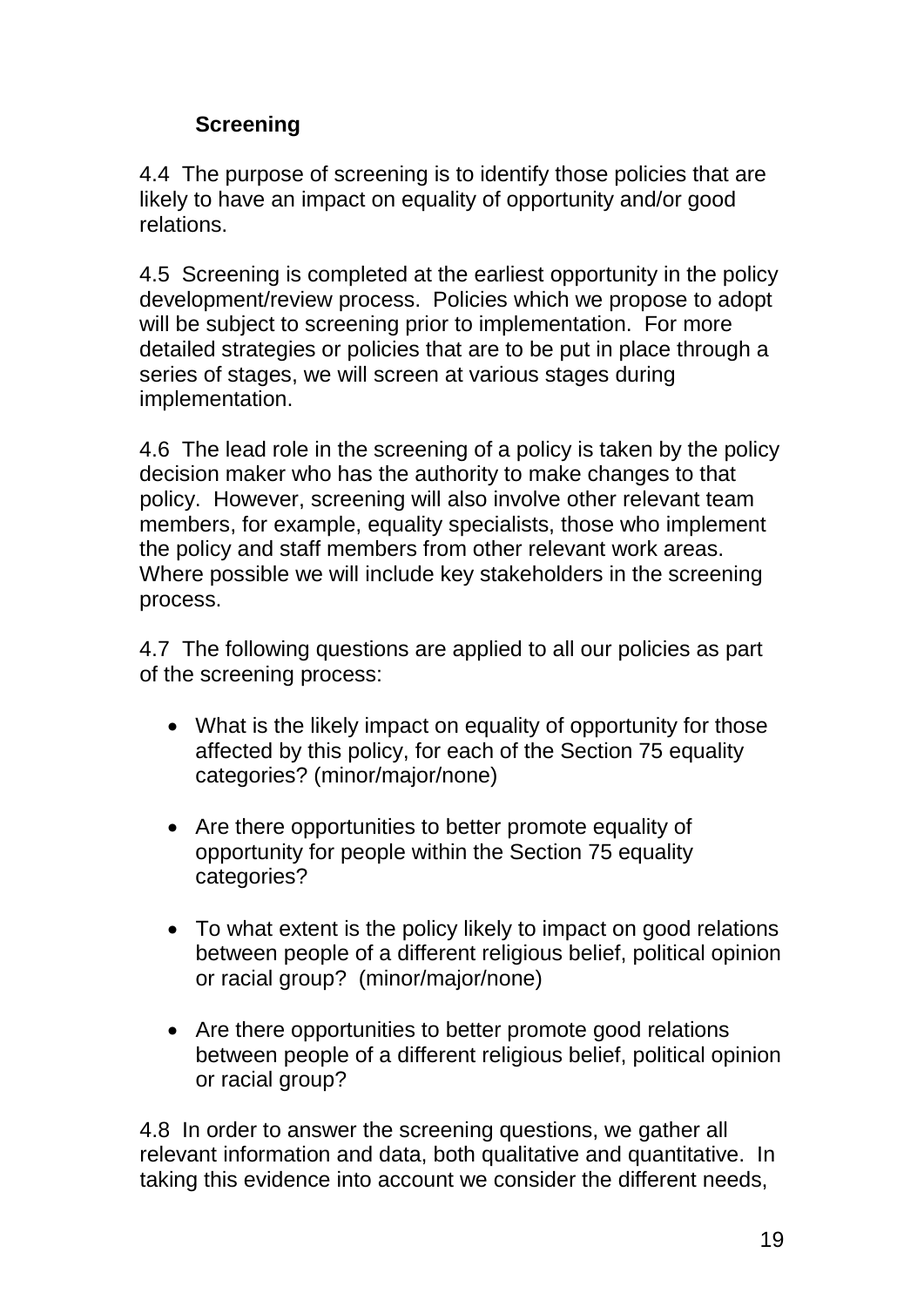### Screening

4.4 The purpose of screening is to identify those policies that are likely to have an impact on equality of opportunity and/or good relations.

4.5 Screening is completed at the earliest opportunity in the policy development/review process. Policies which we propose to adopt will be subject to screening prior to implementation. For more detailed strategies or policies that are to be put in place through a series of stages, we will screen at various stages during implementation.

4.6 The lead role in the screening of a policy is taken by the policy decision maker who has the authority to make changes to that policy. However, screening will also involve other relevant team members, for example, equality specialists, those who implement the policy and staff members from other relevant work areas. Where possible we will include key stakeholders in the screening process.

4.7 The following questions are applied to all our policies as part of the screening process:

- What is the likely impact on equality of opportunity for those affected by this policy, for each of the Section 75 equality categories? (minor/major/none)
- Are there opportunities to better promote equality of opportunity for people within the Section 75 equality categories?
- To what extent is the policy likely to impact on good relations between people of a different religious belief, political opinion or racial group? (minor/major/none)
- Are there opportunities to better promote good relations between people of a different religious belief, political opinion or racial group?

4.8 In order to answer the screening questions, we gather all relevant information and data, both qualitative and quantitative. In taking this evidence into account we consider the different needs,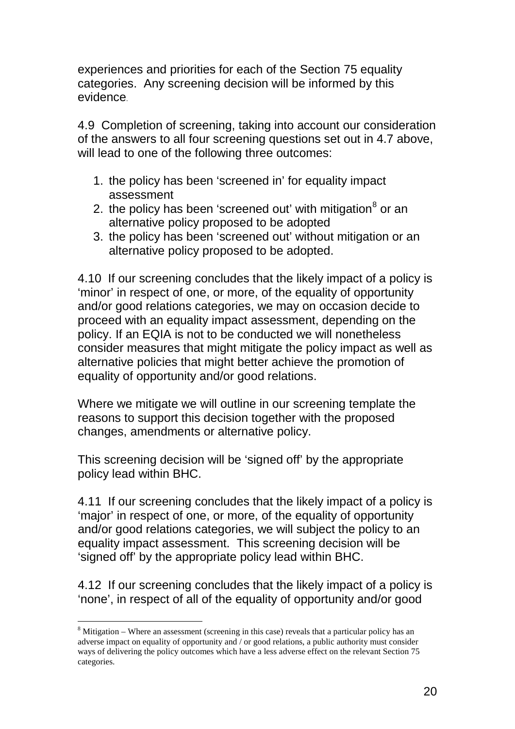experiences and priorities for each of the Section 75 equality categories. Any screening decision will be informed by this evidence.

4.9 Completion of screening, taking into account our consideration of the answers to all four screening questions set out in 4.7 above, will lead to one of the following three outcomes:

1. the policy has been 'screened in' for equality impact assessment
2. the policy has been 'screened out' with mitigation[8] or an alternative policy proposed to be adopted
3. the policy has been 'screened out' without mitigation or an alternative policy proposed to be adopted.

4.10 If our screening concludes that the likely impact of a policy is 'minor' in respect of one, or more, of the equality of opportunity and/or good relations categories, we may on occasion decide to proceed with an equality impact assessment, depending on the policy. If an EQIA is not to be conducted we will nonetheless consider measures that might mitigate the policy impact as well as alternative policies that might better achieve the promotion of equality of opportunity and/or good relations.

Where we mitigate we will outline in our screening template the reasons to support this decision together with the proposed changes, amendments or alternative policy.

This screening decision will be 'signed off' by the appropriate policy lead within BHC.

4.11 If our screening concludes that the likely impact of a policy is 'major' in respect of one, or more, of the equality of opportunity and/or good relations categories, we will subject the policy to an equality impact assessment. This screening decision will be 'signed off' by the appropriate policy lead within BHC.

4.12 If our screening concludes that the likely impact of a policy is 'none', in respect of all of the equality of opportunity and/or good

[8] Mitigation – Where an assessment (screening in this case) reveals that a particular policy has an adverse impact on equality of opportunity and / or good relations, a public authority must consider ways of delivering the policy outcomes which have a less adverse effect on the relevant Section 75 categories.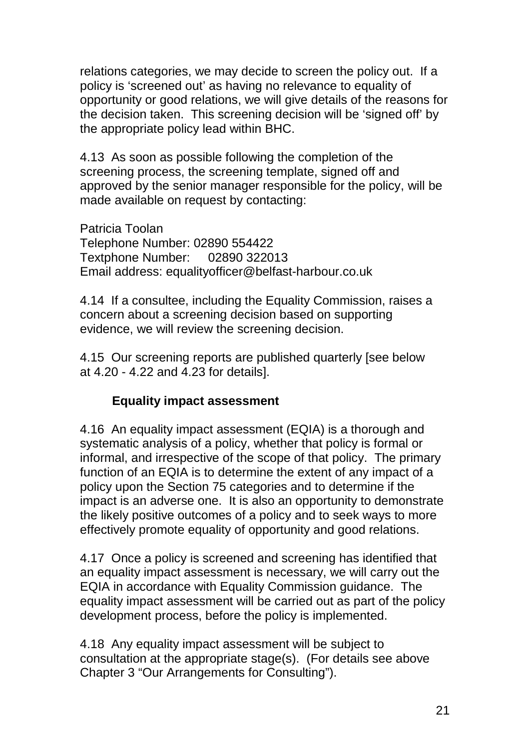relations categories, we may decide to screen the policy out. If a policy is 'screened out' as having no relevance to equality of opportunity or good relations, we will give details of the reasons for the decision taken. This screening decision will be 'signed off' by the appropriate policy lead within BHC.

4.13 As soon as possible following the completion of the screening process, the screening template, signed off and approved by the senior manager responsible for the policy, will be made available on request by contacting:

Patricia Toolan
Telephone Number: 02890 554422
Textphone Number: 02890 322013
Email address: equalityofficer@belfast-harbour.co.uk

4.14 If a consultee, including the Equality Commission, raises a concern about a screening decision based on supporting evidence, we will review the screening decision.

4.15 Our screening reports are published quarterly [see below at 4.20 - 4.22 and 4.23 for details].

### Equality impact assessment

4.16 An equality impact assessment (EQIA) is a thorough and systematic analysis of a policy, whether that policy is formal or informal, and irrespective of the scope of that policy. The primary function of an EQIA is to determine the extent of any impact of a policy upon the Section 75 categories and to determine if the impact is an adverse one. It is also an opportunity to demonstrate the likely positive outcomes of a policy and to seek ways to more effectively promote equality of opportunity and good relations.

4.17 Once a policy is screened and screening has identified that an equality impact assessment is necessary, we will carry out the EQIA in accordance with Equality Commission guidance. The equality impact assessment will be carried out as part of the policy development process, before the policy is implemented.

4.18 Any equality impact assessment will be subject to consultation at the appropriate stage(s). (For details see above Chapter 3 "Our Arrangements for Consulting").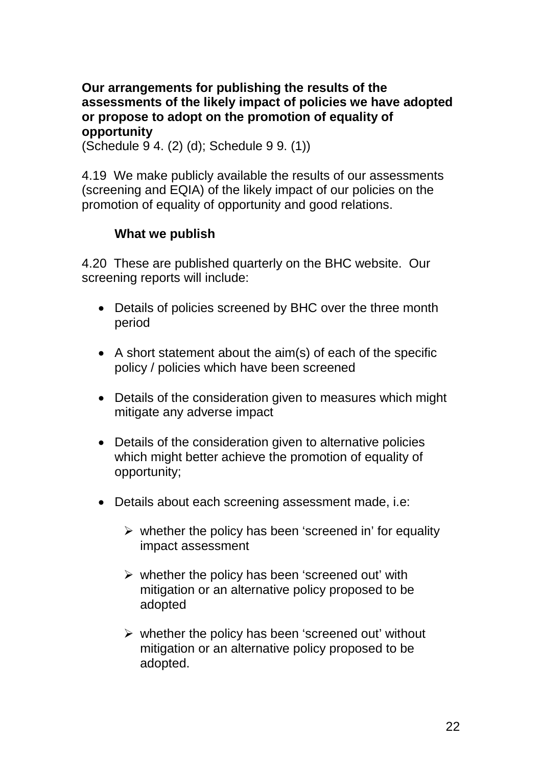**Our arrangements for publishing the results of the assessments of the likely impact of policies we have adopted or propose to adopt on the promotion of equality of opportunity**
(Schedule 9 4. (2) (d); Schedule 9 9. (1))

4.19 We make publicly available the results of our assessments (screening and EQIA) of the likely impact of our policies on the promotion of equality of opportunity and good relations.

**What we publish**

4.20 These are published quarterly on the BHC website. Our screening reports will include:

- Details of policies screened by BHC over the three month period
- A short statement about the aim(s) of each of the specific policy / policies which have been screened
- Details of the consideration given to measures which might mitigate any adverse impact
- Details of the consideration given to alternative policies which might better achieve the promotion of equality of opportunity;
- Details about each screening assessment made, i.e:
    - whether the policy has been 'screened in' for equality impact assessment
    - whether the policy has been 'screened out' with mitigation or an alternative policy proposed to be adopted
    - whether the policy has been 'screened out' without mitigation or an alternative policy proposed to be adopted.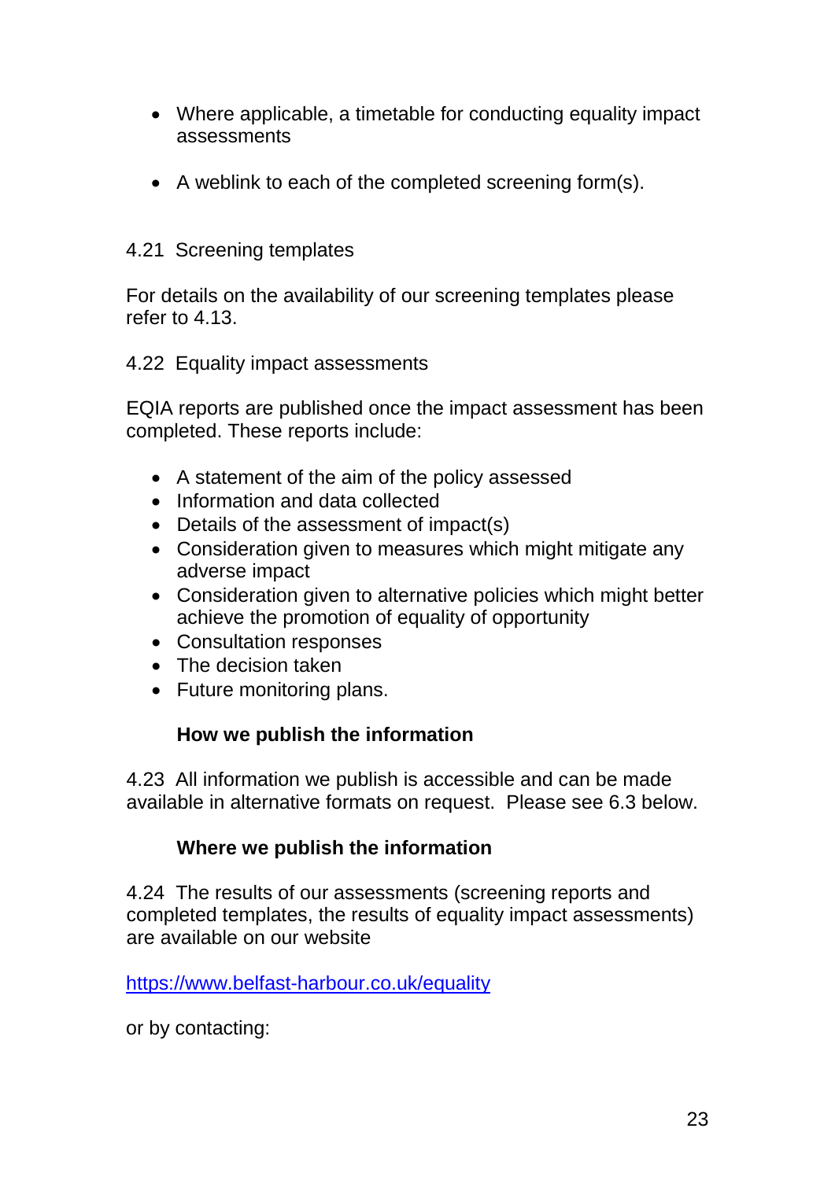- Where applicable, a timetable for conducting equality impact assessments

- A weblink to each of the completed screening form(s).

4.21 Screening templates

For details on the availability of our screening templates please refer to 4.13.

4.22 Equality impact assessments

EQIA reports are published once the impact assessment has been completed. These reports include:

- A statement of the aim of the policy assessed
- Information and data collected
- Details of the assessment of impact(s)
- Consideration given to measures which might mitigate any adverse impact
- Consideration given to alternative policies which might better achieve the promotion of equality of opportunity
- Consultation responses
- The decision taken
- Future monitoring plans.

**How we publish the information**

4.23 All information we publish is accessible and can be made available in alternative formats on request. Please see 6.3 below.

**Where we publish the information**

4.24 The results of our assessments (screening reports and completed templates, the results of equality impact assessments) are available on our website

[https://www.belfast-harbour.co.uk/equality](https://www.belfast-harbour.co.uk/equality)

or by contacting: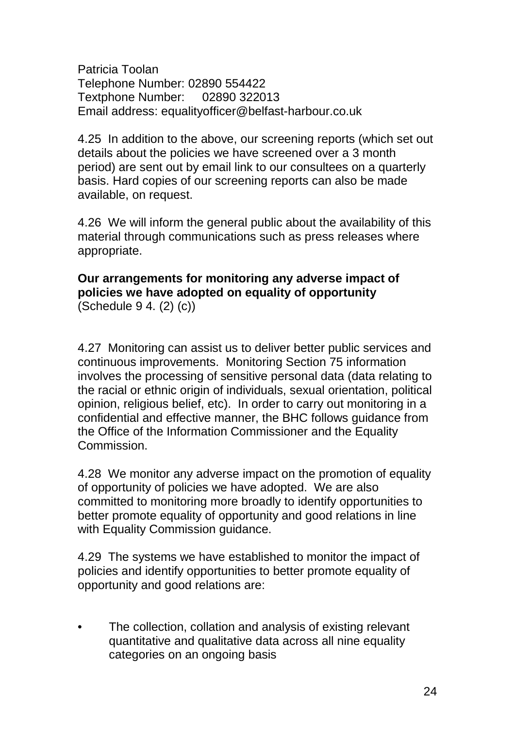Patricia Toolan
Telephone Number: 02890 554422
Textphone Number: 02890 322013
Email address: equalityofficer@belfast-harbour.co.uk

4.25 In addition to the above, our screening reports (which set out details about the policies we have screened over a 3 month period) are sent out by email link to our consultees on a quarterly basis. Hard copies of our screening reports can also be made available, on request.

4.26 We will inform the general public about the availability of this material through communications such as press releases where appropriate.

**Our arrangements for monitoring any adverse impact of policies we have adopted on equality of opportunity**
(Schedule 9 4. (2) (c))

4.27 Monitoring can assist us to deliver better public services and continuous improvements. Monitoring Section 75 information involves the processing of sensitive personal data (data relating to the racial or ethnic origin of individuals, sexual orientation, political opinion, religious belief, etc). In order to carry out monitoring in a confidential and effective manner, the BHC follows guidance from the Office of the Information Commissioner and the Equality Commission.

4.28 We monitor any adverse impact on the promotion of equality of opportunity of policies we have adopted. We are also committed to monitoring more broadly to identify opportunities to better promote equality of opportunity and good relations in line with Equality Commission guidance.

4.29 The systems we have established to monitor the impact of policies and identify opportunities to better promote equality of opportunity and good relations are:

- The collection, collation and analysis of existing relevant quantitative and qualitative data across all nine equality categories on an ongoing basis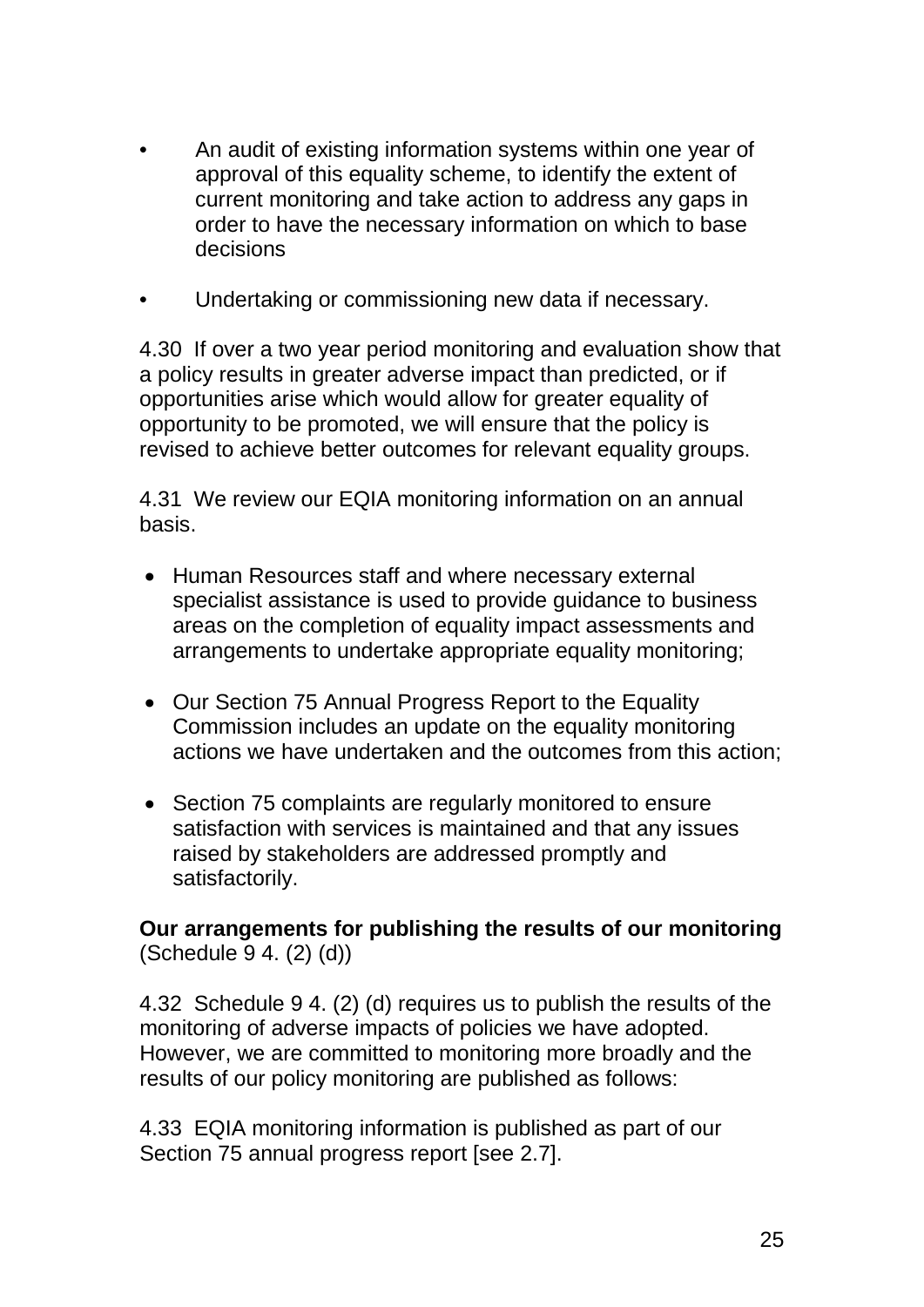- An audit of existing information systems within one year of approval of this equality scheme, to identify the extent of current monitoring and take action to address any gaps in order to have the necessary information on which to base decisions
- Undertaking or commissioning new data if necessary.

4.30 If over a two year period monitoring and evaluation show that a policy results in greater adverse impact than predicted, or if opportunities arise which would allow for greater equality of opportunity to be promoted, we will ensure that the policy is revised to achieve better outcomes for relevant equality groups.

4.31 We review our EQIA monitoring information on an annual basis.

- Human Resources staff and where necessary external specialist assistance is used to provide guidance to business areas on the completion of equality impact assessments and arrangements to undertake appropriate equality monitoring;
- Our Section 75 Annual Progress Report to the Equality Commission includes an update on the equality monitoring actions we have undertaken and the outcomes from this action;
- Section 75 complaints are regularly monitored to ensure satisfaction with services is maintained and that any issues raised by stakeholders are addressed promptly and satisfactorily.

**Our arrangements for publishing the results of our monitoring** (Schedule 9 4. (2) (d))

4.32 Schedule 9 4. (2) (d) requires us to publish the results of the monitoring of adverse impacts of policies we have adopted. However, we are committed to monitoring more broadly and the results of our policy monitoring are published as follows:

4.33 EQIA monitoring information is published as part of our Section 75 annual progress report [see 2.7].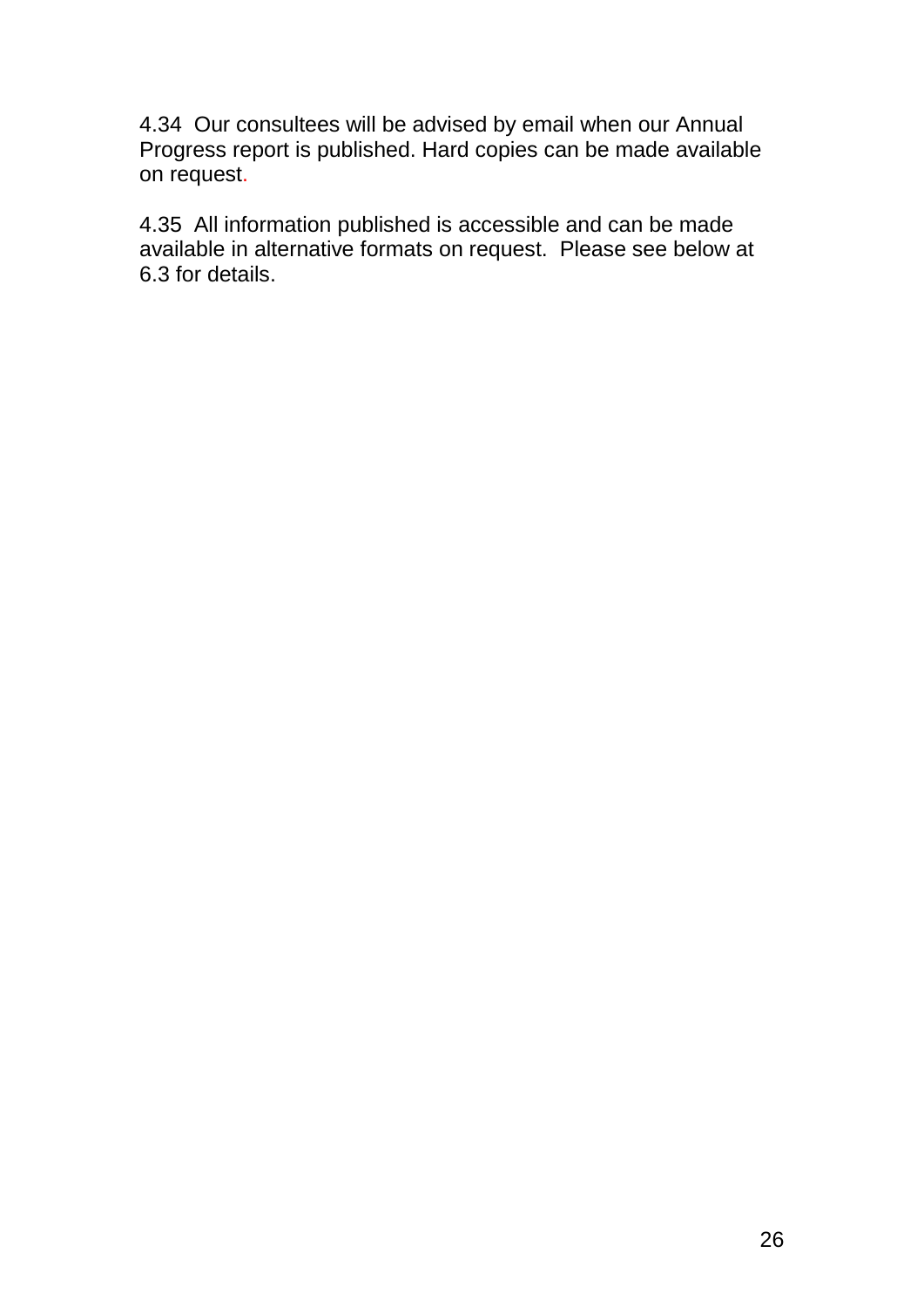4.34 Our consultees will be advised by email when our Annual Progress report is published. Hard copies can be made available on request.

4.35 All information published is accessible and can be made available in alternative formats on request. Please see below at 6.3 for details.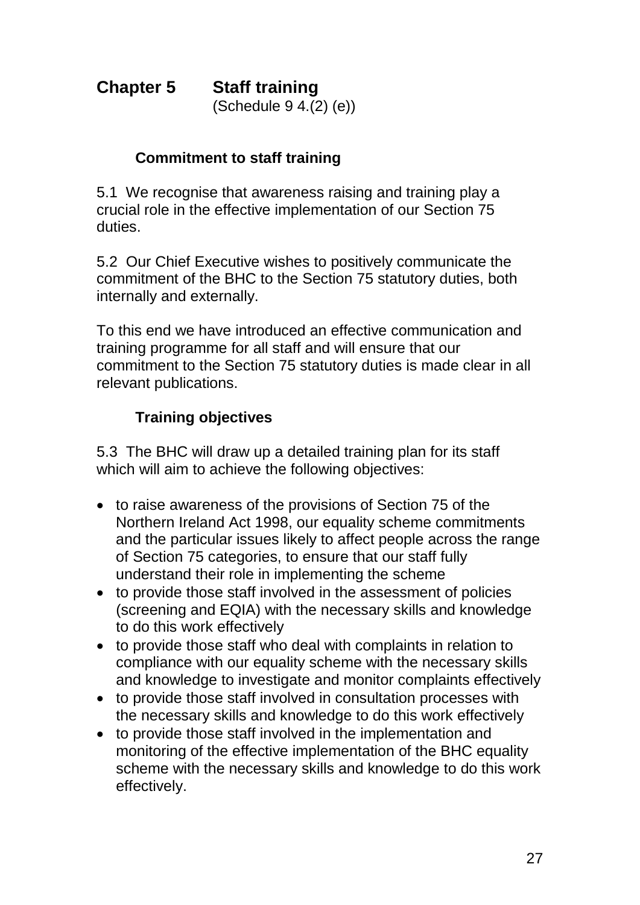# Chapter 5 Staff training

(Schedule 9 4.(2) (e))

### Commitment to staff training

5.1 We recognise that awareness raising and training play a crucial role in the effective implementation of our Section 75 duties.

5.2 Our Chief Executive wishes to positively communicate the commitment of the BHC to the Section 75 statutory duties, both internally and externally.

To this end we have introduced an effective communication and training programme for all staff and will ensure that our commitment to the Section 75 statutory duties is made clear in all relevant publications.

### Training objectives

5.3 The BHC will draw up a detailed training plan for its staff which will aim to achieve the following objectives:

- to raise awareness of the provisions of Section 75 of the Northern Ireland Act 1998, our equality scheme commitments and the particular issues likely to affect people across the range of Section 75 categories, to ensure that our staff fully understand their role in implementing the scheme
- to provide those staff involved in the assessment of policies (screening and EQIA) with the necessary skills and knowledge to do this work effectively
- to provide those staff who deal with complaints in relation to compliance with our equality scheme with the necessary skills and knowledge to investigate and monitor complaints effectively
- to provide those staff involved in consultation processes with the necessary skills and knowledge to do this work effectively
- to provide those staff involved in the implementation and monitoring of the effective implementation of the BHC equality scheme with the necessary skills and knowledge to do this work effectively.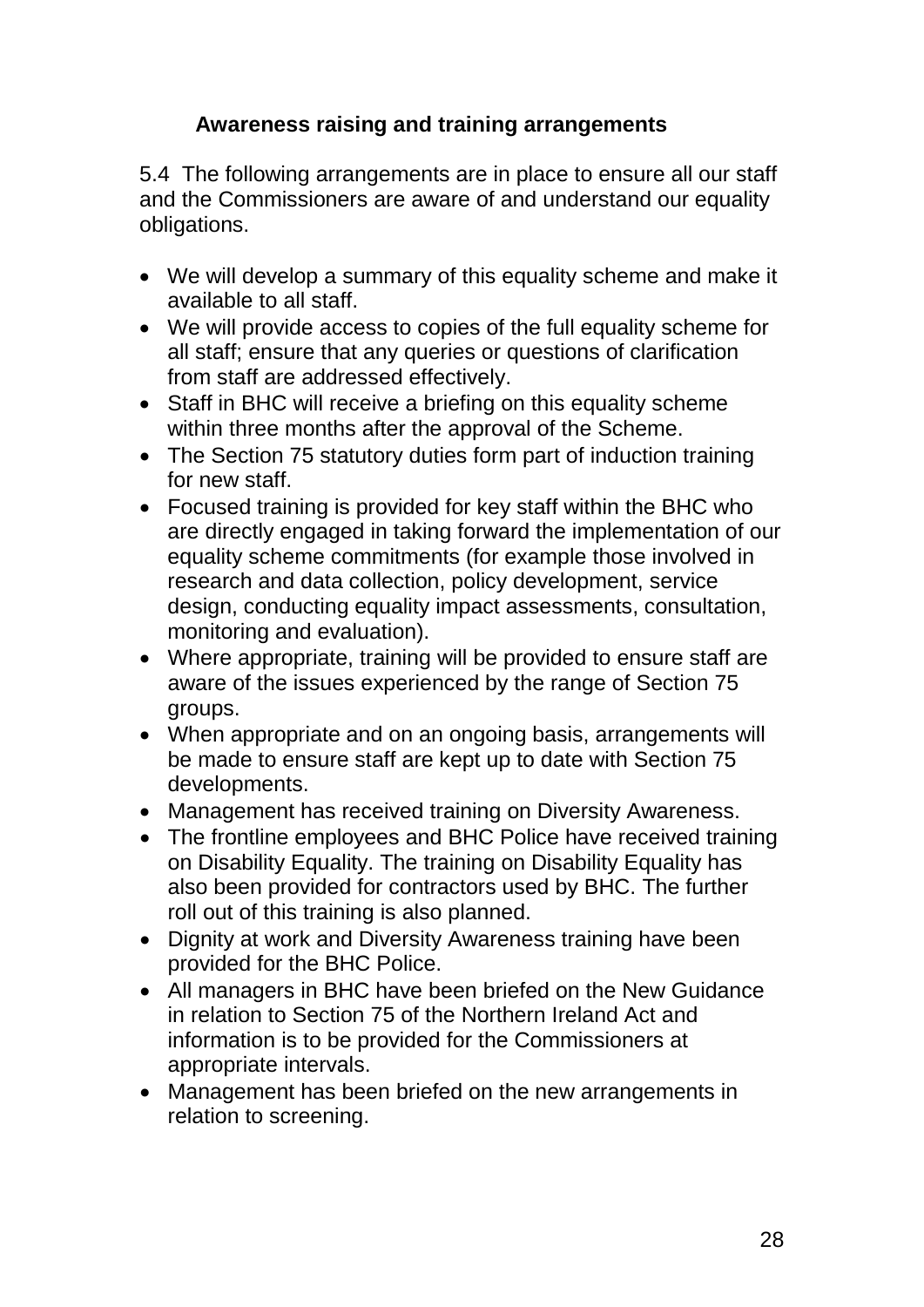### Awareness raising and training arrangements

5.4 The following arrangements are in place to ensure all our staff and the Commissioners are aware of and understand our equality obligations.

- We will develop a summary of this equality scheme and make it available to all staff.
- We will provide access to copies of the full equality scheme for all staff; ensure that any queries or questions of clarification from staff are addressed effectively.
- Staff in BHC will receive a briefing on this equality scheme within three months after the approval of the Scheme.
- The Section 75 statutory duties form part of induction training for new staff.
- Focused training is provided for key staff within the BHC who are directly engaged in taking forward the implementation of our equality scheme commitments (for example those involved in research and data collection, policy development, service design, conducting equality impact assessments, consultation, monitoring and evaluation).
- Where appropriate, training will be provided to ensure staff are aware of the issues experienced by the range of Section 75 groups.
- When appropriate and on an ongoing basis, arrangements will be made to ensure staff are kept up to date with Section 75 developments.
- Management has received training on Diversity Awareness.
- The frontline employees and BHC Police have received training on Disability Equality. The training on Disability Equality has also been provided for contractors used by BHC. The further roll out of this training is also planned.
- Dignity at work and Diversity Awareness training have been provided for the BHC Police.
- All managers in BHC have been briefed on the New Guidance in relation to Section 75 of the Northern Ireland Act and information is to be provided for the Commissioners at appropriate intervals.
- Management has been briefed on the new arrangements in relation to screening.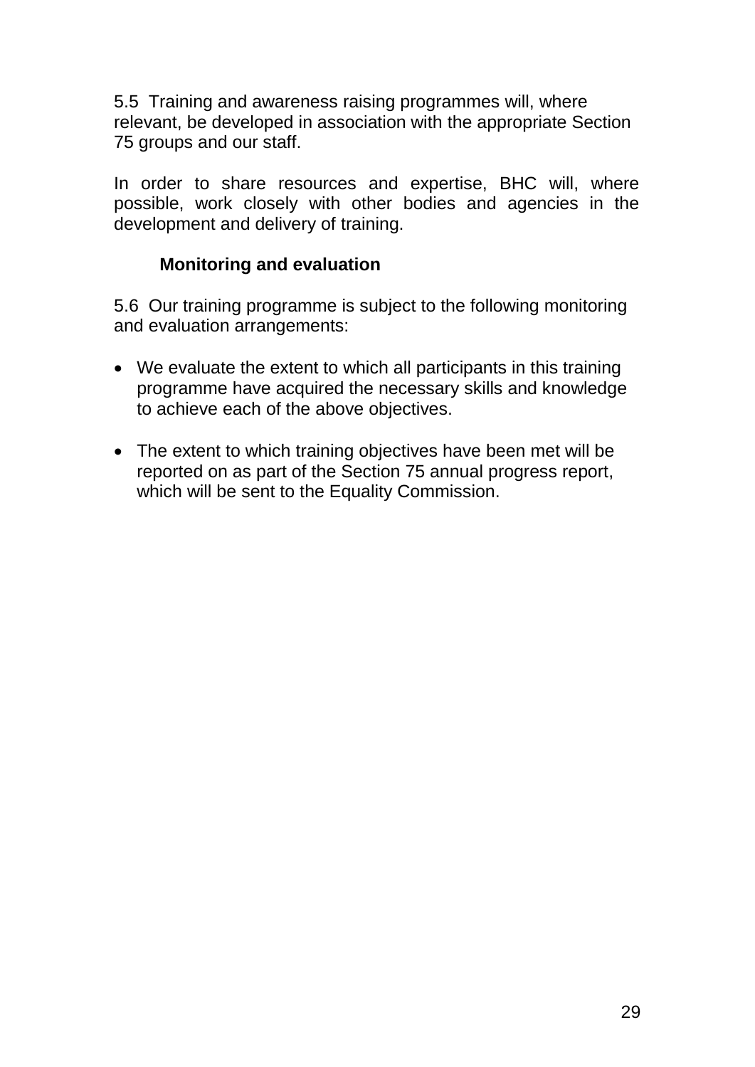5.5 Training and awareness raising programmes will, where relevant, be developed in association with the appropriate Section 75 groups and our staff.

In order to share resources and expertise, BHC will, where possible, work closely with other bodies and agencies in the development and delivery of training.

### Monitoring and evaluation

5.6 Our training programme is subject to the following monitoring and evaluation arrangements:

- We evaluate the extent to which all participants in this training programme have acquired the necessary skills and knowledge to achieve each of the above objectives.

- The extent to which training objectives have been met will be reported on as part of the Section 75 annual progress report, which will be sent to the Equality Commission.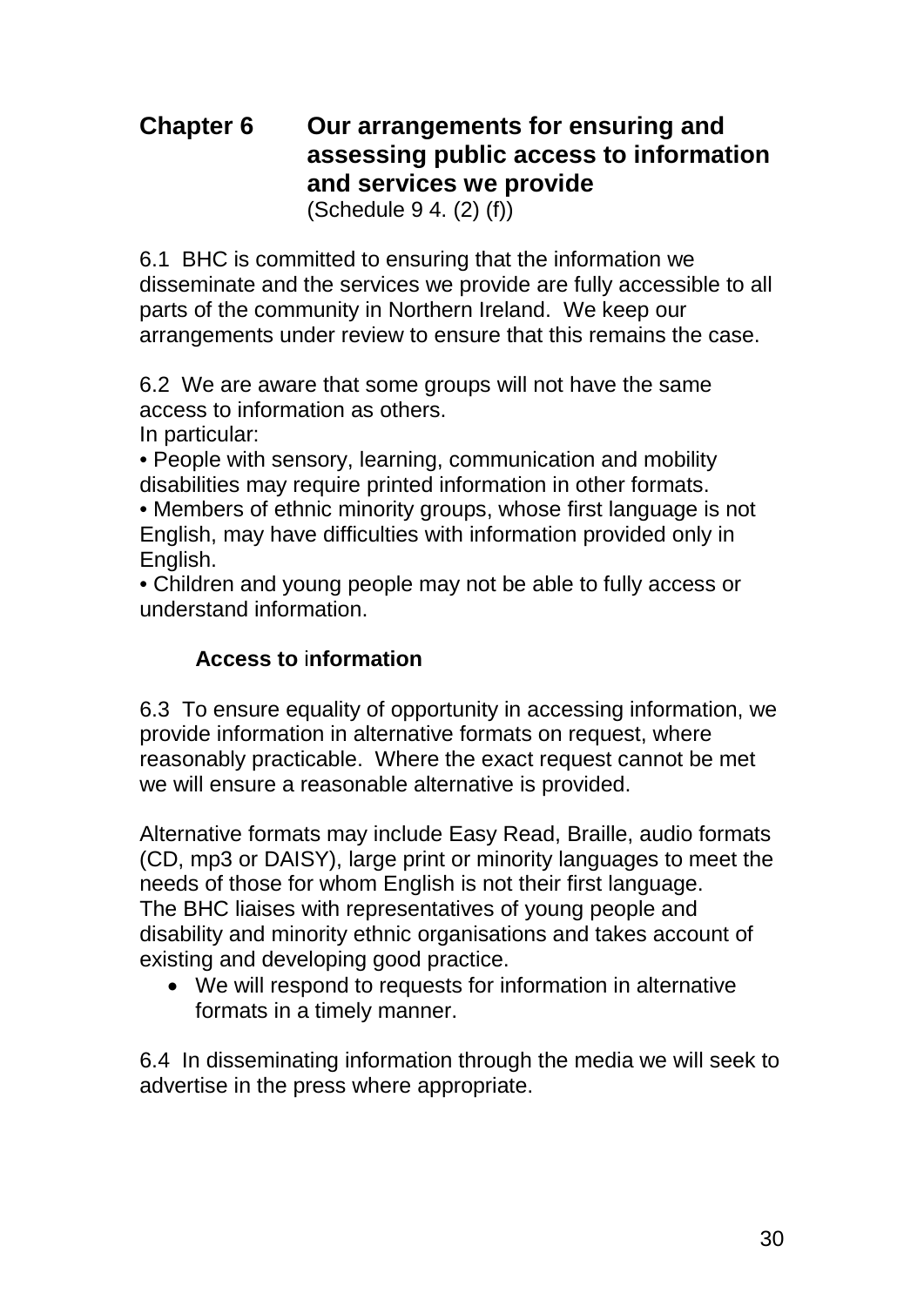## Chapter 6 Our arrangements for ensuring and assessing public access to information and services we provide

(Schedule 9 4. (2) (f))

6.1 BHC is committed to ensuring that the information we disseminate and the services we provide are fully accessible to all parts of the community in Northern Ireland. We keep our arrangements under review to ensure that this remains the case.

6.2 We are aware that some groups will not have the same access to information as others.
In particular:

- People with sensory, learning, communication and mobility disabilities may require printed information in other formats.
- Members of ethnic minority groups, whose first language is not English, may have difficulties with information provided only in English.
- Children and young people may not be able to fully access or understand information.

### Access to information

6.3 To ensure equality of opportunity in accessing information, we provide information in alternative formats on request, where reasonably practicable. Where the exact request cannot be met we will ensure a reasonable alternative is provided.

Alternative formats may include Easy Read, Braille, audio formats (CD, mp3 or DAISY), large print or minority languages to meet the needs of those for whom English is not their first language.
The BHC liaises with representatives of young people and disability and minority ethnic organisations and takes account of existing and developing good practice.

- We will respond to requests for information in alternative formats in a timely manner.

6.4 In disseminating information through the media we will seek to advertise in the press where appropriate.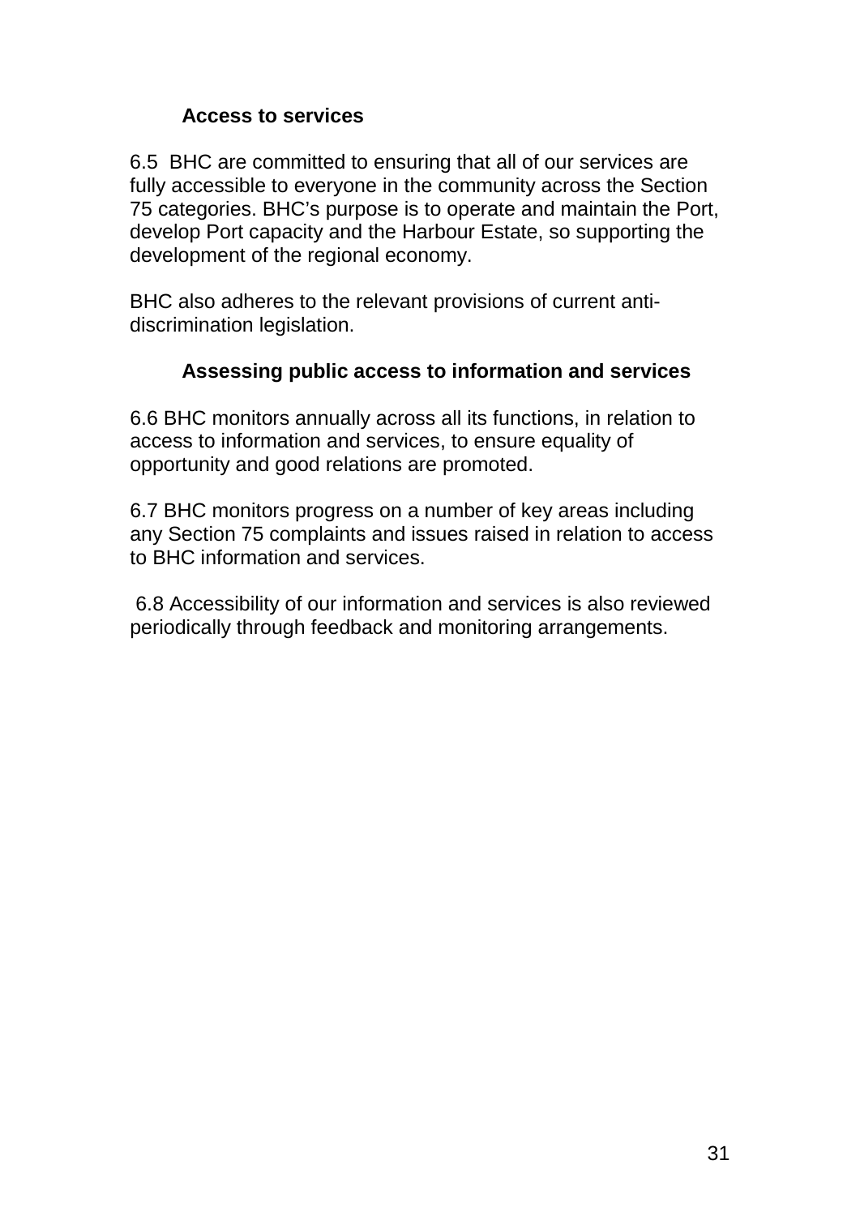**Access to services**

6.5 BHC are committed to ensuring that all of our services are fully accessible to everyone in the community across the Section 75 categories. BHC's purpose is to operate and maintain the Port, develop Port capacity and the Harbour Estate, so supporting the development of the regional economy.

BHC also adheres to the relevant provisions of current anti-discrimination legislation.

**Assessing public access to information and services**

6.6 BHC monitors annually across all its functions, in relation to access to information and services, to ensure equality of opportunity and good relations are promoted.

6.7 BHC monitors progress on a number of key areas including any Section 75 complaints and issues raised in relation to access to BHC information and services.

6.8 Accessibility of our information and services is also reviewed periodically through feedback and monitoring arrangements.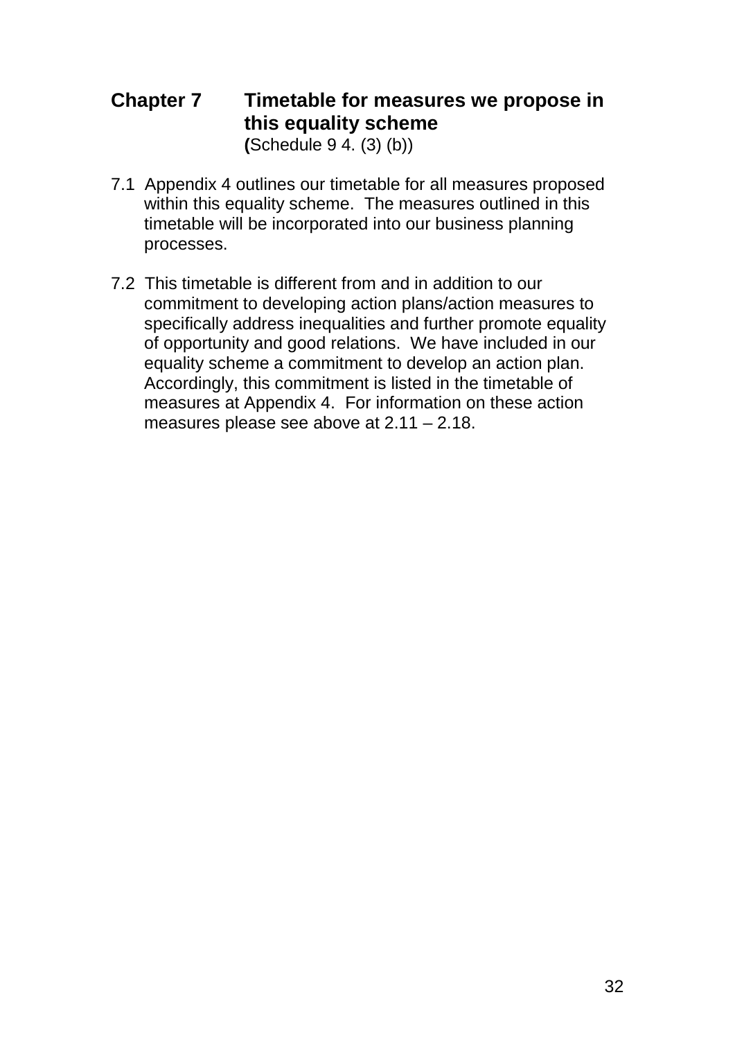## Chapter 7 Timetable for measures we propose in this equality scheme

**(**Schedule 9 4. (3) (b))

7.1 Appendix 4 outlines our timetable for all measures proposed within this equality scheme. The measures outlined in this timetable will be incorporated into our business planning processes.

7.2 This timetable is different from and in addition to our commitment to developing action plans/action measures to specifically address inequalities and further promote equality of opportunity and good relations. We have included in our equality scheme a commitment to develop an action plan. Accordingly, this commitment is listed in the timetable of measures at Appendix 4. For information on these action measures please see above at 2.11 – 2.18.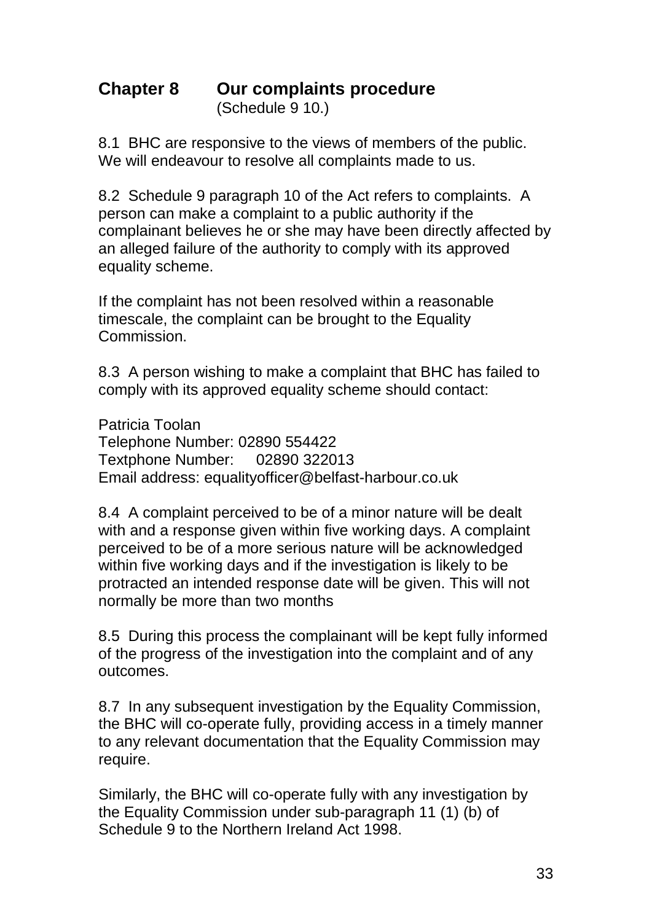## Chapter 8 Our complaints procedure

(Schedule 9 10.)

8.1 BHC are responsive to the views of members of the public. We will endeavour to resolve all complaints made to us.

8.2 Schedule 9 paragraph 10 of the Act refers to complaints. A person can make a complaint to a public authority if the complainant believes he or she may have been directly affected by an alleged failure of the authority to comply with its approved equality scheme.

If the complaint has not been resolved within a reasonable timescale, the complaint can be brought to the Equality Commission.

8.3 A person wishing to make a complaint that BHC has failed to comply with its approved equality scheme should contact:

Patricia Toolan
Telephone Number: 02890 554422
Textphone Number: 02890 322013
Email address: equalityofficer@belfast-harbour.co.uk

8.4 A complaint perceived to be of a minor nature will be dealt with and a response given within five working days. A complaint perceived to be of a more serious nature will be acknowledged within five working days and if the investigation is likely to be protracted an intended response date will be given. This will not normally be more than two months

8.5 During this process the complainant will be kept fully informed of the progress of the investigation into the complaint and of any outcomes.

8.7 In any subsequent investigation by the Equality Commission, the BHC will co-operate fully, providing access in a timely manner to any relevant documentation that the Equality Commission may require.

Similarly, the BHC will co-operate fully with any investigation by the Equality Commission under sub-paragraph 11 (1) (b) of Schedule 9 to the Northern Ireland Act 1998.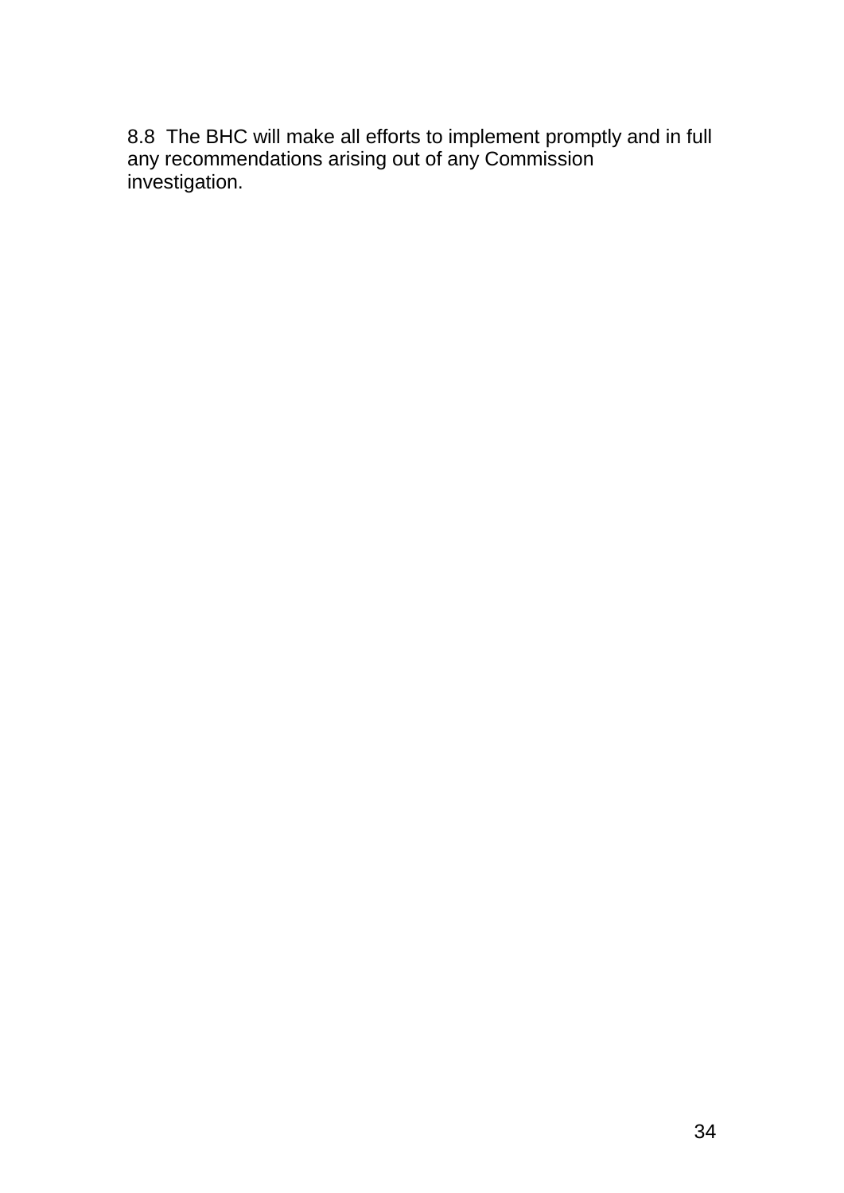8.8 The BHC will make all efforts to implement promptly and in full any recommendations arising out of any Commission investigation.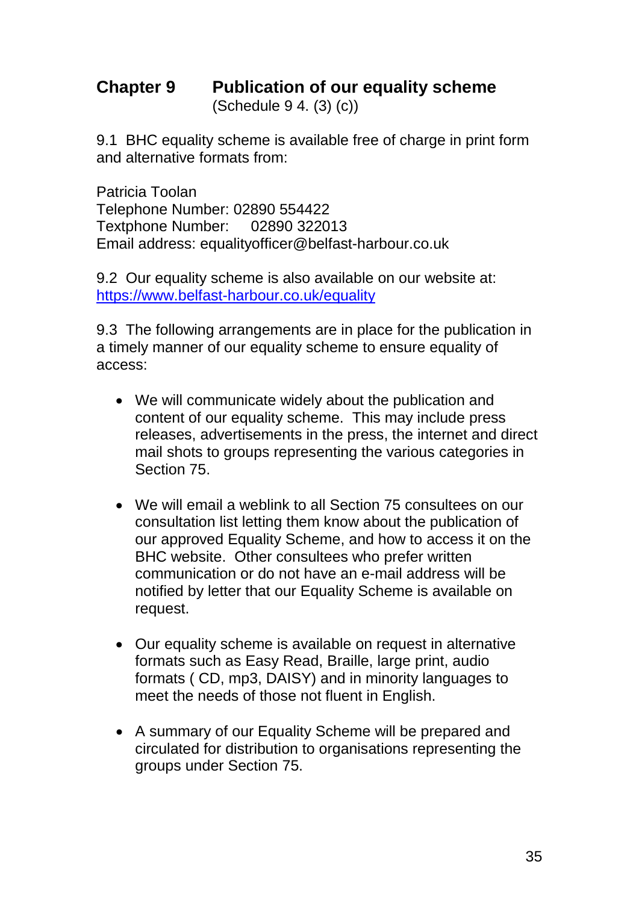## Chapter 9 Publication of our equality scheme

(Schedule 9 4. (3) (c))

9.1 BHC equality scheme is available free of charge in print form and alternative formats from:

Patricia Toolan
Telephone Number: 02890 554422
Textphone Number: 02890 322013
Email address: equalityofficer@belfast-harbour.co.uk

9.2 Our equality scheme is also available on our website at: https://www.belfast-harbour.co.uk/equality

9.3 The following arrangements are in place for the publication in a timely manner of our equality scheme to ensure equality of access:

- We will communicate widely about the publication and content of our equality scheme. This may include press releases, advertisements in the press, the internet and direct mail shots to groups representing the various categories in Section 75.

- We will email a weblink to all Section 75 consultees on our consultation list letting them know about the publication of our approved Equality Scheme, and how to access it on the BHC website. Other consultees who prefer written communication or do not have an e-mail address will be notified by letter that our Equality Scheme is available on request.

- Our equality scheme is available on request in alternative formats such as Easy Read, Braille, large print, audio formats ( CD, mp3, DAISY) and in minority languages to meet the needs of those not fluent in English.

- A summary of our Equality Scheme will be prepared and circulated for distribution to organisations representing the groups under Section 75.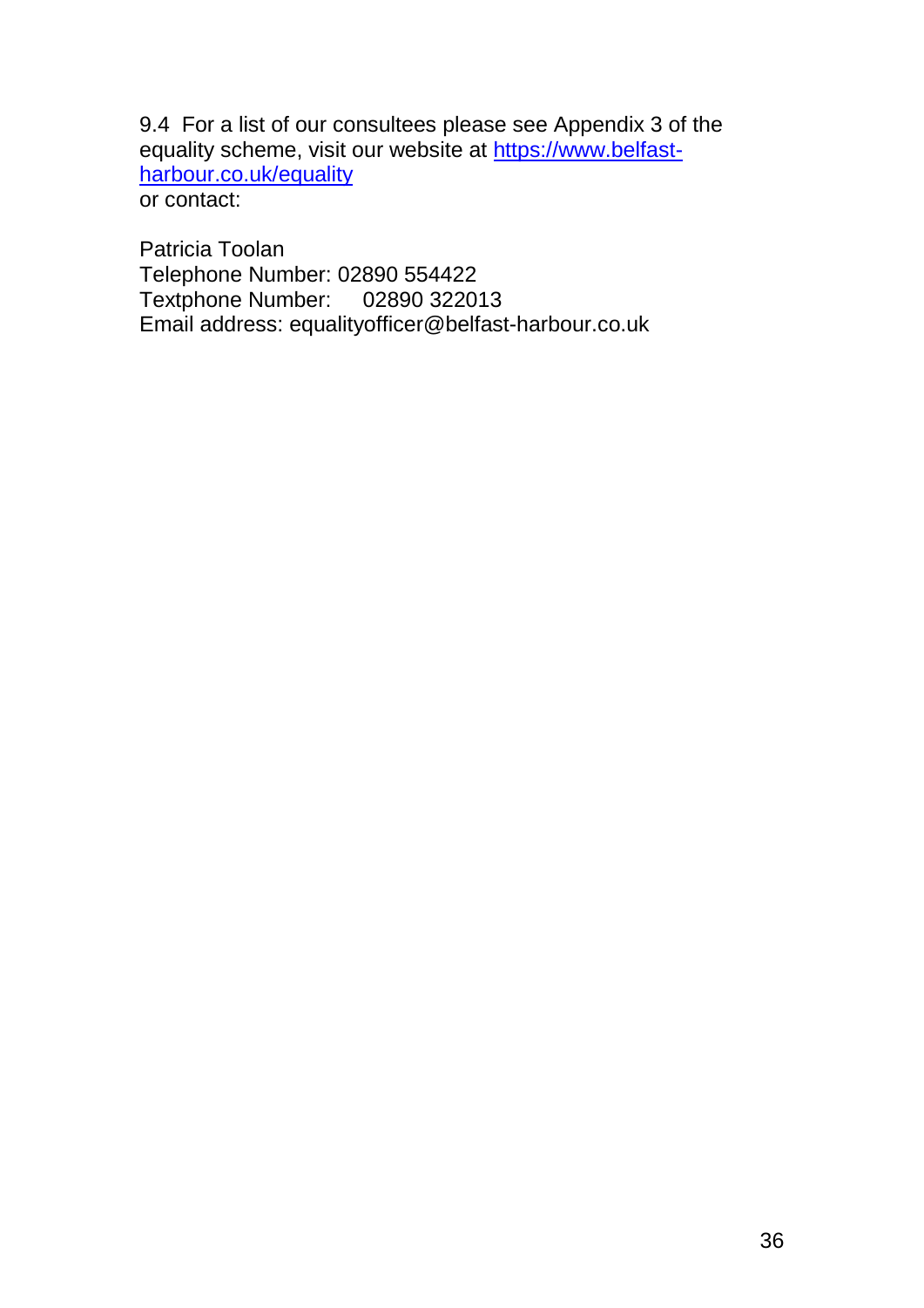9.4 For a list of our consultees please see Appendix 3 of the equality scheme, visit our website at [https://www.belfast-harbour.co.uk/equality](https://www.belfast-harbour.co.uk/equality) or contact:

Patricia Toolan
Telephone Number: 02890 554422
Textphone Number: 02890 322013
Email address: equalityofficer@belfast-harbour.co.uk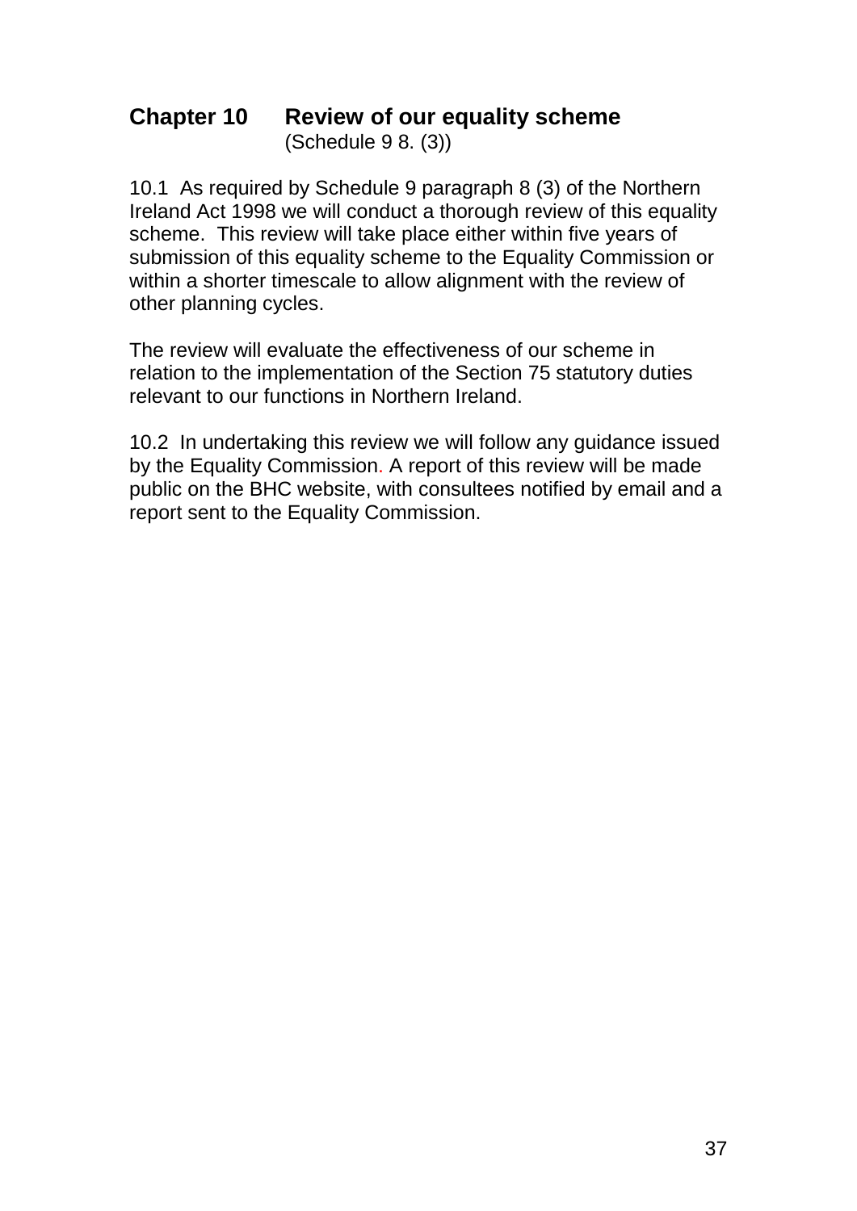## Chapter 10 Review of our equality scheme

(Schedule 9 8. (3))

10.1 As required by Schedule 9 paragraph 8 (3) of the Northern Ireland Act 1998 we will conduct a thorough review of this equality scheme. This review will take place either within five years of submission of this equality scheme to the Equality Commission or within a shorter timescale to allow alignment with the review of other planning cycles.

The review will evaluate the effectiveness of our scheme in relation to the implementation of the Section 75 statutory duties relevant to our functions in Northern Ireland.

10.2 In undertaking this review we will follow any guidance issued by the Equality Commission. A report of this review will be made public on the BHC website, with consultees notified by email and a report sent to the Equality Commission.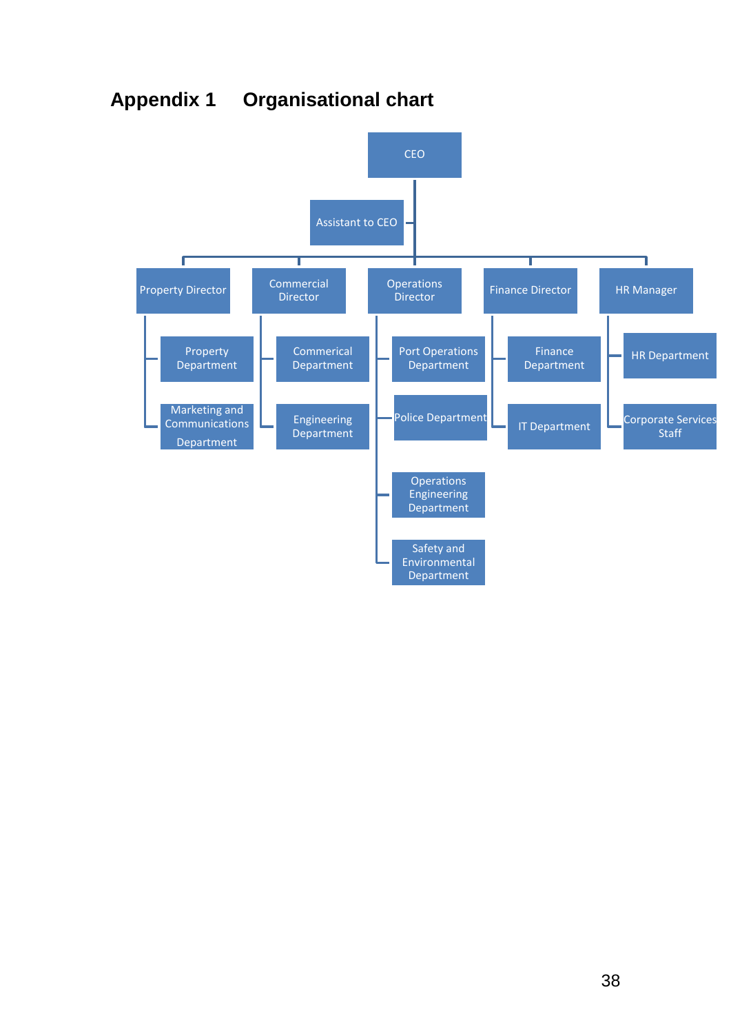# Appendix 1 Organisational chart

CEO

Assistant to CEO

Property Director

Commercial Director

Operations Director

Finance Director

HR Manager

Property Department

Marketing and Communications Department

Commerical Department

Engineering Department

Port Operations Department

Police Department

Operations Engineering Department

Safety and Environmental Department

Finance Department

IT Department

HR Department

Corporate Services Staff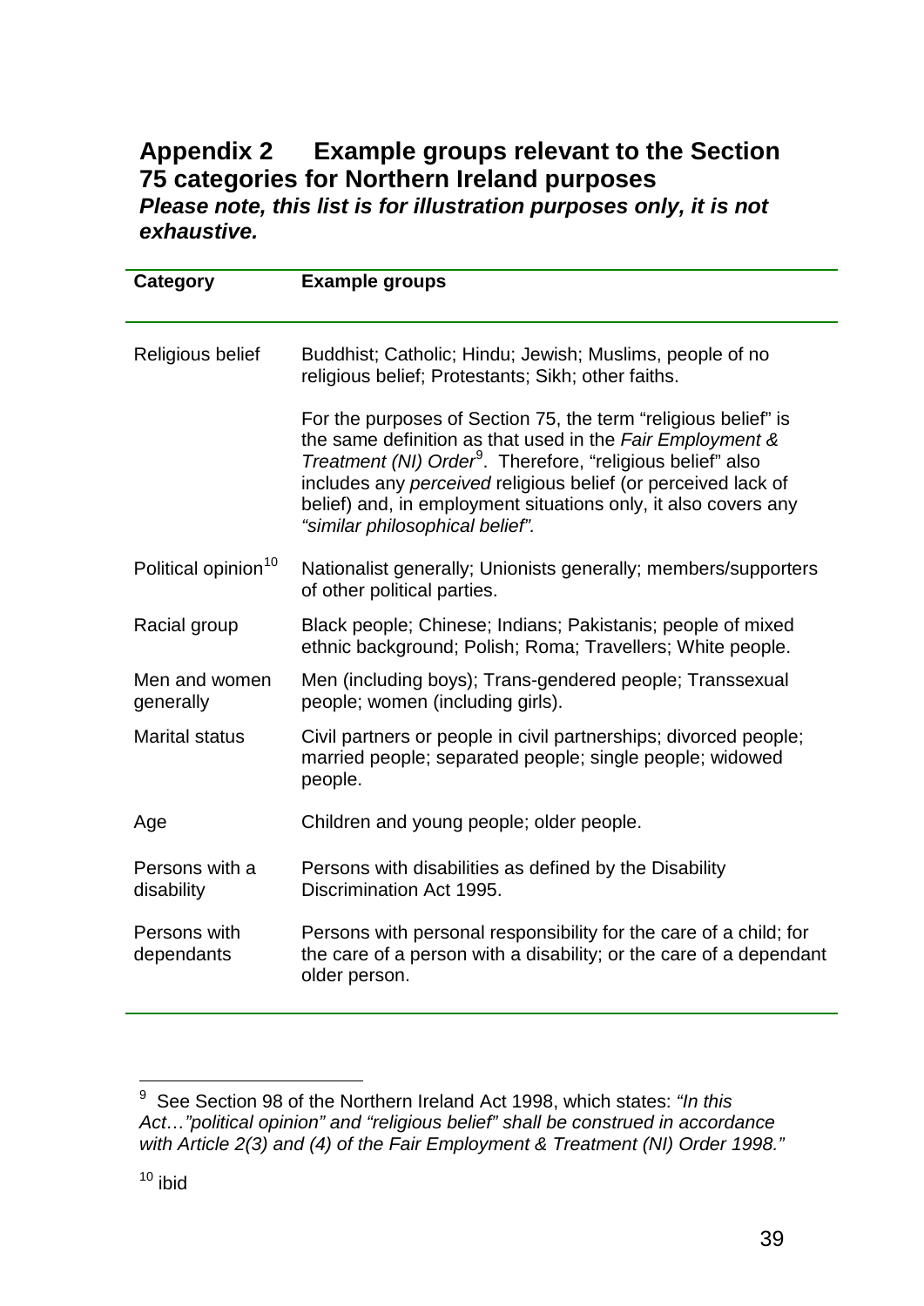## Appendix 2 Example groups relevant to the Section 75 categories for Northern Ireland purposes

***Please note, this list is for illustration purposes only, it is not exhaustive.***

| Category | Example groups |
|---|---|
| Religious belief | Buddhist; Catholic; Hindu; Jewish; Muslims, people of no religious belief; Protestants; Sikh; other faiths.<br><br>For the purposes of Section 75, the term "religious belief" is the same definition as that used in the *Fair Employment & Treatment (NI) Order*[9]. Therefore, "religious belief" also includes any *perceived* religious belief (or perceived lack of belief) and, in employment situations only, it also covers any *"similar philosophical belief".* |
| Political opinion[10] | Nationalist generally; Unionists generally; members/supporters of other political parties. |
| Racial group | Black people; Chinese; Indians; Pakistanis; people of mixed ethnic background; Polish; Roma; Travellers; White people. |
| Men and women generally | Men (including boys); Trans-gendered people; Transsexual people; women (including girls). |
| Marital status | Civil partners or people in civil partnerships; divorced people; married people; separated people; single people; widowed people. |
| Age | Children and young people; older people. |
| Persons with a disability | Persons with disabilities as defined by the Disability Discrimination Act 1995. |
| Persons with dependants | Persons with personal responsibility for the care of a child; for the care of a person with a disability; or the care of a dependant older person. |

[9] See Section 98 of the Northern Ireland Act 1998, which states: *"In this Act…"political opinion" and "religious belief" shall be construed in accordance with Article 2(3) and (4) of the Fair Employment & Treatment (NI) Order 1998."*

[10] ibid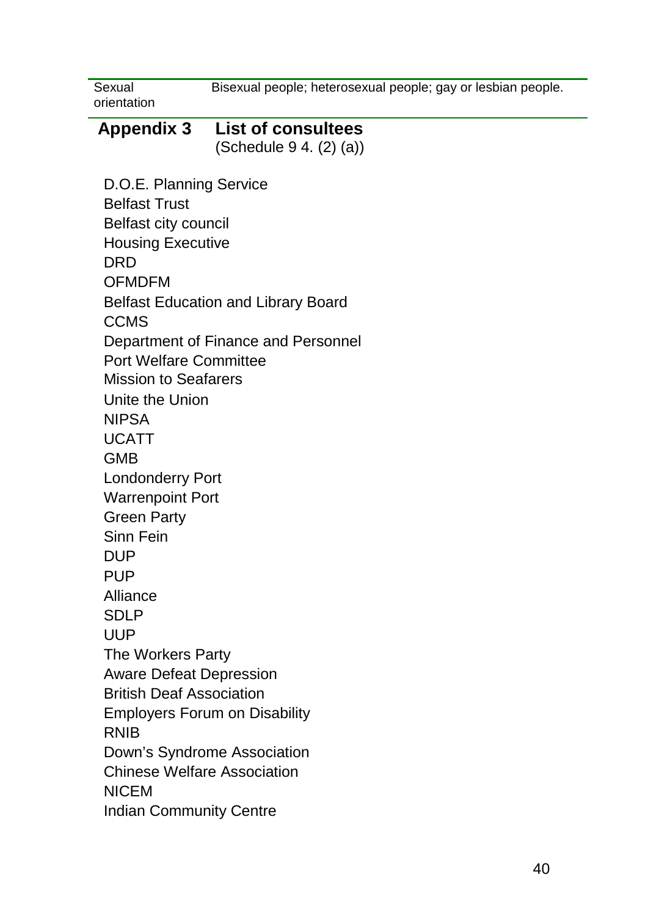| | |
|---|---|
| Sexual orientation | Bisexual people; heterosexual people; gay or lesbian people. |

## Appendix 3 List of consultees

(Schedule 9 4. (2) (a))

D.O.E. Planning Service
Belfast Trust
Belfast city council
Housing Executive
DRD
OFMDFM
Belfast Education and Library Board
CCMS
Department of Finance and Personnel
Port Welfare Committee
Mission to Seafarers
Unite the Union
NIPSA
UCATT
GMB
Londonderry Port
Warrenpoint Port
Green Party
Sinn Fein
DUP
PUP
Alliance
SDLP
UUP
The Workers Party
Aware Defeat Depression
British Deaf Association
Employers Forum on Disability
RNIB
Down's Syndrome Association
Chinese Welfare Association
NICEM
Indian Community Centre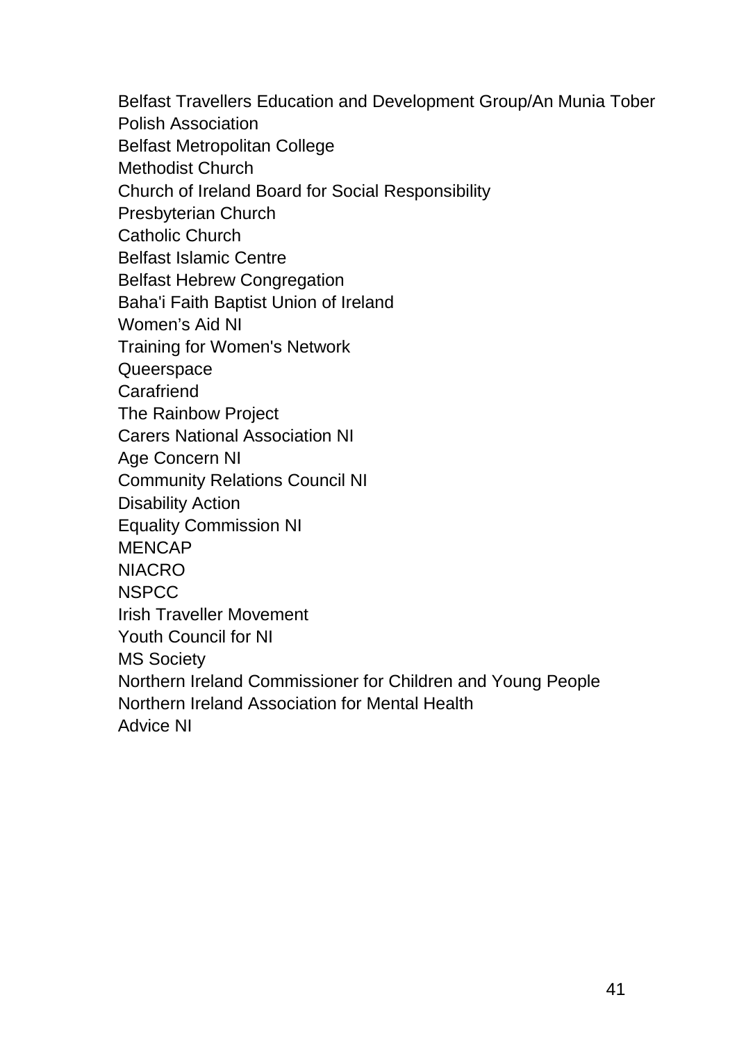Belfast Travellers Education and Development Group/An Munia Tober
Polish Association
Belfast Metropolitan College
Methodist Church
Church of Ireland Board for Social Responsibility
Presbyterian Church
Catholic Church
Belfast Islamic Centre
Belfast Hebrew Congregation
Baha'i Faith Baptist Union of Ireland
Women’s Aid NI
Training for Women's Network
Queerspace
Carafriend
The Rainbow Project
Carers National Association NI
Age Concern NI
Community Relations Council NI
Disability Action
Equality Commission NI
MENCAP
NIACRO
NSPCC
Irish Traveller Movement
Youth Council for NI
MS Society
Northern Ireland Commissioner for Children and Young People
Northern Ireland Association for Mental Health
Advice NI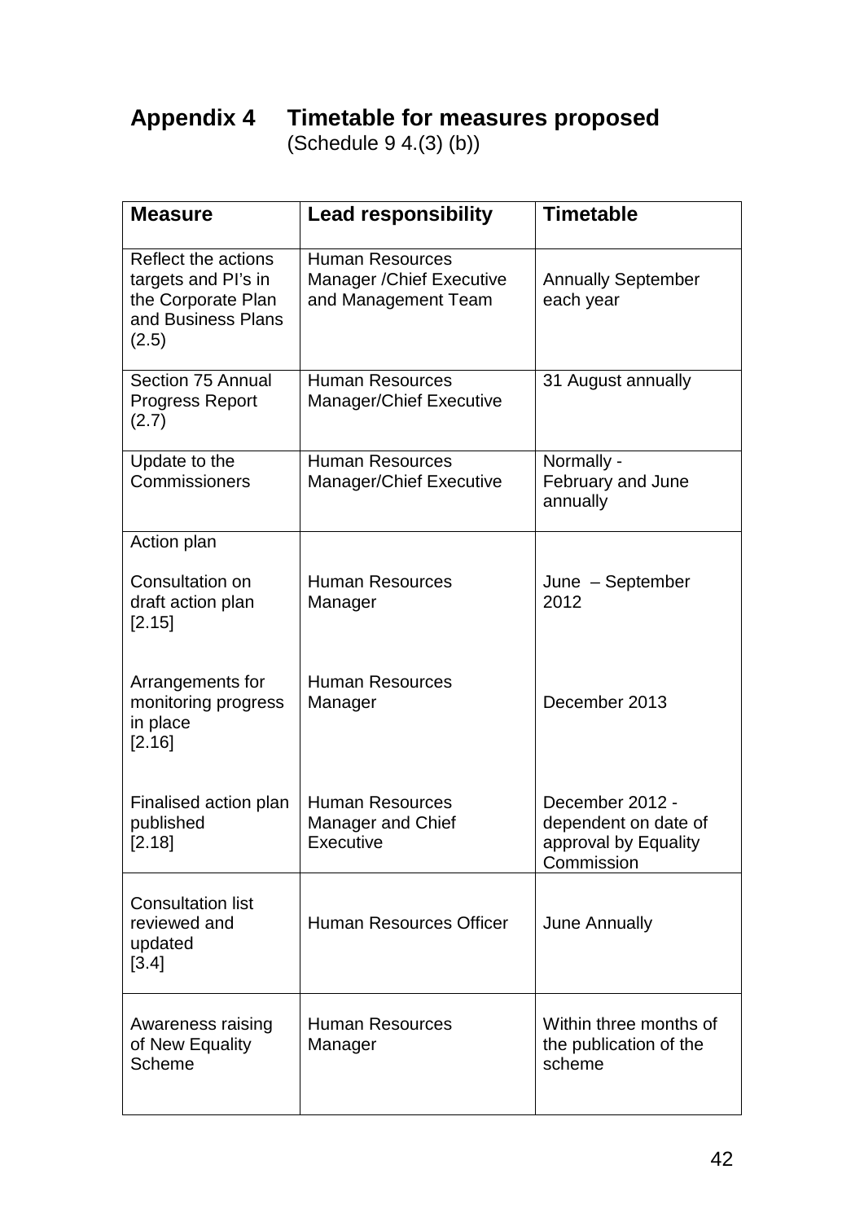## Appendix 4 Timetable for measures proposed

(Schedule 9 4.(3) (b))

| Measure | Lead responsibility | Timetable |
|---|---|---|
| Reflect the actions targets and PI's in the Corporate Plan and Business Plans (2.5) | Human Resources Manager /Chief Executive and Management Team | Annually September each year |
| Section 75 Annual Progress Report (2.7) | Human Resources Manager/Chief Executive | 31 August annually |
| Update to the Commissioners | Human Resources Manager/Chief Executive | Normally - February and June annually |
| Action plan | | |
| Consultation on draft action plan [2.15] | Human Resources Manager | June – September 2012 |
| Arrangements for monitoring progress in place [2.16] | Human Resources Manager | December 2013 |
| Finalised action plan published [2.18] | Human Resources Manager and Chief Executive | December 2012 - dependent on date of approval by Equality Commission |
| Consultation list reviewed and updated [3.4] | Human Resources Officer | June Annually |
| Awareness raising of New Equality Scheme | Human Resources Manager | Within three months of the publication of the scheme |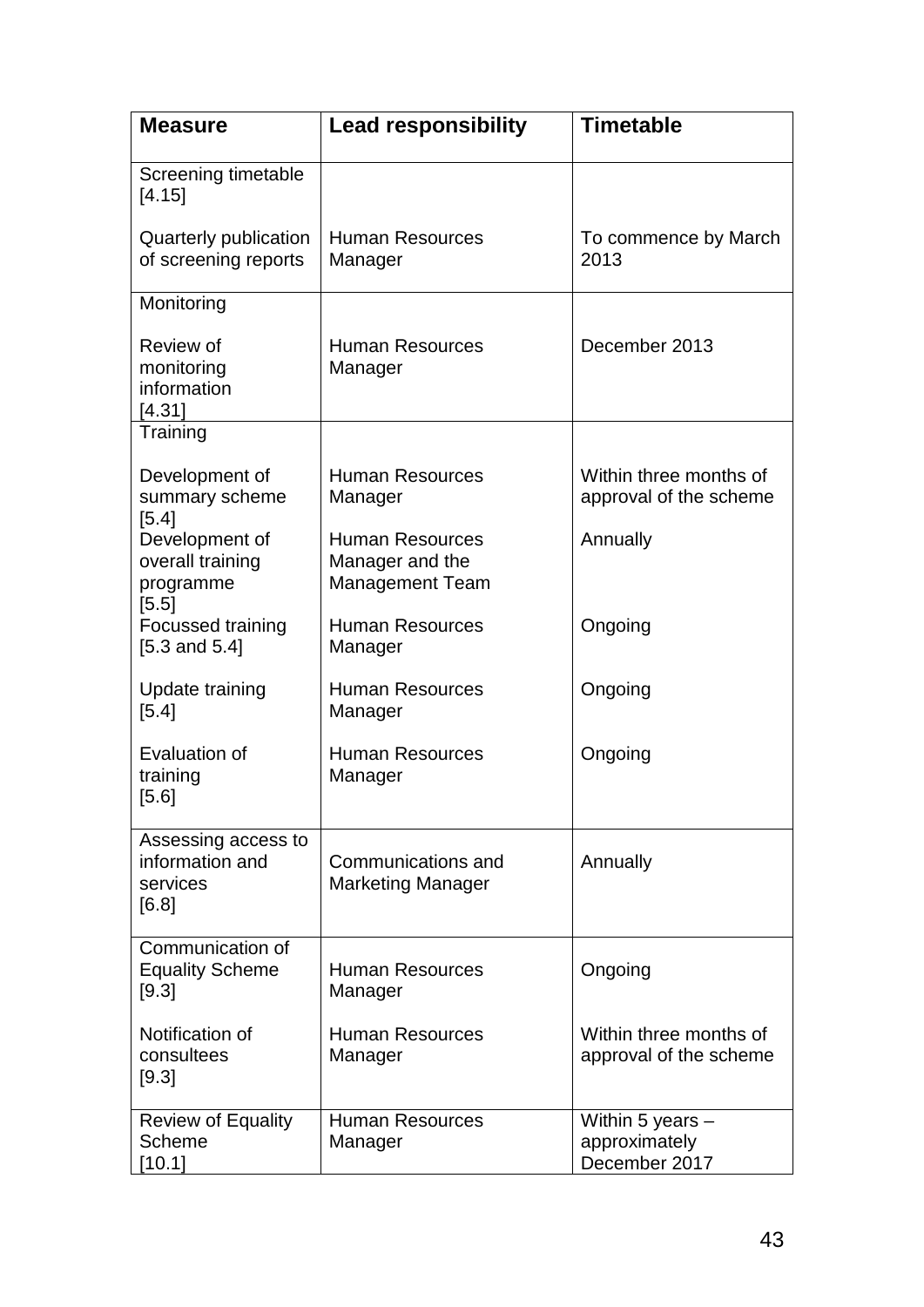| Measure | Lead responsibility | Timetable |
|---|---|---|
| Screening timetable [4.15] | | |
| Quarterly publication of screening reports | Human Resources Manager | To commence by March 2013 |
| Monitoring | | |
| Review of monitoring information [4.31] | Human Resources Manager | December 2013 |
| Training | | |
| Development of summary scheme [5.4] | Human Resources Manager | Within three months of approval of the scheme |
| Development of overall training programme [5.5] | Human Resources Manager and the Management Team | Annually |
| Focussed training [5.3 and 5.4] | Human Resources Manager | Ongoing |
| Update training [5.4] | Human Resources Manager | Ongoing |
| Evaluation of training [5.6] | Human Resources Manager | Ongoing |
| Assessing access to information and services [6.8] | Communications and Marketing Manager | Annually |
| Communication of Equality Scheme [9.3] | Human Resources Manager | Ongoing |
| Notification of consultees [9.3] | Human Resources Manager | Within three months of approval of the scheme |
| Review of Equality Scheme [10.1] | Human Resources Manager | Within 5 years – approximately December 2017 |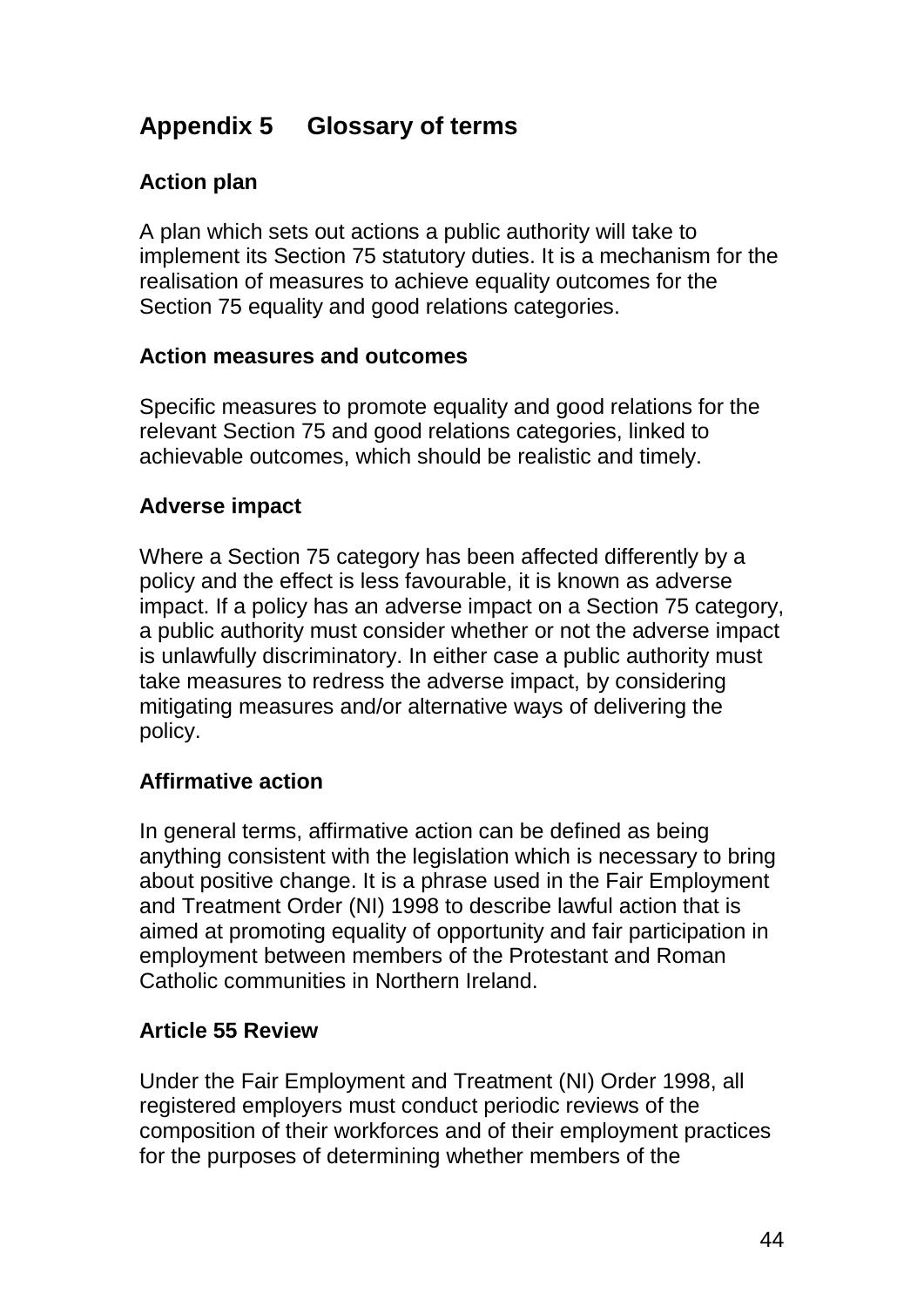# Appendix 5 Glossary of terms

### Action plan

A plan which sets out actions a public authority will take to implement its Section 75 statutory duties. It is a mechanism for the realisation of measures to achieve equality outcomes for the Section 75 equality and good relations categories.

### Action measures and outcomes

Specific measures to promote equality and good relations for the relevant Section 75 and good relations categories, linked to achievable outcomes, which should be realistic and timely.

### Adverse impact

Where a Section 75 category has been affected differently by a policy and the effect is less favourable, it is known as adverse impact. If a policy has an adverse impact on a Section 75 category, a public authority must consider whether or not the adverse impact is unlawfully discriminatory. In either case a public authority must take measures to redress the adverse impact, by considering mitigating measures and/or alternative ways of delivering the policy.

### Affirmative action

In general terms, affirmative action can be defined as being anything consistent with the legislation which is necessary to bring about positive change. It is a phrase used in the Fair Employment and Treatment Order (NI) 1998 to describe lawful action that is aimed at promoting equality of opportunity and fair participation in employment between members of the Protestant and Roman Catholic communities in Northern Ireland.

### Article 55 Review

Under the Fair Employment and Treatment (NI) Order 1998, all registered employers must conduct periodic reviews of the composition of their workforces and of their employment practices for the purposes of determining whether members of the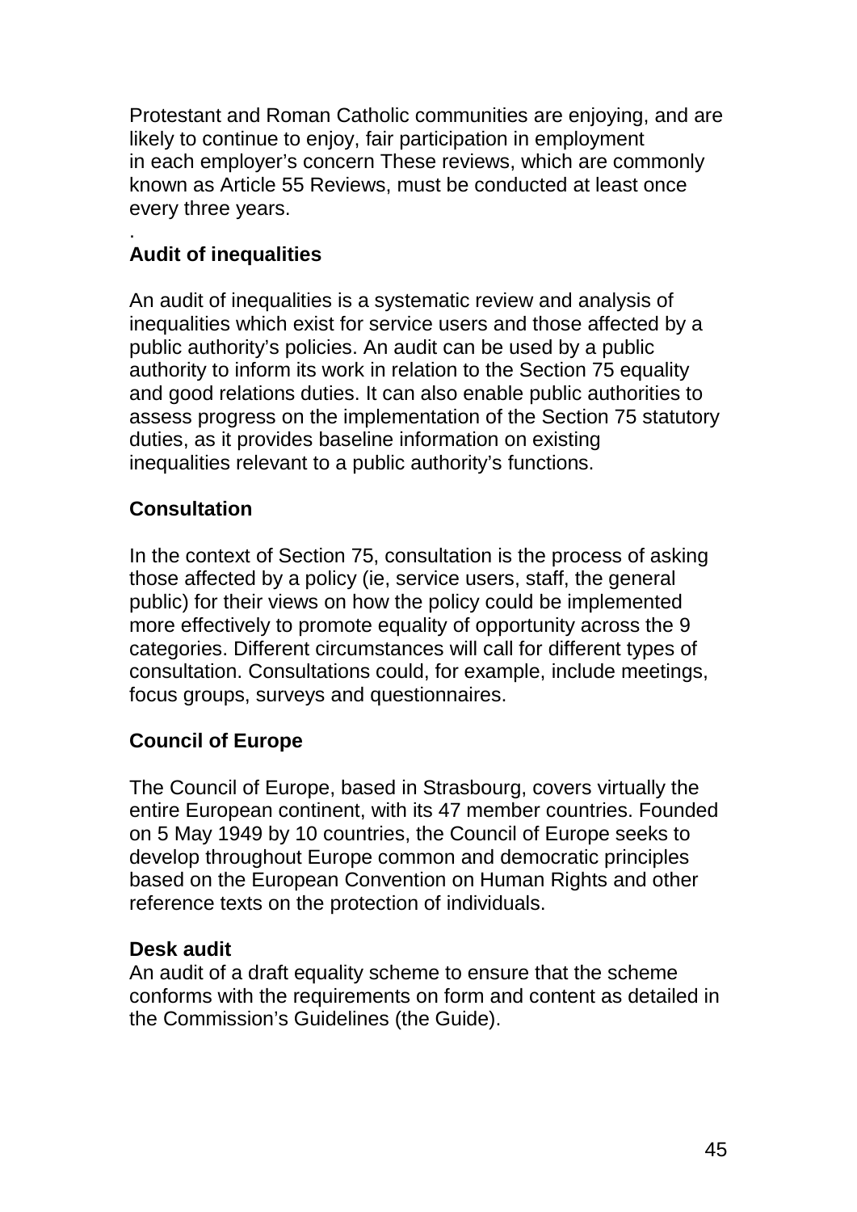Protestant and Roman Catholic communities are enjoying, and are likely to continue to enjoy, fair participation in employment in each employer's concern These reviews, which are commonly known as Article 55 Reviews, must be conducted at least once every three years.

.

**Audit of inequalities**

An audit of inequalities is a systematic review and analysis of inequalities which exist for service users and those affected by a public authority's policies. An audit can be used by a public authority to inform its work in relation to the Section 75 equality and good relations duties. It can also enable public authorities to assess progress on the implementation of the Section 75 statutory duties, as it provides baseline information on existing inequalities relevant to a public authority's functions.

**Consultation**

In the context of Section 75, consultation is the process of asking those affected by a policy (ie, service users, staff, the general public) for their views on how the policy could be implemented more effectively to promote equality of opportunity across the 9 categories. Different circumstances will call for different types of consultation. Consultations could, for example, include meetings, focus groups, surveys and questionnaires.

**Council of Europe**

The Council of Europe, based in Strasbourg, covers virtually the entire European continent, with its 47 member countries. Founded on 5 May 1949 by 10 countries, the Council of Europe seeks to develop throughout Europe common and democratic principles based on the European Convention on Human Rights and other reference texts on the protection of individuals.

**Desk audit**

An audit of a draft equality scheme to ensure that the scheme conforms with the requirements on form and content as detailed in the Commission's Guidelines (the Guide).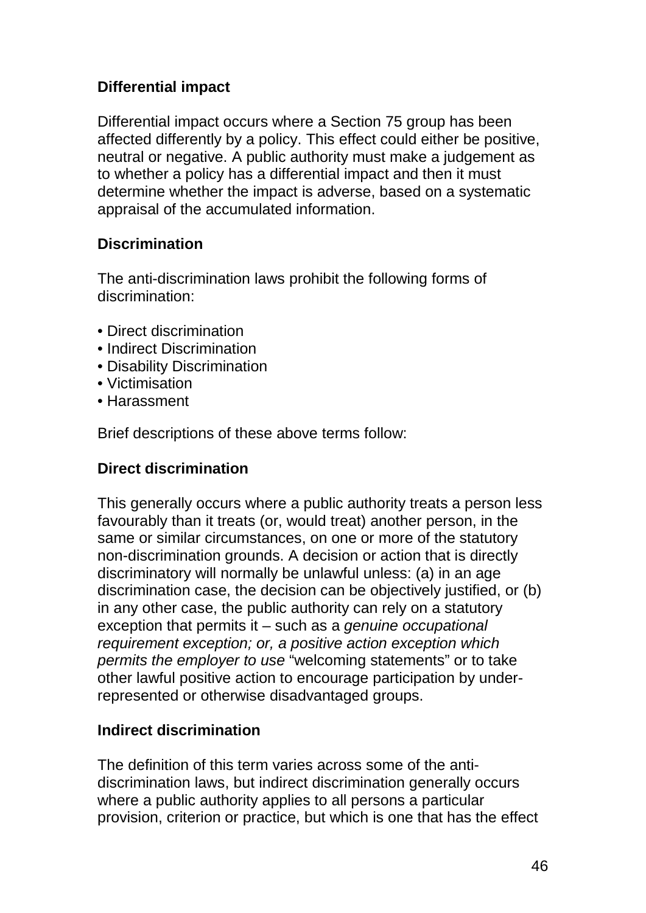**Differential impact**

Differential impact occurs where a Section 75 group has been affected differently by a policy. This effect could either be positive, neutral or negative. A public authority must make a judgement as to whether a policy has a differential impact and then it must determine whether the impact is adverse, based on a systematic appraisal of the accumulated information.

**Discrimination**

The anti-discrimination laws prohibit the following forms of discrimination:

- Direct discrimination
- Indirect Discrimination
- Disability Discrimination
- Victimisation
- Harassment

Brief descriptions of these above terms follow:

**Direct discrimination**

This generally occurs where a public authority treats a person less favourably than it treats (or, would treat) another person, in the same or similar circumstances, on one or more of the statutory non-discrimination grounds. A decision or action that is directly discriminatory will normally be unlawful unless: (a) in an age discrimination case, the decision can be objectively justified, or (b) in any other case, the public authority can rely on a statutory exception that permits it – such as a *genuine occupational requirement exception; or, a positive action exception which permits the employer to use* “welcoming statements” or to take other lawful positive action to encourage participation by under-represented or otherwise disadvantaged groups.

**Indirect discrimination**

The definition of this term varies across some of the anti-discrimination laws, but indirect discrimination generally occurs where a public authority applies to all persons a particular provision, criterion or practice, but which is one that has the effect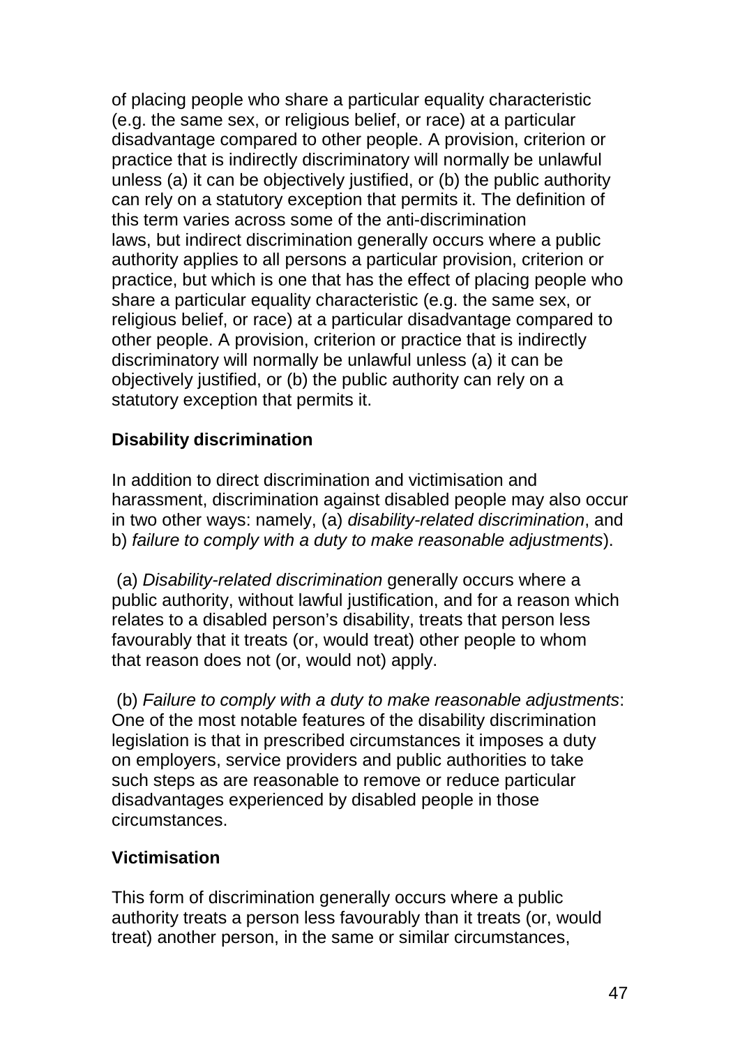of placing people who share a particular equality characteristic (e.g. the same sex, or religious belief, or race) at a particular disadvantage compared to other people. A provision, criterion or practice that is indirectly discriminatory will normally be unlawful unless (a) it can be objectively justified, or (b) the public authority can rely on a statutory exception that permits it. The definition of this term varies across some of the anti-discrimination laws, but indirect discrimination generally occurs where a public authority applies to all persons a particular provision, criterion or practice, but which is one that has the effect of placing people who share a particular equality characteristic (e.g. the same sex, or religious belief, or race) at a particular disadvantage compared to other people. A provision, criterion or practice that is indirectly discriminatory will normally be unlawful unless (a) it can be objectively justified, or (b) the public authority can rely on a statutory exception that permits it.

**Disability discrimination**

In addition to direct discrimination and victimisation and harassment, discrimination against disabled people may also occur in two other ways: namely, (a) *disability-related discrimination*, and b) *failure to comply with a duty to make reasonable adjustments*).

(a) *Disability-related discrimination* generally occurs where a public authority, without lawful justification, and for a reason which relates to a disabled person's disability, treats that person less favourably that it treats (or, would treat) other people to whom that reason does not (or, would not) apply.

(b) *Failure to comply with a duty to make reasonable adjustments*: One of the most notable features of the disability discrimination legislation is that in prescribed circumstances it imposes a duty on employers, service providers and public authorities to take such steps as are reasonable to remove or reduce particular disadvantages experienced by disabled people in those circumstances.

**Victimisation**

This form of discrimination generally occurs where a public authority treats a person less favourably than it treats (or, would treat) another person, in the same or similar circumstances,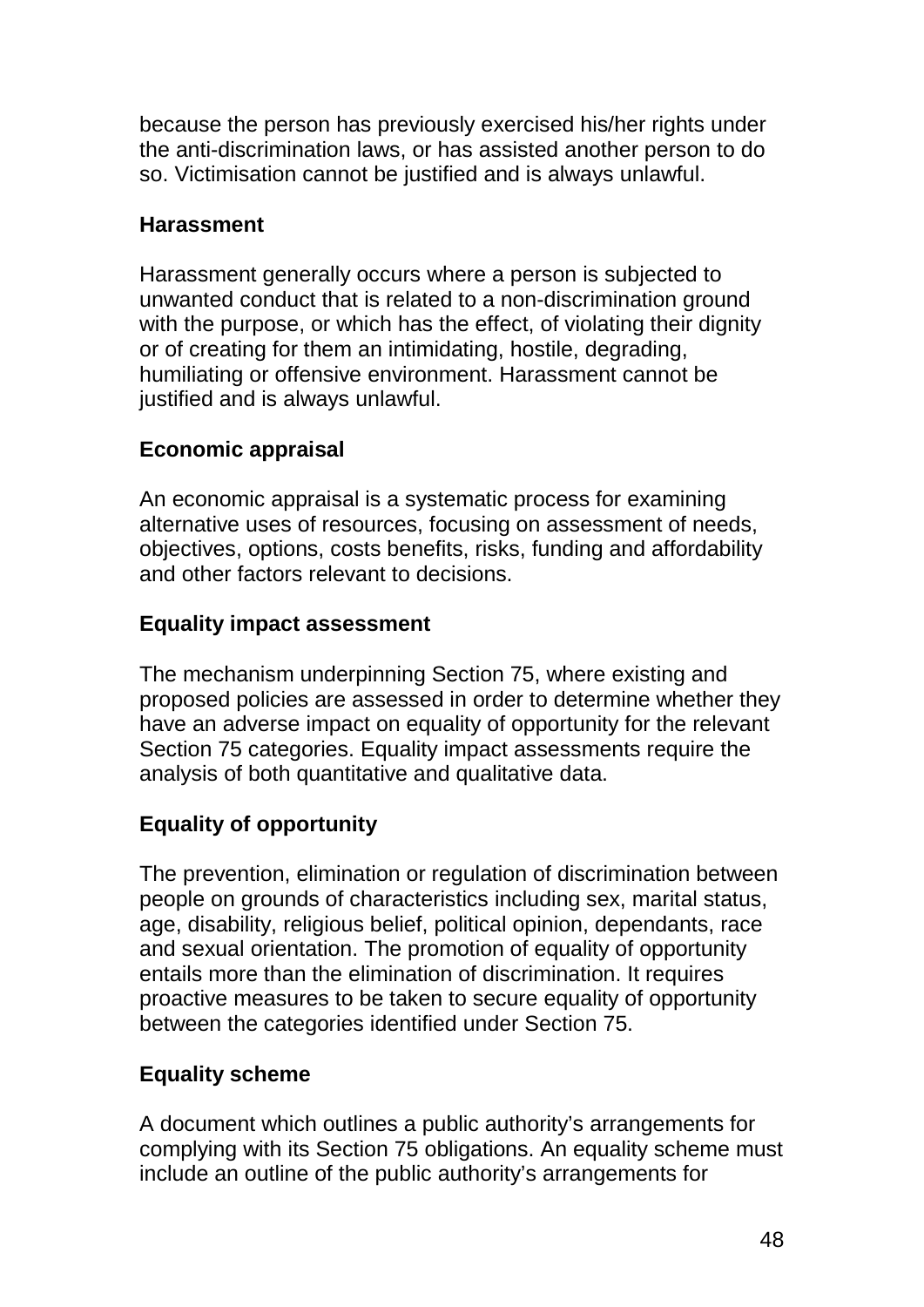because the person has previously exercised his/her rights under the anti-discrimination laws, or has assisted another person to do so. Victimisation cannot be justified and is always unlawful.

**Harassment**

Harassment generally occurs where a person is subjected to unwanted conduct that is related to a non-discrimination ground with the purpose, or which has the effect, of violating their dignity or of creating for them an intimidating, hostile, degrading, humiliating or offensive environment. Harassment cannot be justified and is always unlawful.

**Economic appraisal**

An economic appraisal is a systematic process for examining alternative uses of resources, focusing on assessment of needs, objectives, options, costs benefits, risks, funding and affordability and other factors relevant to decisions.

**Equality impact assessment**

The mechanism underpinning Section 75, where existing and proposed policies are assessed in order to determine whether they have an adverse impact on equality of opportunity for the relevant Section 75 categories. Equality impact assessments require the analysis of both quantitative and qualitative data.

**Equality of opportunity**

The prevention, elimination or regulation of discrimination between people on grounds of characteristics including sex, marital status, age, disability, religious belief, political opinion, dependants, race and sexual orientation. The promotion of equality of opportunity entails more than the elimination of discrimination. It requires proactive measures to be taken to secure equality of opportunity between the categories identified under Section 75.

**Equality scheme**

A document which outlines a public authority's arrangements for complying with its Section 75 obligations. An equality scheme must include an outline of the public authority's arrangements for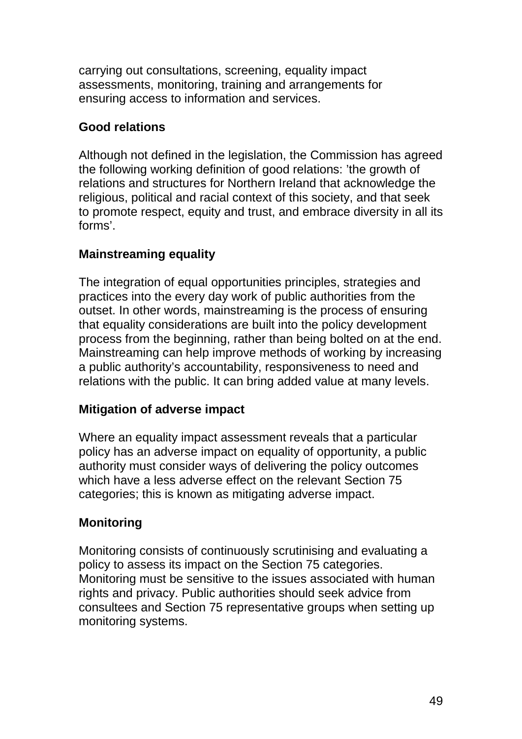carrying out consultations, screening, equality impact assessments, monitoring, training and arrangements for ensuring access to information and services.

**Good relations**

Although not defined in the legislation, the Commission has agreed the following working definition of good relations: 'the growth of relations and structures for Northern Ireland that acknowledge the religious, political and racial context of this society, and that seek to promote respect, equity and trust, and embrace diversity in all its forms'.

**Mainstreaming equality**

The integration of equal opportunities principles, strategies and practices into the every day work of public authorities from the outset. In other words, mainstreaming is the process of ensuring that equality considerations are built into the policy development process from the beginning, rather than being bolted on at the end. Mainstreaming can help improve methods of working by increasing a public authority's accountability, responsiveness to need and relations with the public. It can bring added value at many levels.

**Mitigation of adverse impact**

Where an equality impact assessment reveals that a particular policy has an adverse impact on equality of opportunity, a public authority must consider ways of delivering the policy outcomes which have a less adverse effect on the relevant Section 75 categories; this is known as mitigating adverse impact.

**Monitoring**

Monitoring consists of continuously scrutinising and evaluating a policy to assess its impact on the Section 75 categories. Monitoring must be sensitive to the issues associated with human rights and privacy. Public authorities should seek advice from consultees and Section 75 representative groups when setting up monitoring systems.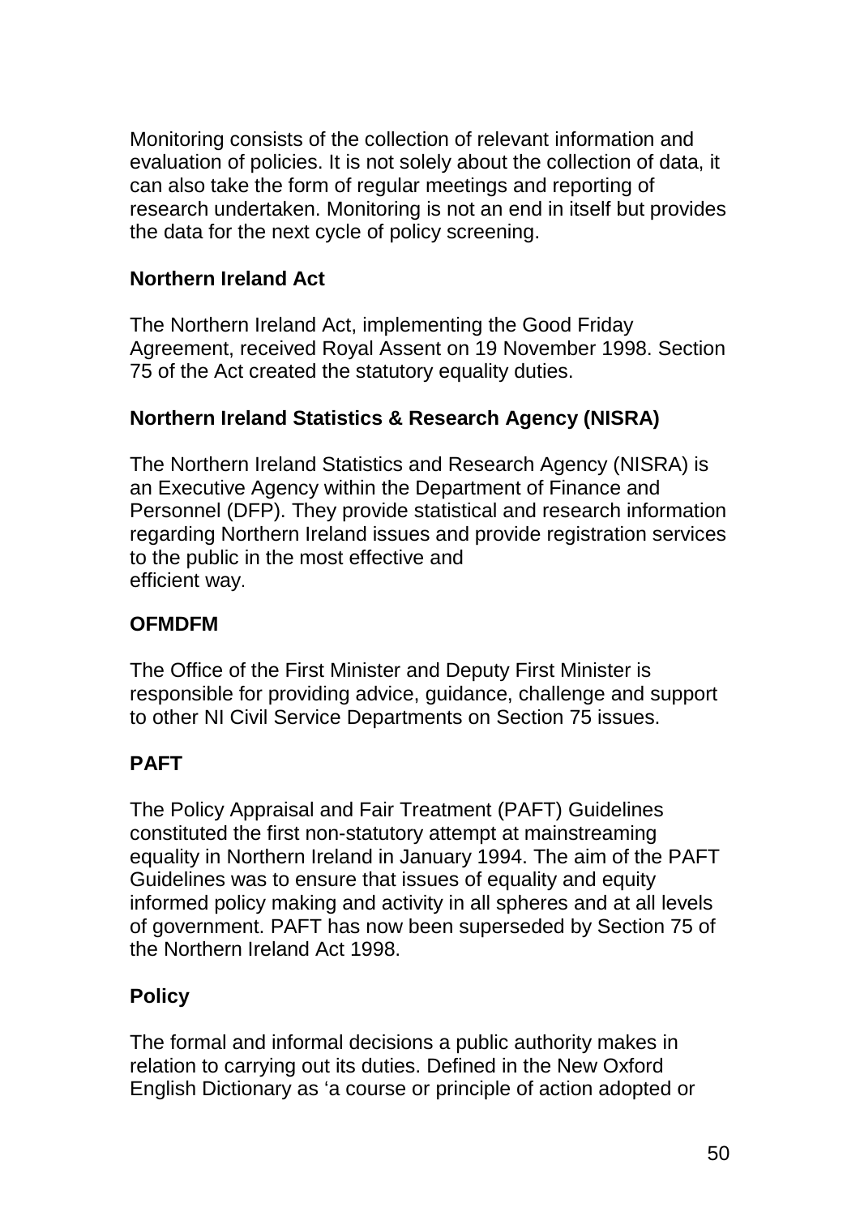Monitoring consists of the collection of relevant information and evaluation of policies. It is not solely about the collection of data, it can also take the form of regular meetings and reporting of research undertaken. Monitoring is not an end in itself but provides the data for the next cycle of policy screening.

**Northern Ireland Act**

The Northern Ireland Act, implementing the Good Friday Agreement, received Royal Assent on 19 November 1998. Section 75 of the Act created the statutory equality duties.

**Northern Ireland Statistics & Research Agency (NISRA)**

The Northern Ireland Statistics and Research Agency (NISRA) is an Executive Agency within the Department of Finance and Personnel (DFP). They provide statistical and research information regarding Northern Ireland issues and provide registration services to the public in the most effective and efficient way.

**OFMDFM**

The Office of the First Minister and Deputy First Minister is responsible for providing advice, guidance, challenge and support to other NI Civil Service Departments on Section 75 issues.

**PAFT**

The Policy Appraisal and Fair Treatment (PAFT) Guidelines constituted the first non-statutory attempt at mainstreaming equality in Northern Ireland in January 1994. The aim of the PAFT Guidelines was to ensure that issues of equality and equity informed policy making and activity in all spheres and at all levels of government. PAFT has now been superseded by Section 75 of the Northern Ireland Act 1998.

**Policy**

The formal and informal decisions a public authority makes in relation to carrying out its duties. Defined in the New Oxford English Dictionary as 'a course or principle of action adopted or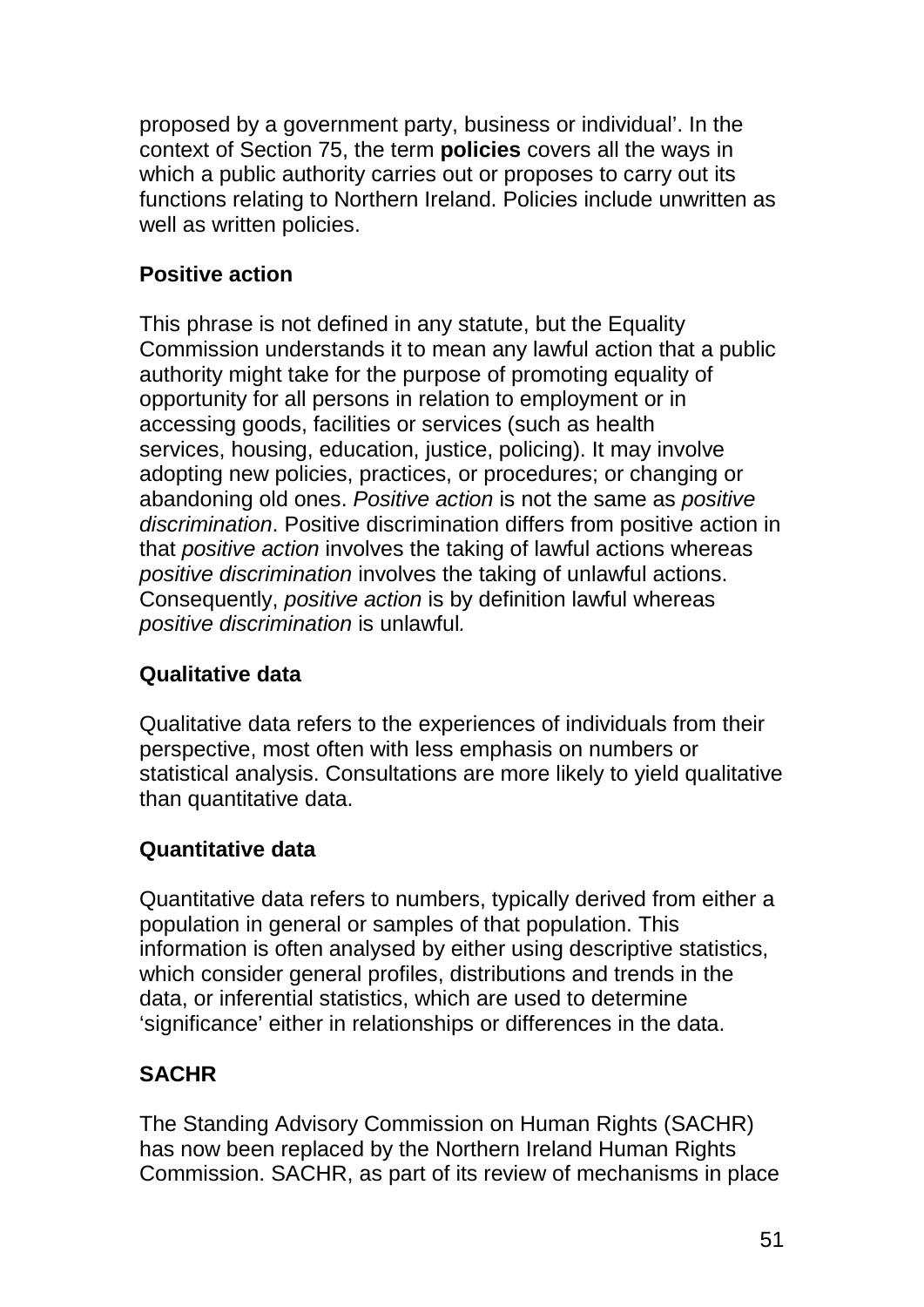proposed by a government party, business or individual'. In the context of Section 75, the term **policies** covers all the ways in which a public authority carries out or proposes to carry out its functions relating to Northern Ireland. Policies include unwritten as well as written policies.

### Positive action

This phrase is not defined in any statute, but the Equality Commission understands it to mean any lawful action that a public authority might take for the purpose of promoting equality of opportunity for all persons in relation to employment or in accessing goods, facilities or services (such as health services, housing, education, justice, policing). It may involve adopting new policies, practices, or procedures; or changing or abandoning old ones. *Positive action* is not the same as *positive discrimination*. Positive discrimination differs from positive action in that *positive action* involves the taking of lawful actions whereas *positive discrimination* involves the taking of unlawful actions. Consequently, *positive action* is by definition lawful whereas *positive discrimination* is unlawful*.*

### Qualitative data

Qualitative data refers to the experiences of individuals from their perspective, most often with less emphasis on numbers or statistical analysis. Consultations are more likely to yield qualitative than quantitative data.

### Quantitative data

Quantitative data refers to numbers, typically derived from either a population in general or samples of that population. This information is often analysed by either using descriptive statistics, which consider general profiles, distributions and trends in the data, or inferential statistics, which are used to determine 'significance' either in relationships or differences in the data.

### SACHR

The Standing Advisory Commission on Human Rights (SACHR) has now been replaced by the Northern Ireland Human Rights Commission. SACHR, as part of its review of mechanisms in place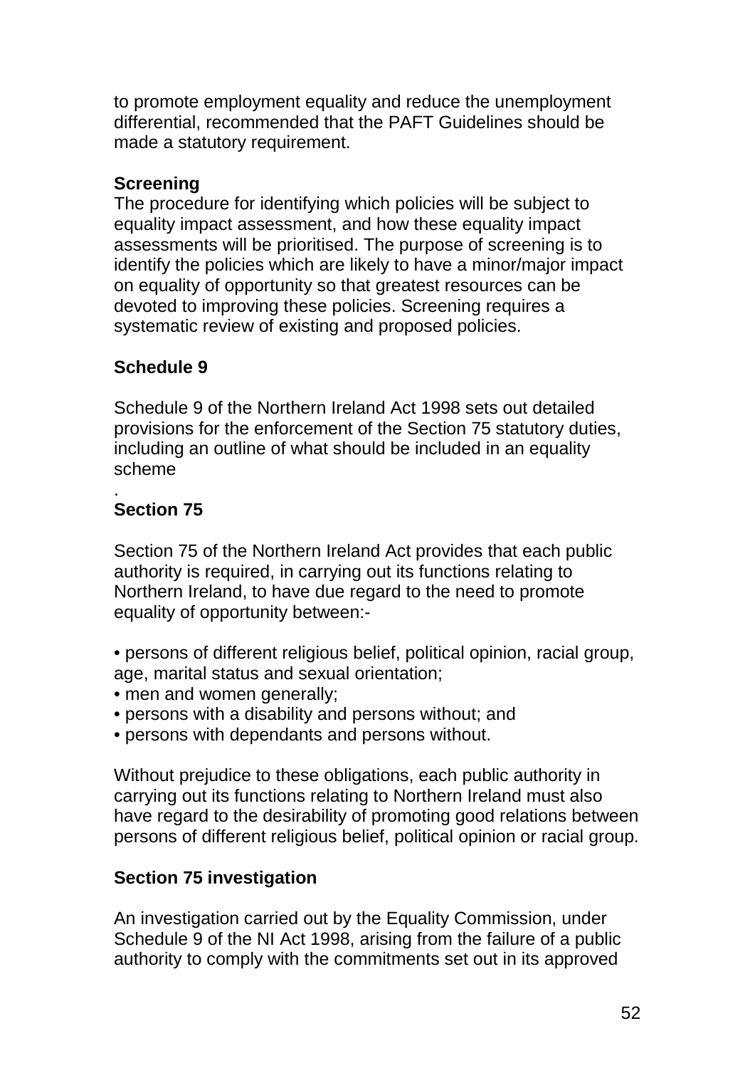to promote employment equality and reduce the unemployment differential, recommended that the PAFT Guidelines should be made a statutory requirement.

**Screening**

The procedure for identifying which policies will be subject to equality impact assessment, and how these equality impact assessments will be prioritised. The purpose of screening is to identify the policies which are likely to have a minor/major impact on equality of opportunity so that greatest resources can be devoted to improving these policies. Screening requires a systematic review of existing and proposed policies.

**Schedule 9**

Schedule 9 of the Northern Ireland Act 1998 sets out detailed provisions for the enforcement of the Section 75 statutory duties, including an outline of what should be included in an equality scheme

.

**Section 75**

Section 75 of the Northern Ireland Act provides that each public authority is required, in carrying out its functions relating to Northern Ireland, to have due regard to the need to promote equality of opportunity between:-

- persons of different religious belief, political opinion, racial group, age, marital status and sexual orientation;
- men and women generally;
- persons with a disability and persons without; and
- persons with dependants and persons without.

Without prejudice to these obligations, each public authority in carrying out its functions relating to Northern Ireland must also have regard to the desirability of promoting good relations between persons of different religious belief, political opinion or racial group.

**Section 75 investigation**

An investigation carried out by the Equality Commission, under Schedule 9 of the NI Act 1998, arising from the failure of a public authority to comply with the commitments set out in its approved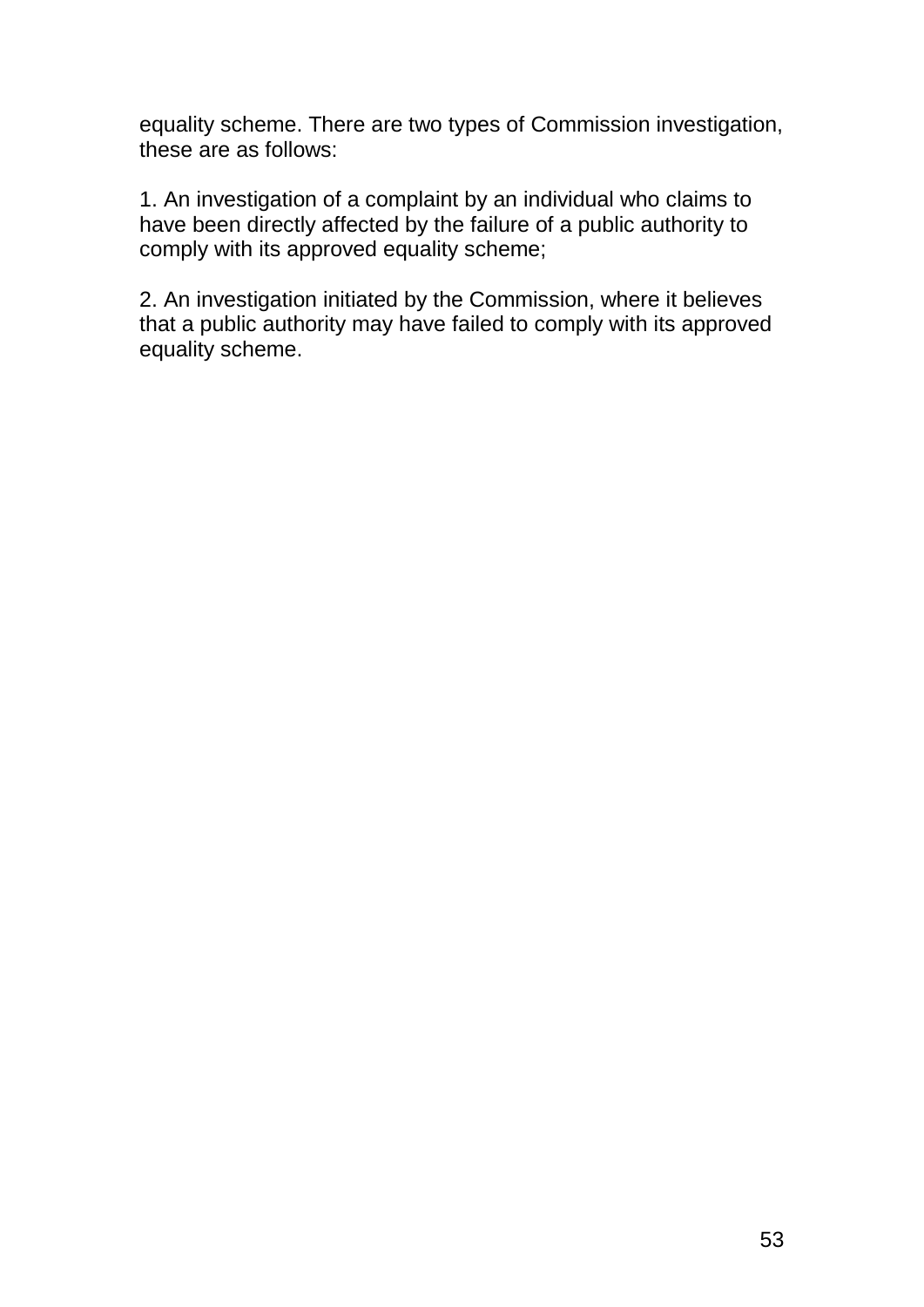equality scheme. There are two types of Commission investigation, these are as follows:

1. An investigation of a complaint by an individual who claims to have been directly affected by the failure of a public authority to comply with its approved equality scheme;

2. An investigation initiated by the Commission, where it believes that a public authority may have failed to comply with its approved equality scheme.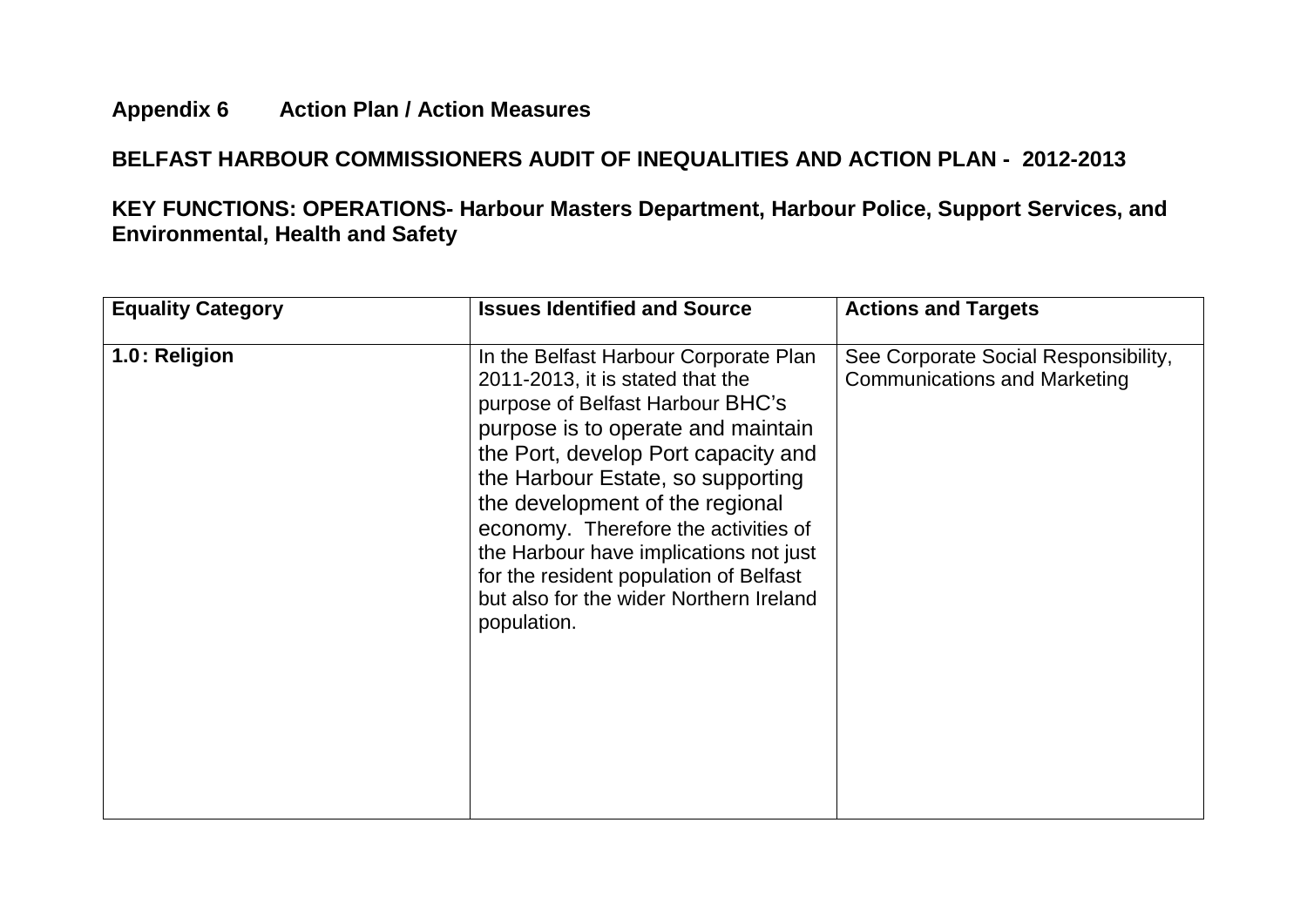**Appendix 6 Action Plan / Action Measures**

**BELFAST HARBOUR COMMISSIONERS AUDIT OF INEQUALITIES AND ACTION PLAN - 2012-2013**

**KEY FUNCTIONS: OPERATIONS- Harbour Masters Department, Harbour Police, Support Services, and Environmental, Health and Safety**

| Equality Category | Issues Identified and Source | Actions and Targets |
|---|---|---|
| **1.0: Religion** | In the Belfast Harbour Corporate Plan 2011-2013, it is stated that the purpose of Belfast Harbour BHC's purpose is to operate and maintain the Port, develop Port capacity and the Harbour Estate, so supporting the development of the regional economy. Therefore the activities of the Harbour have implications not just for the resident population of Belfast but also for the wider Northern Ireland population. | See Corporate Social Responsibility, Communications and Marketing |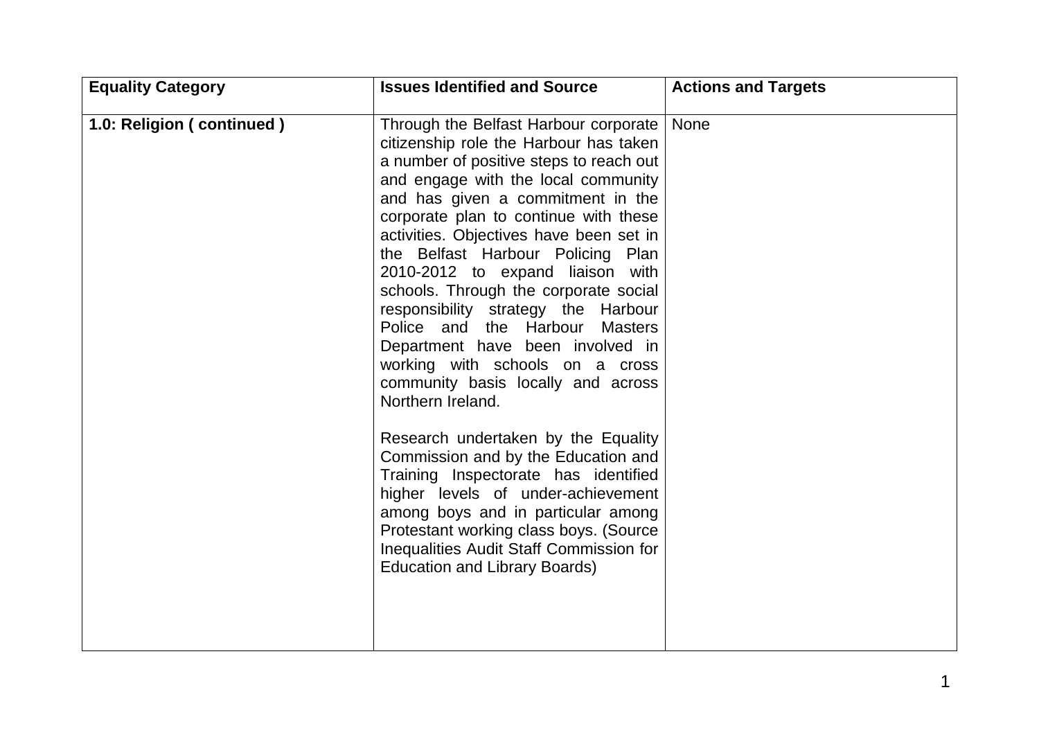| Equality Category | Issues Identified and Source | Actions and Targets |
|---|---|---|
| **1.0: Religion ( continued )** | Through the Belfast Harbour corporate citizenship role the Harbour has taken a number of positive steps to reach out and engage with the local community and has given a commitment in the corporate plan to continue with these activities. Objectives have been set in the Belfast Harbour Policing Plan 2010-2012 to expand liaison with schools. Through the corporate social responsibility strategy the Harbour Police and the Harbour Masters Department have been involved in working with schools on a cross community basis locally and across Northern Ireland.<br><br>Research undertaken by the Equality Commission and by the Education and Training Inspectorate has identified higher levels of under-achievement among boys and in particular among Protestant working class boys. (Source Inequalities Audit Staff Commission for Education and Library Boards) | None |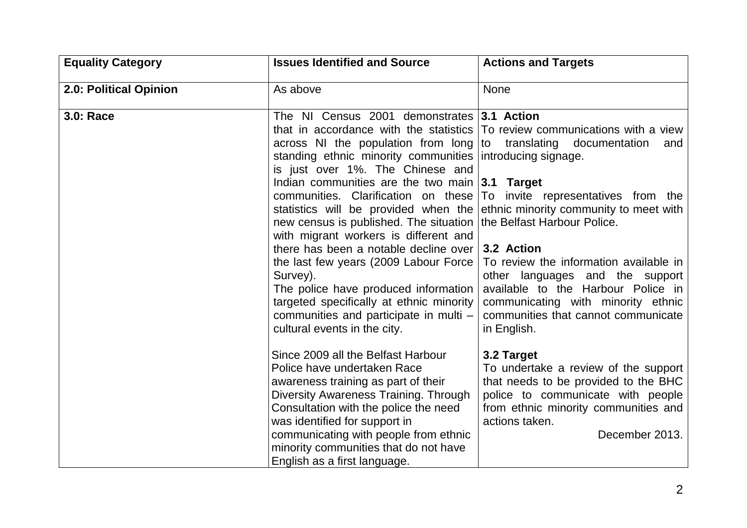| Equality Category | Issues Identified and Source | Actions and Targets |
|---|---|---|
| **2.0: Political Opinion** | As above | None |
| **3.0: Race** | The NI Census 2001 demonstrates that in accordance with the statistics across NI the population from long standing ethnic minority communities is just over 1%. The Chinese and Indian communities are the two main communities. Clarification on these statistics will be provided when the new census is published. The situation with migrant workers is different and there has been a notable decline over the last few years (2009 Labour Force Survey).<br>The police have produced information targeted specifically at ethnic minority communities and participate in multi – cultural events in the city.<br><br>Since 2009 all the Belfast Harbour Police have undertaken Race awareness training as part of their Diversity Awareness Training. Through Consultation with the police the need was identified for support in communicating with people from ethnic minority communities that do not have English as a first language. | **3.1 Action**<br>To review communications with a view to translating documentation and introducing signage.<br><br>**3.1 Target**<br>To invite representatives from the ethnic minority community to meet with the Belfast Harbour Police.<br><br>**3.2 Action**<br>To review the information available in other languages and the support available to the Harbour Police in communicating with minority ethnic communities that cannot communicate in English.<br><br>**3.2 Target**<br>To undertake a review of the support that needs to be provided to the BHC police to communicate with people from ethnic minority communities and actions taken.<br>December 2013. |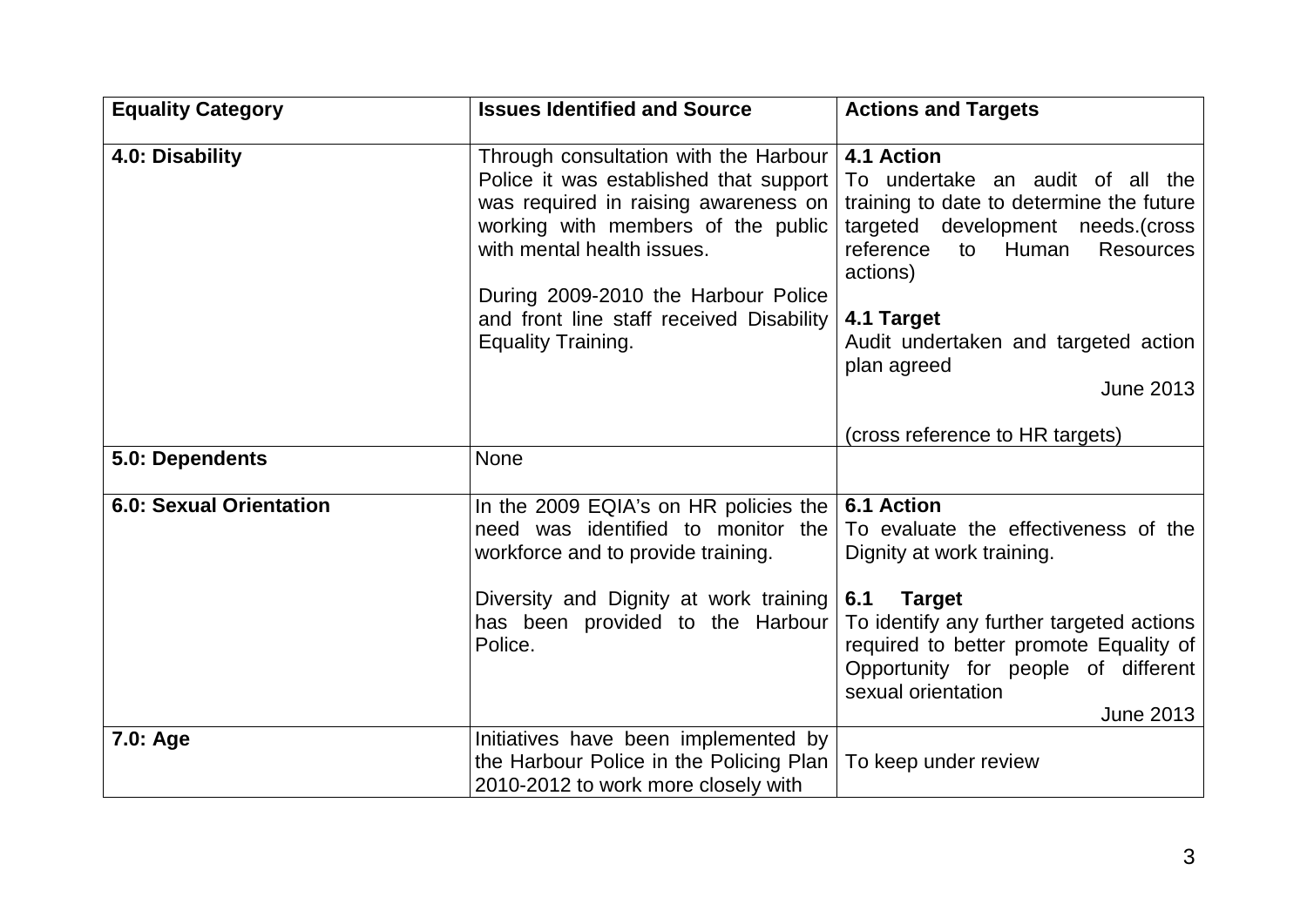| Equality Category | Issues Identified and Source | Actions and Targets |
|---|---|---|
| **4.0: Disability** | Through consultation with the Harbour Police it was established that support was required in raising awareness on working with members of the public with mental health issues.<br><br>During 2009-2010 the Harbour Police and front line staff received Disability Equality Training. | **4.1 Action**<br>To undertake an audit of all the training to date to determine the future targeted development needs.(cross reference to Human Resources actions)<br><br>**4.1 Target**<br>Audit undertaken and targeted action plan agreed<br>June 2013<br><br>(cross reference to HR targets) |
| **5.0: Dependents** | None | |
| **6.0: Sexual Orientation** | In the 2009 EQIA's on HR policies the need was identified to monitor the workforce and to provide training.<br><br>Diversity and Dignity at work training has been provided to the Harbour Police. | **6.1 Action**<br>To evaluate the effectiveness of the Dignity at work training.<br><br>**6.1 Target**<br>To identify any further targeted actions required to better promote Equality of Opportunity for people of different sexual orientation<br>June 2013 |
| **7.0: Age** | Initiatives have been implemented by the Harbour Police in the Policing Plan 2010-2012 to work more closely with | To keep under review |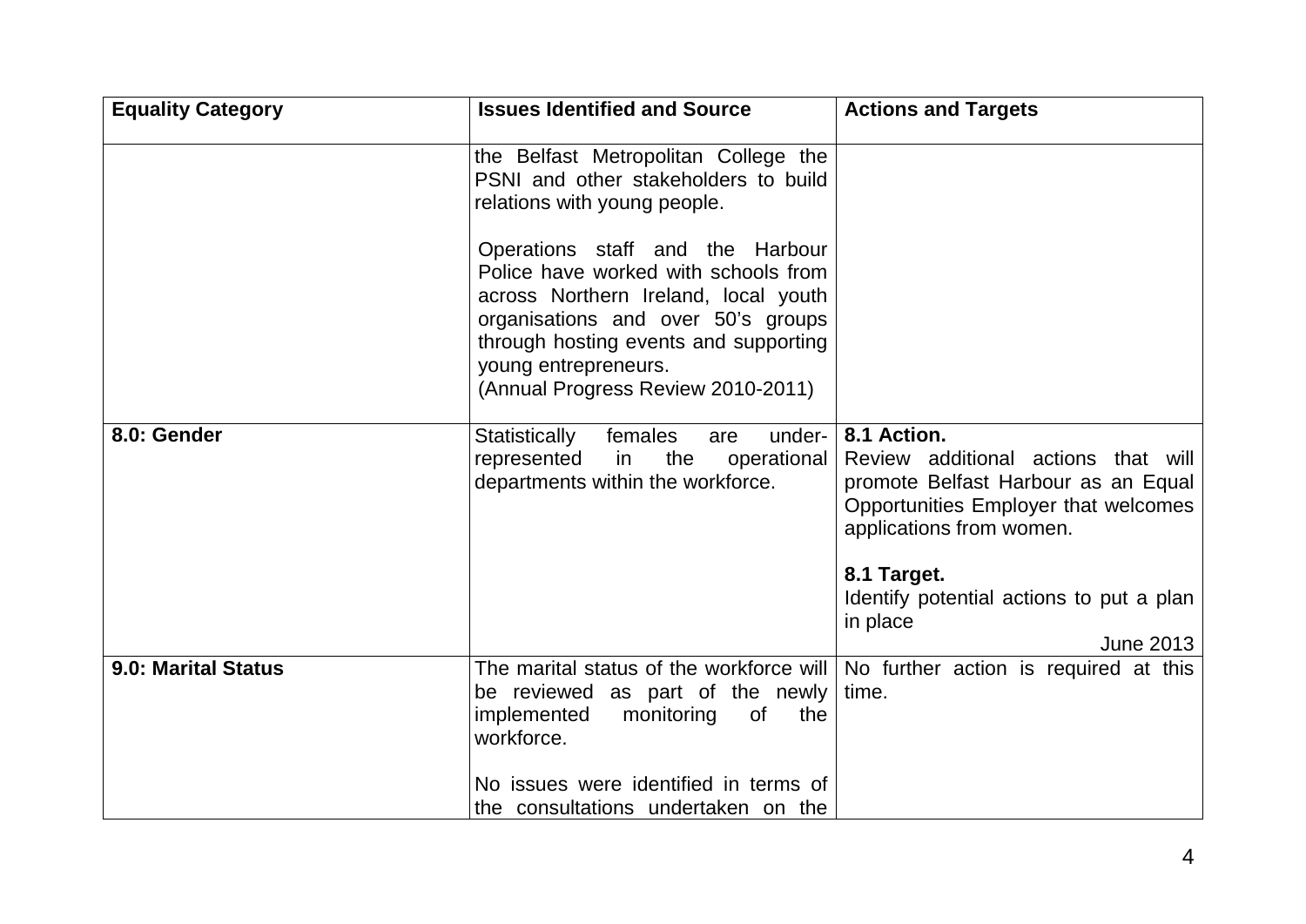| Equality Category | Issues Identified and Source | Actions and Targets |
|---|---|---|
| | the Belfast Metropolitan College the PSNI and other stakeholders to build relations with young people.<br><br>Operations staff and the Harbour Police have worked with schools from across Northern Ireland, local youth organisations and over 50's groups through hosting events and supporting young entrepreneurs.<br>(Annual Progress Review 2010-2011) | |
| **8.0: Gender** | Statistically females are under-represented in the operational departments within the workforce. | **8.1 Action.**<br>Review additional actions that will promote Belfast Harbour as an Equal Opportunities Employer that welcomes applications from women.<br><br>**8.1 Target.**<br>Identify potential actions to put a plan in place<br>June 2013 |
| **9.0: Marital Status** | The marital status of the workforce will be reviewed as part of the newly implemented monitoring of the workforce.<br><br>No issues were identified in terms of the consultations undertaken on the | No further action is required at this time. |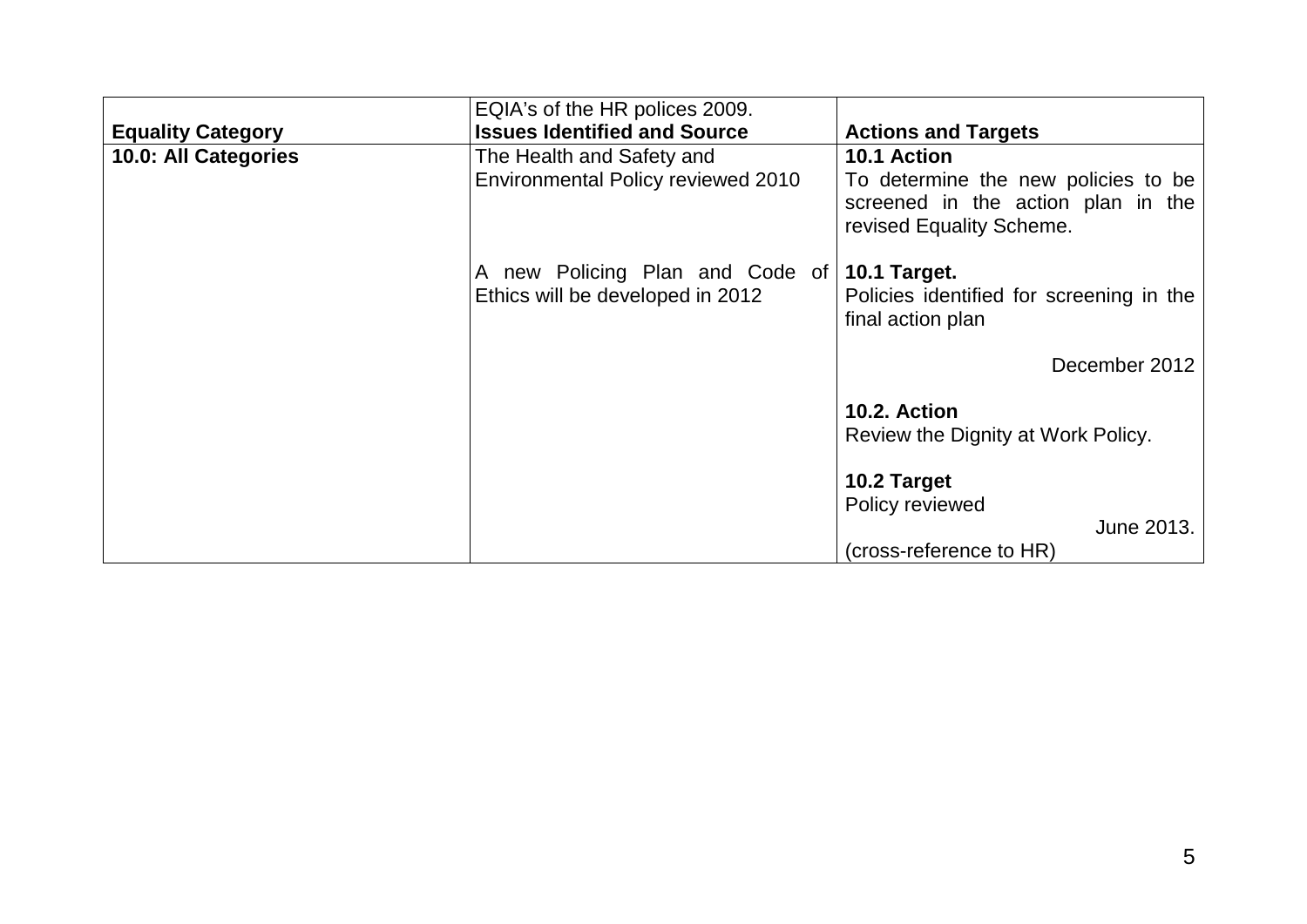| Equality Category | EQIA's of the HR polices 2009.<br>**Issues Identified and Source** | **Actions and Targets** |
|---|---|---|
| **10.0: All Categories** | The Health and Safety and Environmental Policy reviewed 2010<br><br>A new Policing Plan and Code of Ethics will be developed in 2012 | **10.1 Action**<br>To determine the new policies to be screened in the action plan in the revised Equality Scheme.<br><br>**10.1 Target.**<br>Policies identified for screening in the final action plan<br><br>December 2012<br><br>**10.2. Action**<br>Review the Dignity at Work Policy.<br><br>**10.2 Target**<br>Policy reviewed<br>June 2013.<br>(cross-reference to HR) |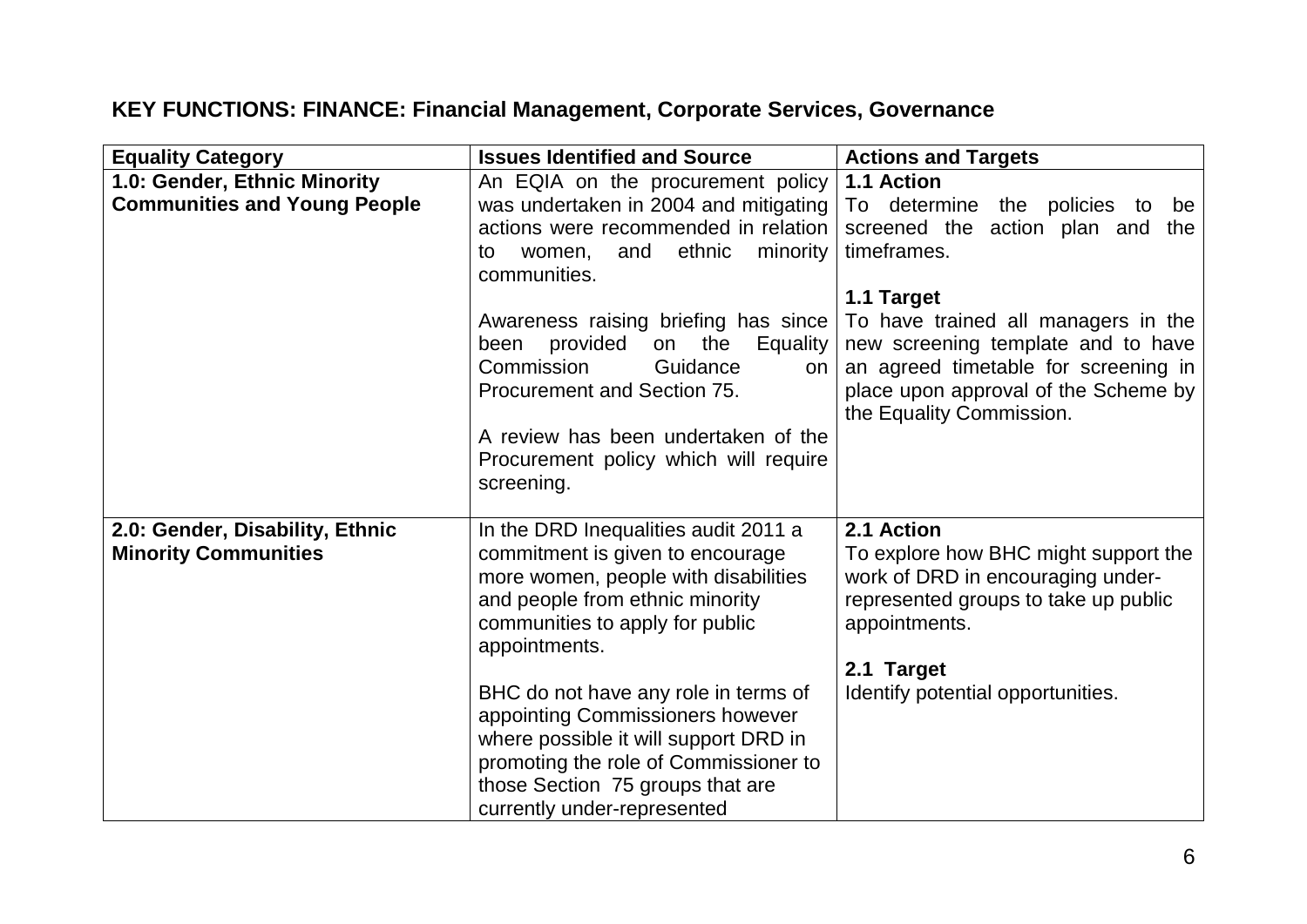## KEY FUNCTIONS: FINANCE: Financial Management, Corporate Services, Governance

| Equality Category | Issues Identified and Source | Actions and Targets |
|---|---|---|
| **1.0: Gender, Ethnic Minority Communities and Young People** | An EQIA on the procurement policy was undertaken in 2004 and mitigating actions were recommended in relation to women, and ethnic minority communities.<br><br>Awareness raising briefing has since been provided on the Equality Commission Guidance on Procurement and Section 75.<br><br>A review has been undertaken of the Procurement policy which will require screening. | **1.1 Action**<br>To determine the policies to be screened the action plan and the timeframes.<br><br>**1.1 Target**<br>To have trained all managers in the new screening template and to have an agreed timetable for screening in place upon approval of the Scheme by the Equality Commission. |
| **2.0: Gender, Disability, Ethnic Minority Communities** | In the DRD Inequalities audit 2011 a commitment is given to encourage more women, people with disabilities and people from ethnic minority communities to apply for public appointments.<br><br>BHC do not have any role in terms of appointing Commissioners however where possible it will support DRD in promoting the role of Commissioner to those Section 75 groups that are currently under-represented | **2.1 Action**<br>To explore how BHC might support the work of DRD in encouraging under-represented groups to take up public appointments.<br><br>**2.1 Target**<br>Identify potential opportunities. |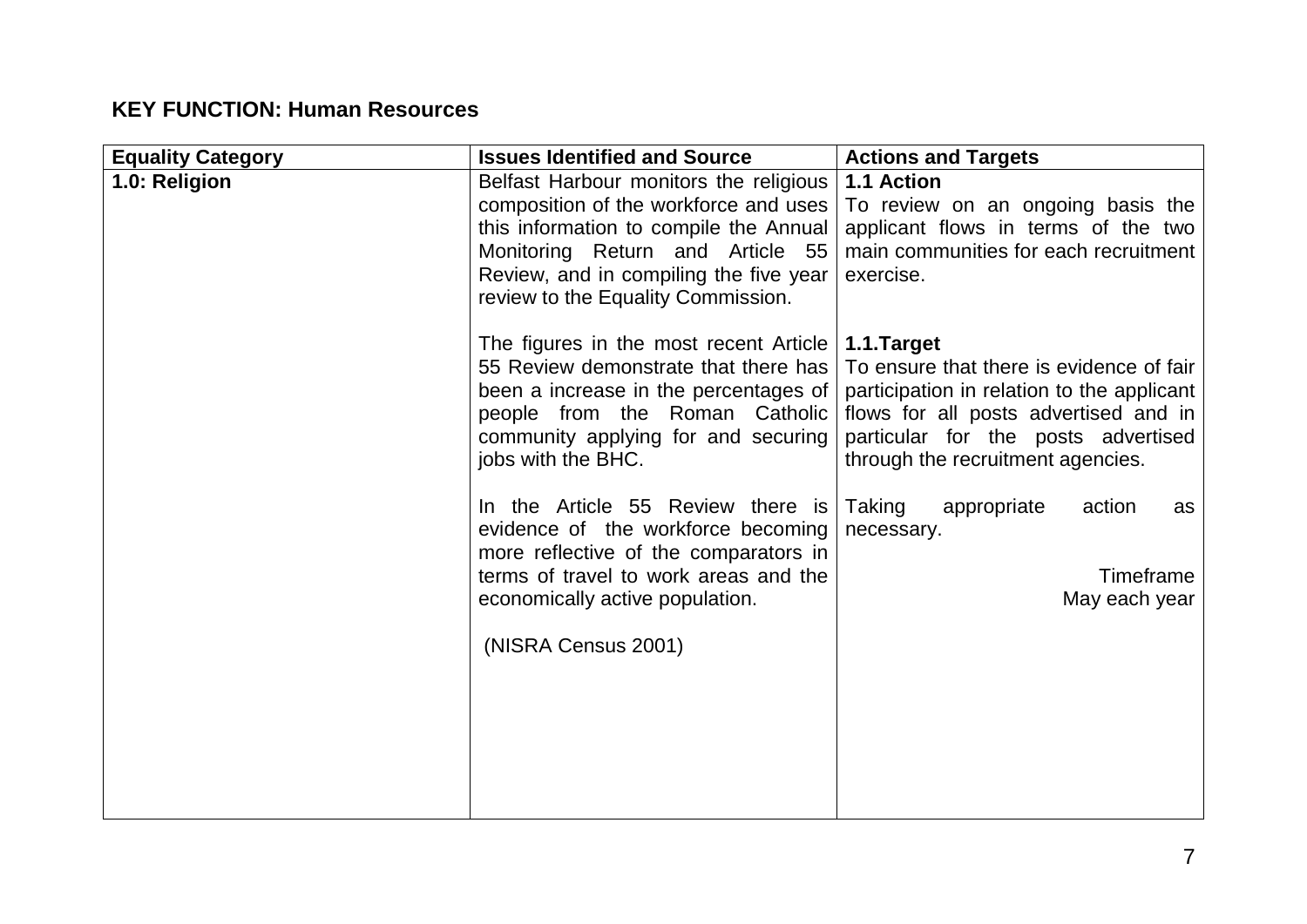**KEY FUNCTION: Human Resources**

| Equality Category | Issues Identified and Source | Actions and Targets |
|---|---|---|
| **1.0: Religion** | Belfast Harbour monitors the religious composition of the workforce and uses this information to compile the Annual Monitoring Return and Article 55 Review, and in compiling the five year review to the Equality Commission.<br><br>The figures in the most recent Article 55 Review demonstrate that there has been a increase in the percentages of people from the Roman Catholic community applying for and securing jobs with the BHC.<br><br>In the Article 55 Review there is evidence of the workforce becoming more reflective of the comparators in terms of travel to work areas and the economically active population.<br><br>(NISRA Census 2001) | **1.1 Action**<br>To review on an ongoing basis the applicant flows in terms of the two main communities for each recruitment exercise.<br><br>**1.1.Target**<br>To ensure that there is evidence of fair participation in relation to the applicant flows for all posts advertised and in particular for the posts advertised through the recruitment agencies.<br><br>Taking appropriate action as necessary.<br><br>Timeframe<br>May each year |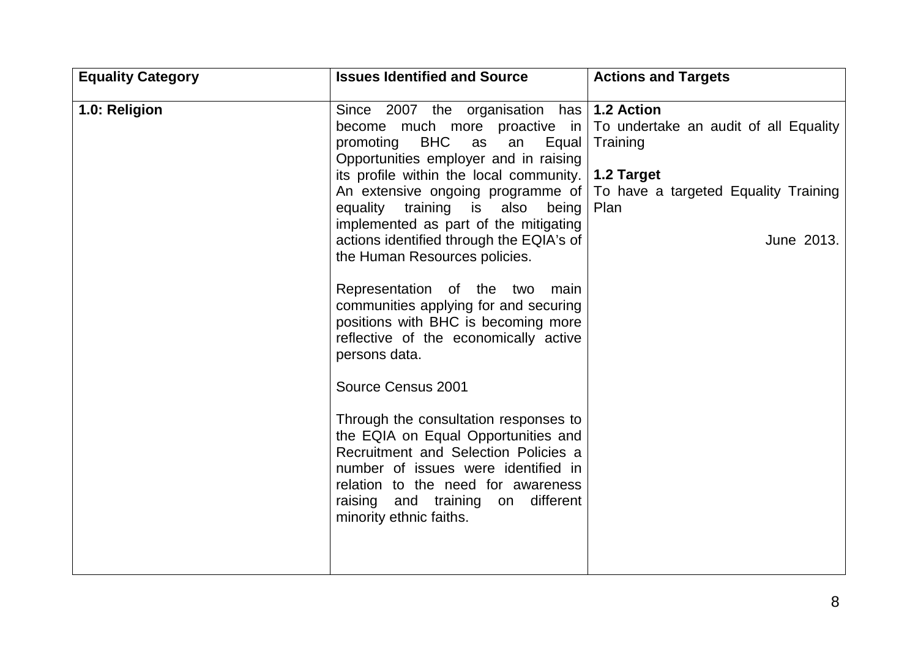| **Equality Category** | **Issues Identified and Source** | **Actions and Targets** |
|---|---|---|
| **1.0: Religion** | Since 2007 the organisation has become much more proactive in promoting BHC as an Equal Opportunities employer and in raising its profile within the local community. An extensive ongoing programme of equality training is also being implemented as part of the mitigating actions identified through the EQIA's of the Human Resources policies.<br><br>Representation of the two main communities applying for and securing positions with BHC is becoming more reflective of the economically active persons data.<br><br>Source Census 2001<br><br>Through the consultation responses to the EQIA on Equal Opportunities and Recruitment and Selection Policies a number of issues were identified in relation to the need for awareness raising and training on different minority ethnic faiths. | **1.2 Action**<br>To undertake an audit of all Equality Training<br><br>**1.2 Target**<br>To have a targeted Equality Training Plan<br><br>June 2013. |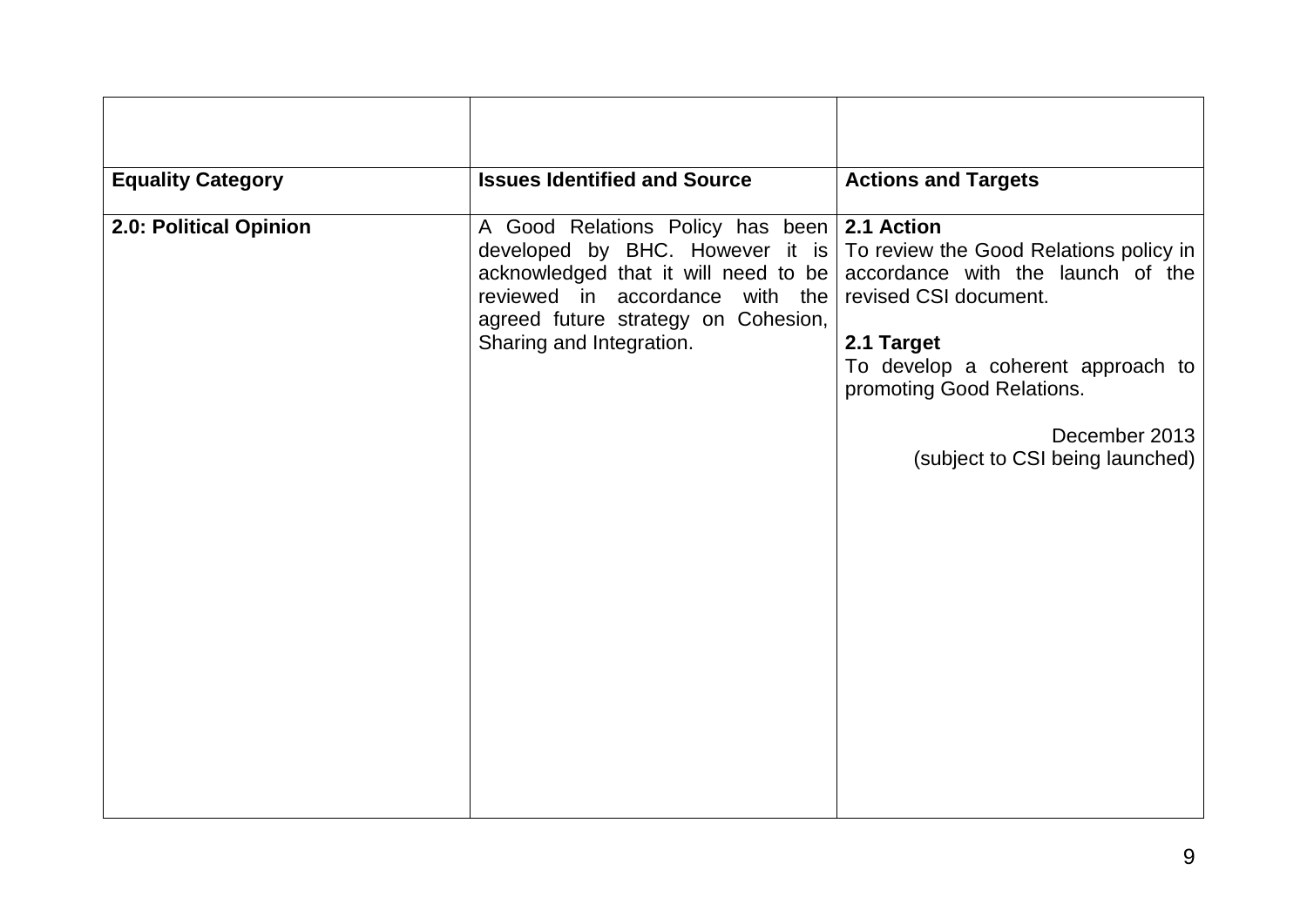| | | |
|---|---|---|
| **Equality Category** | **Issues Identified and Source** | **Actions and Targets** |
| **2.0: Political Opinion** | A Good Relations Policy has been developed by BHC. However it is acknowledged that it will need to be reviewed in accordance with the agreed future strategy on Cohesion, Sharing and Integration. | **2.1 Action**<br>To review the Good Relations policy in accordance with the launch of the revised CSI document.<br><br>**2.1 Target**<br>To develop a coherent approach to promoting Good Relations.<br><br>December 2013<br>(subject to CSI being launched) |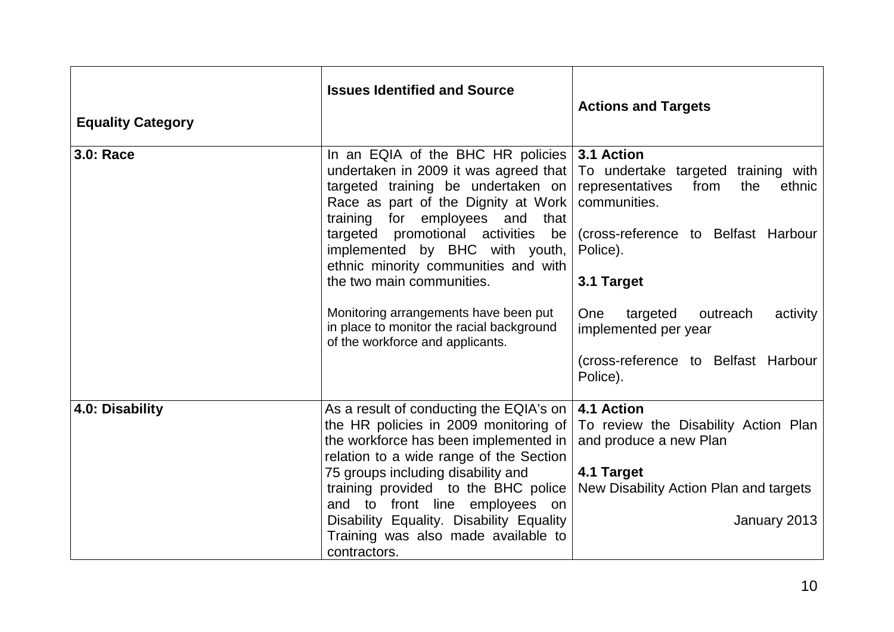| Equality Category | Issues Identified and Source | Actions and Targets |
|---|---|---|
| **3.0: Race** | In an EQIA of the BHC HR policies undertaken in 2009 it was agreed that targeted training be undertaken on Race as part of the Dignity at Work training for employees and that targeted promotional activities be implemented by BHC with youth, ethnic minority communities and with the two main communities.<br><br>Monitoring arrangements have been put in place to monitor the racial background of the workforce and applicants. | **3.1 Action**<br>To undertake targeted training with representatives from the ethnic communities.<br><br>(cross-reference to Belfast Harbour Police).<br><br>**3.1 Target**<br><br>One targeted outreach activity implemented per year<br><br>(cross-reference to Belfast Harbour Police). |
| **4.0: Disability** | As a result of conducting the EQIA's on the HR policies in 2009 monitoring of the workforce has been implemented in relation to a wide range of the Section 75 groups including disability and training provided to the BHC police and to front line employees on Disability Equality. Disability Equality Training was also made available to contractors. | **4.1 Action**<br>To review the Disability Action Plan and produce a new Plan<br><br>**4.1 Target**<br>New Disability Action Plan and targets<br><br>January 2013 |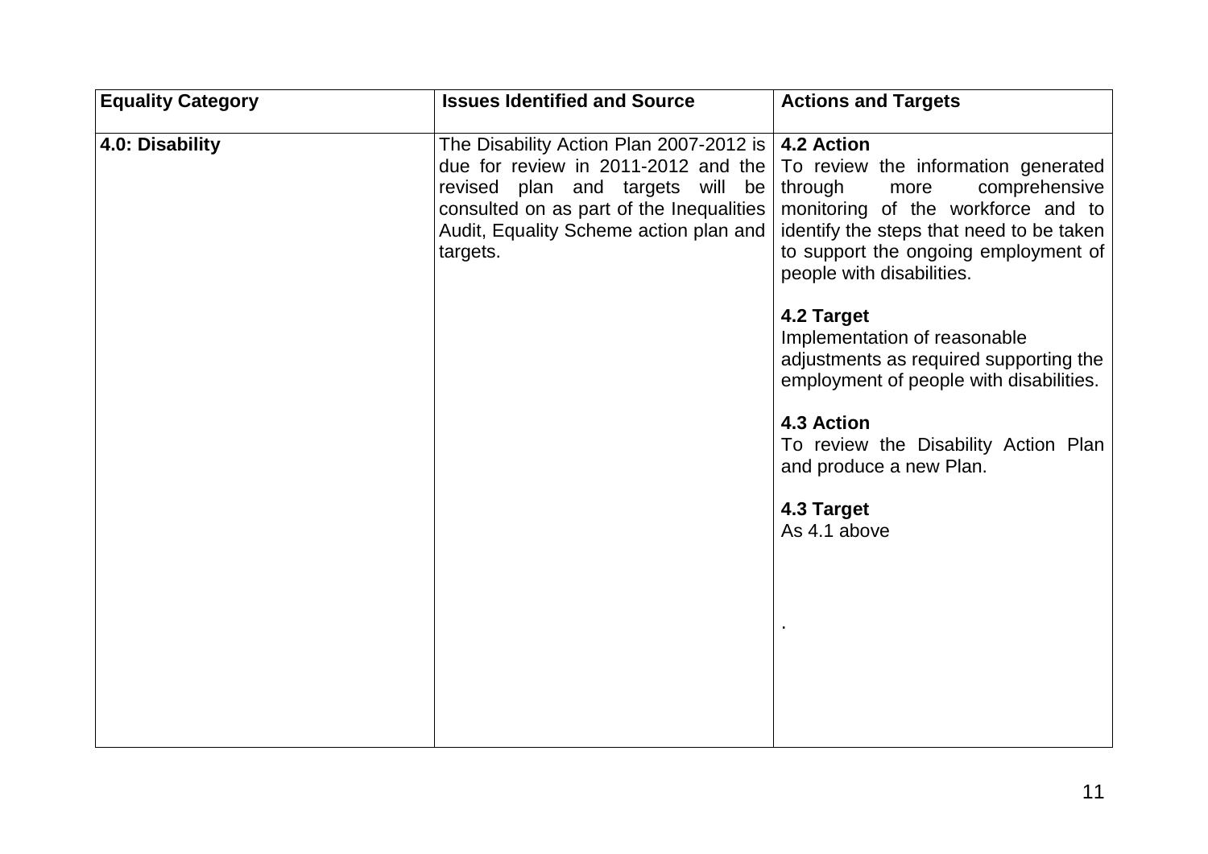| **Equality Category** | **Issues Identified and Source** | **Actions and Targets** |
|---|---|---|
| **4.0: Disability** | The Disability Action Plan 2007-2012 is due for review in 2011-2012 and the revised plan and targets will be consulted on as part of the Inequalities Audit, Equality Scheme action plan and targets. | **4.2 Action**<br>To review the information generated through more comprehensive monitoring of the workforce and to identify the steps that need to be taken to support the ongoing employment of people with disabilities.<br><br>**4.2 Target**<br>Implementation of reasonable adjustments as required supporting the employment of people with disabilities.<br><br>**4.3 Action**<br>To review the Disability Action Plan and produce a new Plan.<br><br>**4.3 Target**<br>As 4.1 above<br><br>. |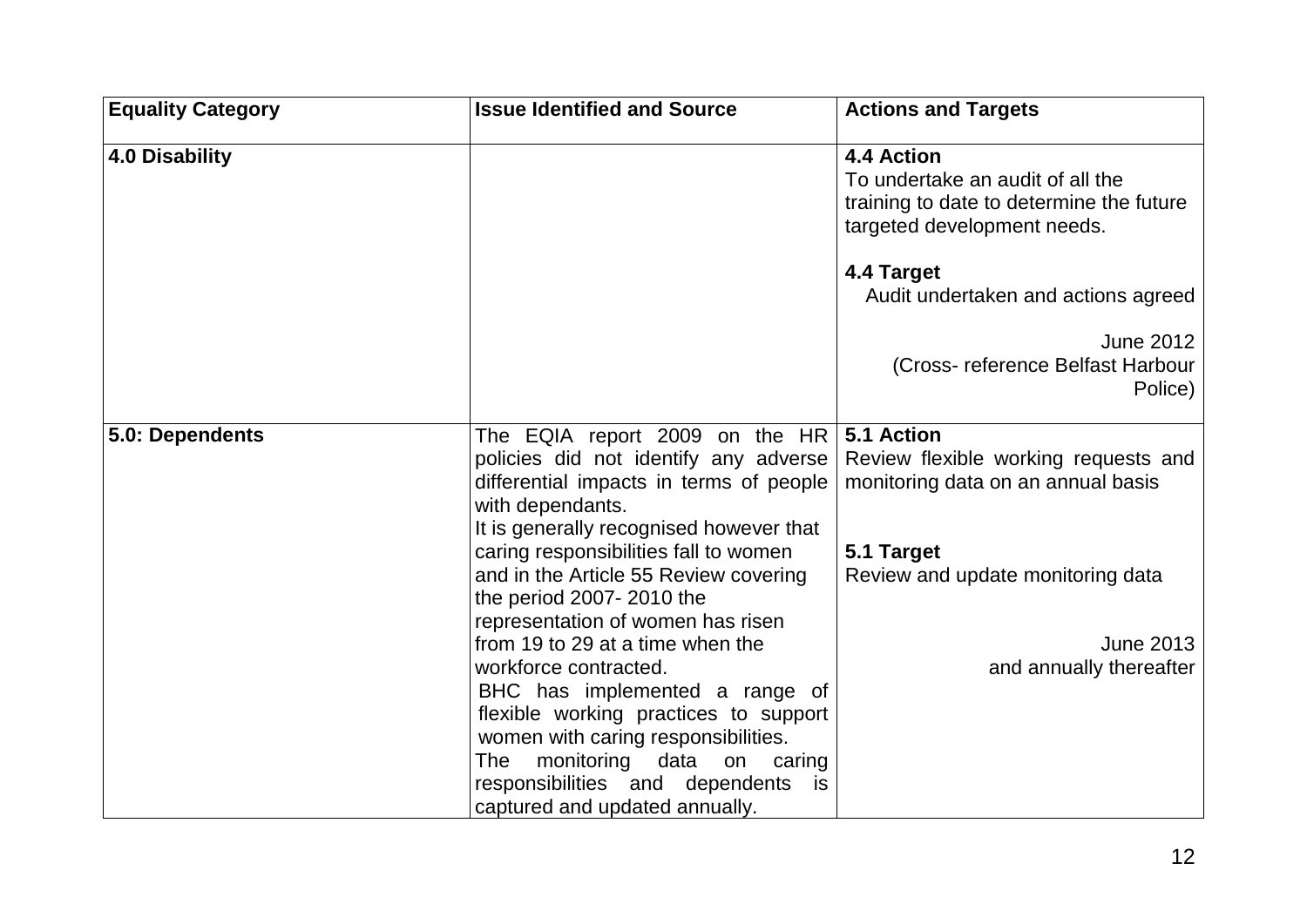| Equality Category | Issue Identified and Source | Actions and Targets |
|---|---|---|
| **4.0 Disability** | | **4.4 Action**<br>To undertake an audit of all the training to date to determine the future targeted development needs.<br><br>**4.4 Target**<br>Audit undertaken and actions agreed<br><br>June 2012<br>(Cross- reference Belfast Harbour Police) |
| **5.0: Dependents** | The EQIA report 2009 on the HR policies did not identify any adverse differential impacts in terms of people with dependants.<br>It is generally recognised however that caring responsibilities fall to women and in the Article 55 Review covering the period 2007- 2010 the representation of women has risen from 19 to 29 at a time when the workforce contracted.<br>BHC has implemented a range of flexible working practices to support women with caring responsibilities.<br>The monitoring data on caring responsibilities and dependents is captured and updated annually. | **5.1 Action**<br>Review flexible working requests and monitoring data on an annual basis<br><br>**5.1 Target**<br>Review and update monitoring data<br><br>June 2013<br>and annually thereafter |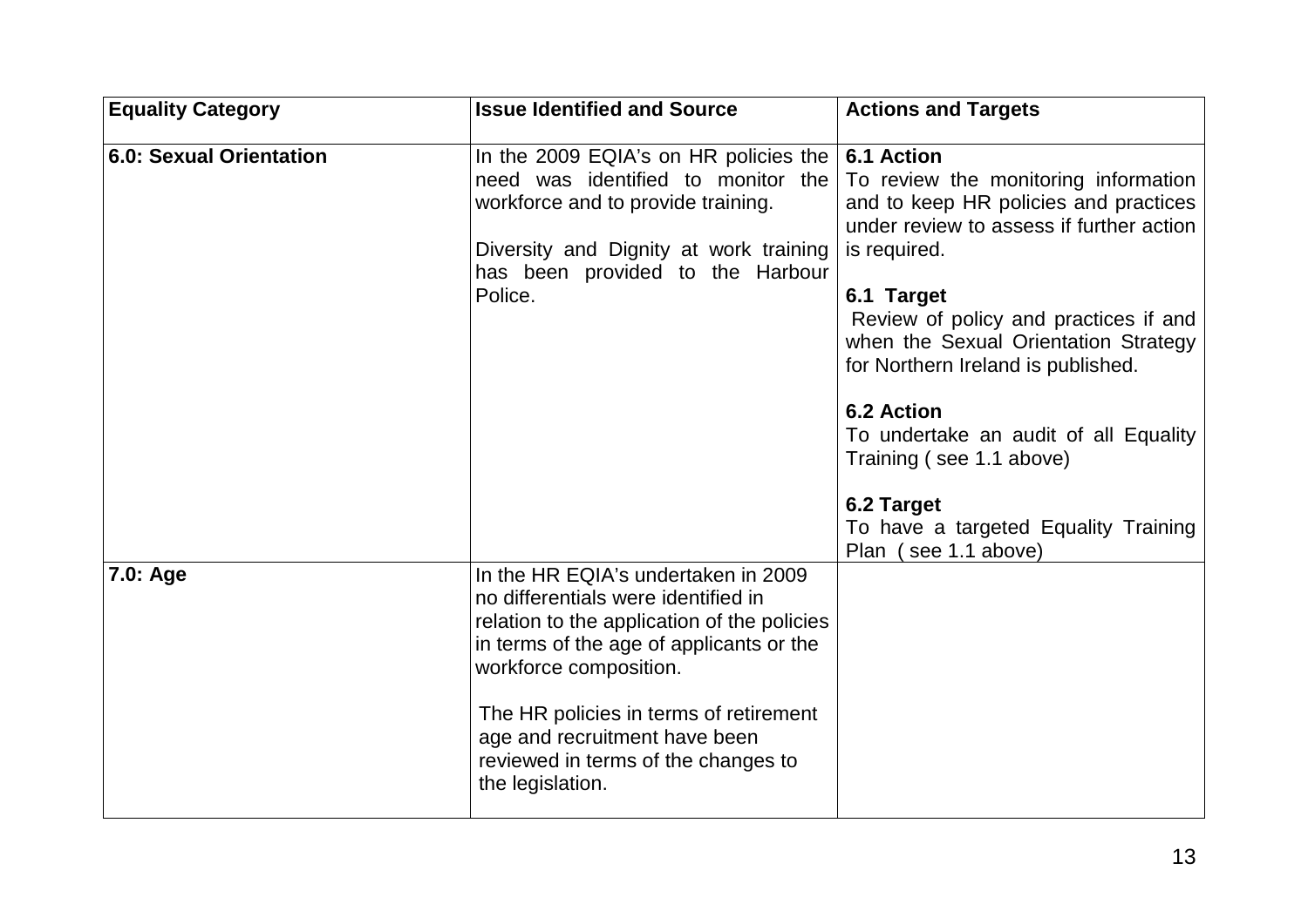| Equality Category | Issue Identified and Source | Actions and Targets |
|---|---|---|
| **6.0: Sexual Orientation** | In the 2009 EQIA's on HR policies the need was identified to monitor the workforce and to provide training.<br><br>Diversity and Dignity at work training has been provided to the Harbour Police. | **6.1 Action**<br>To review the monitoring information and to keep HR policies and practices under review to assess if further action is required.<br><br>**6.1 Target**<br>Review of policy and practices if and when the Sexual Orientation Strategy for Northern Ireland is published.<br><br>**6.2 Action**<br>To undertake an audit of all Equality Training ( see 1.1 above)<br><br>**6.2 Target**<br>To have a targeted Equality Training Plan ( see 1.1 above) |
| **7.0: Age** | In the HR EQIA's undertaken in 2009 no differentials were identified in relation to the application of the policies in terms of the age of applicants or the workforce composition.<br><br>The HR policies in terms of retirement age and recruitment have been reviewed in terms of the changes to the legislation. | |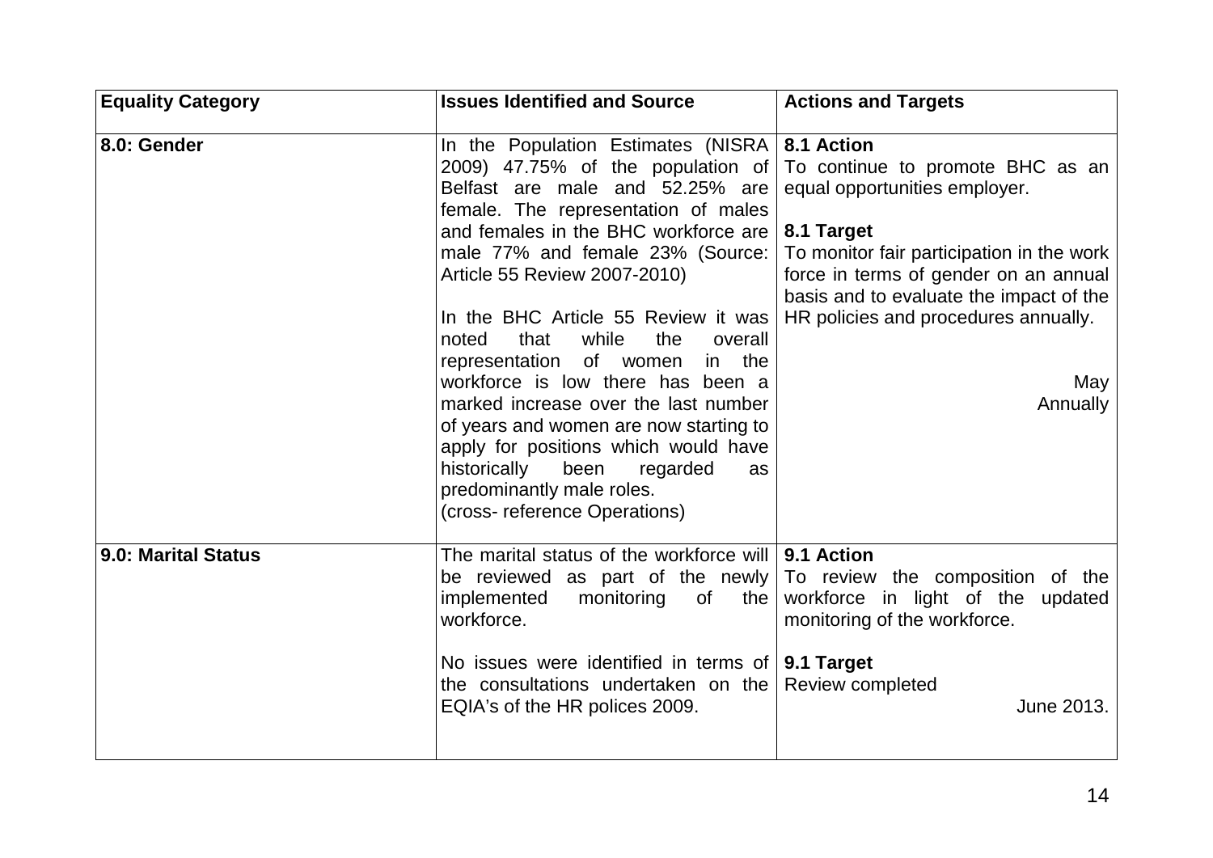| Equality Category | Issues Identified and Source | Actions and Targets |
| --- | --- | --- |
| **8.0: Gender** | In the Population Estimates (NISRA 2009) 47.75% of the population of Belfast are male and 52.25% are female. The representation of males and females in the BHC workforce are male 77% and female 23% (Source: Article 55 Review 2007-2010)<br><br>In the BHC Article 55 Review it was noted that while the overall representation of women in the workforce is low there has been a marked increase over the last number of years and women are now starting to apply for positions which would have historically been regarded as predominantly male roles.<br>(cross- reference Operations) | **8.1 Action**<br>To continue to promote BHC as an equal opportunities employer.<br><br>**8.1 Target**<br>To monitor fair participation in the work force in terms of gender on an annual basis and to evaluate the impact of the HR policies and procedures annually.<br><br>May<br>Annually |
| **9.0: Marital Status** | The marital status of the workforce will be reviewed as part of the newly implemented monitoring of the workforce.<br><br>No issues were identified in terms of the consultations undertaken on the EQIA's of the HR polices 2009. | **9.1 Action**<br>To review the composition of the workforce in light of the updated monitoring of the workforce.<br><br>**9.1 Target**<br>Review completed<br>June 2013. |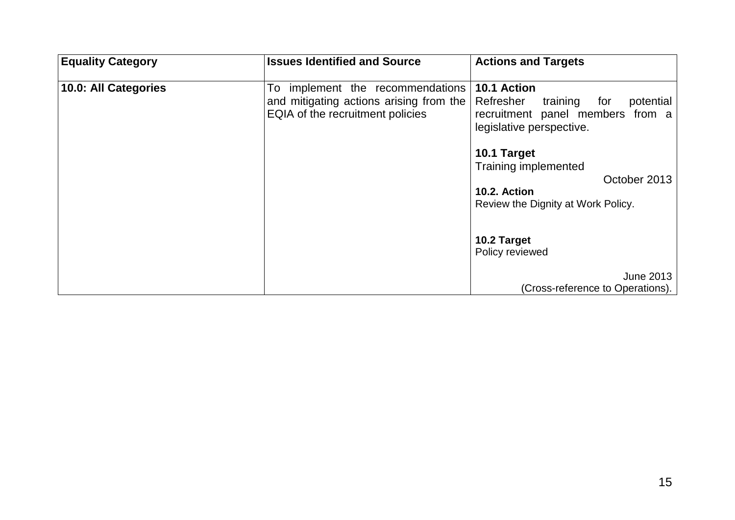| Equality Category | Issues Identified and Source | Actions and Targets |
|---|---|---|
| **10.0: All Categories** | To implement the recommendations and mitigating actions arising from the EQIA of the recruitment policies | **10.1 Action**<br>Refresher training for potential recruitment panel members from a legislative perspective.<br><br>**10.1 Target**<br>Training implemented<br>October 2013<br>**10.2. Action**<br>Review the Dignity at Work Policy.<br><br>**10.2 Target**<br>Policy reviewed<br><br>June 2013<br>(Cross-reference to Operations). |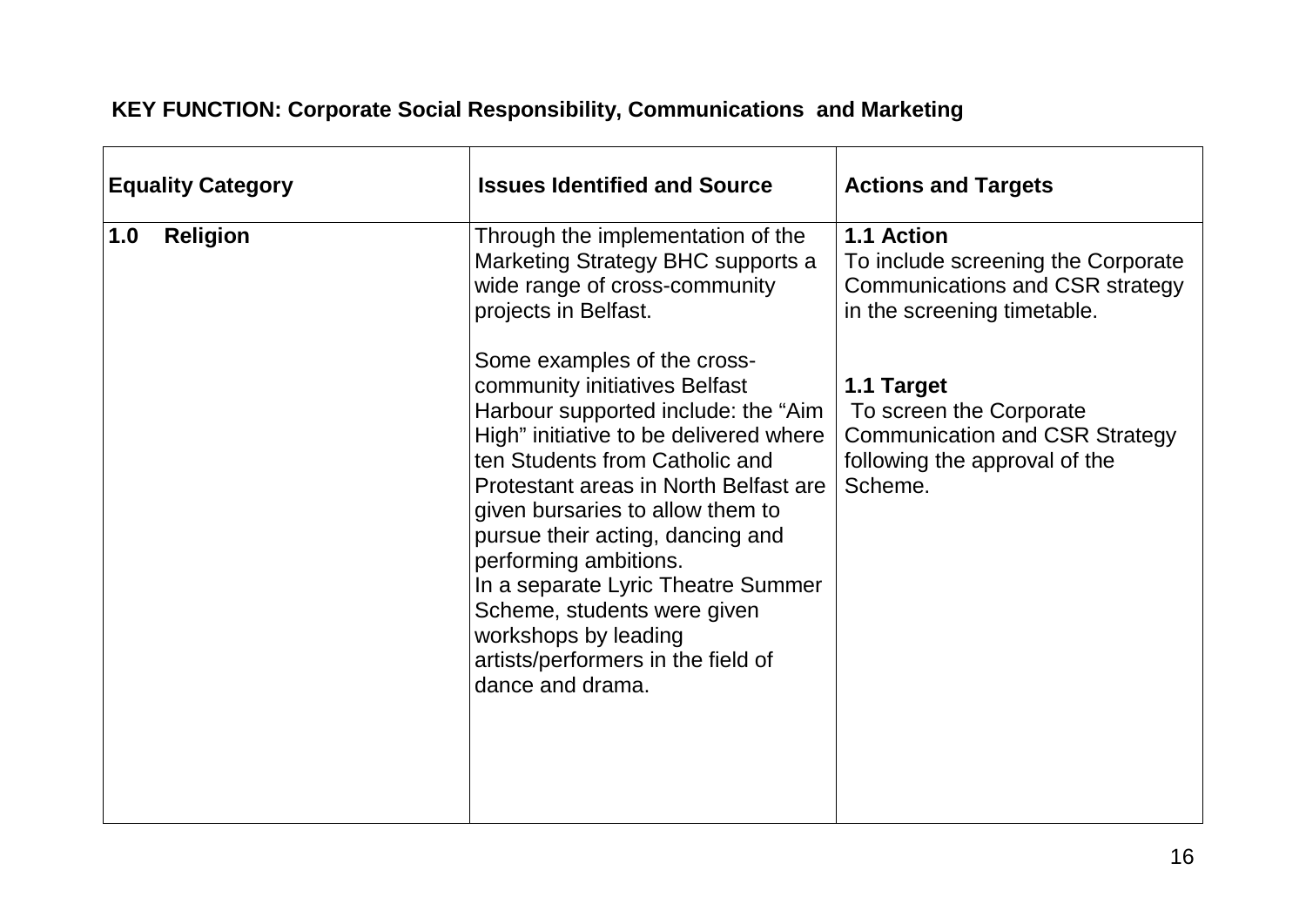**KEY FUNCTION: Corporate Social Responsibility, Communications and Marketing**

| Equality Category | Issues Identified and Source | Actions and Targets |
|---|---|---|
| **1.0 Religion** | Through the implementation of the Marketing Strategy BHC supports a wide range of cross-community projects in Belfast.<br><br>Some examples of the cross-community initiatives Belfast Harbour supported include: the “Aim High” initiative to be delivered where ten Students from Catholic and Protestant areas in North Belfast are given bursaries to allow them to pursue their acting, dancing and performing ambitions.<br>In a separate Lyric Theatre Summer Scheme, students were given workshops by leading artists/performers in the field of dance and drama. | **1.1 Action**<br>To include screening the Corporate Communications and CSR strategy in the screening timetable.<br><br>**1.1 Target**<br>To screen the Corporate Communication and CSR Strategy following the approval of the Scheme. |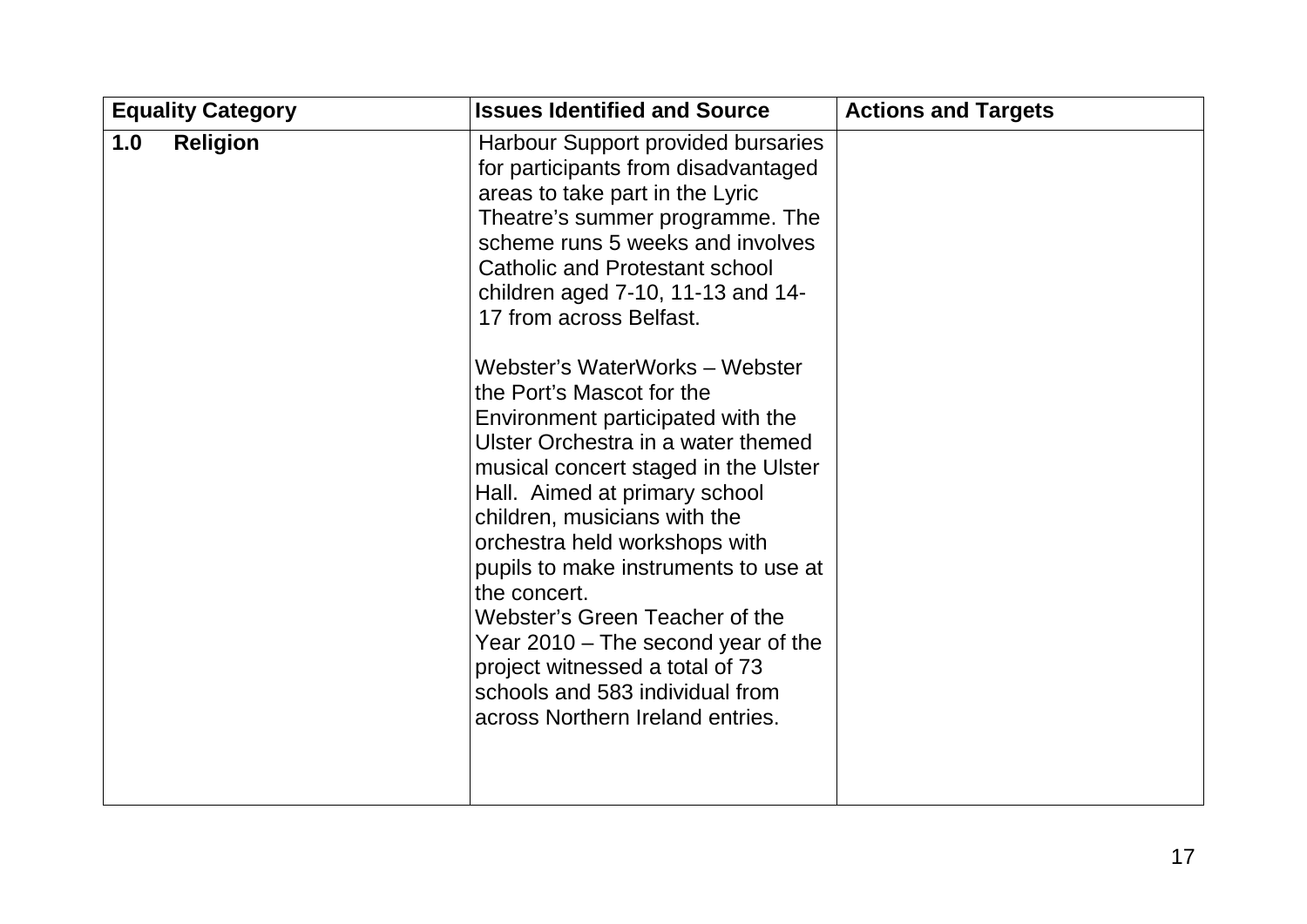| Equality Category | Issues Identified and Source | Actions and Targets |
| --- | --- | --- |
| **1.0 Religion** | Harbour Support provided bursaries for participants from disadvantaged areas to take part in the Lyric Theatre's summer programme. The scheme runs 5 weeks and involves Catholic and Protestant school children aged 7-10, 11-13 and 14-17 from across Belfast.<br><br>Webster's WaterWorks – Webster the Port's Mascot for the Environment participated with the Ulster Orchestra in a water themed musical concert staged in the Ulster Hall. Aimed at primary school children, musicians with the orchestra held workshops with pupils to make instruments to use at the concert.<br>Webster's Green Teacher of the Year 2010 – The second year of the project witnessed a total of 73 schools and 583 individual from across Northern Ireland entries. | |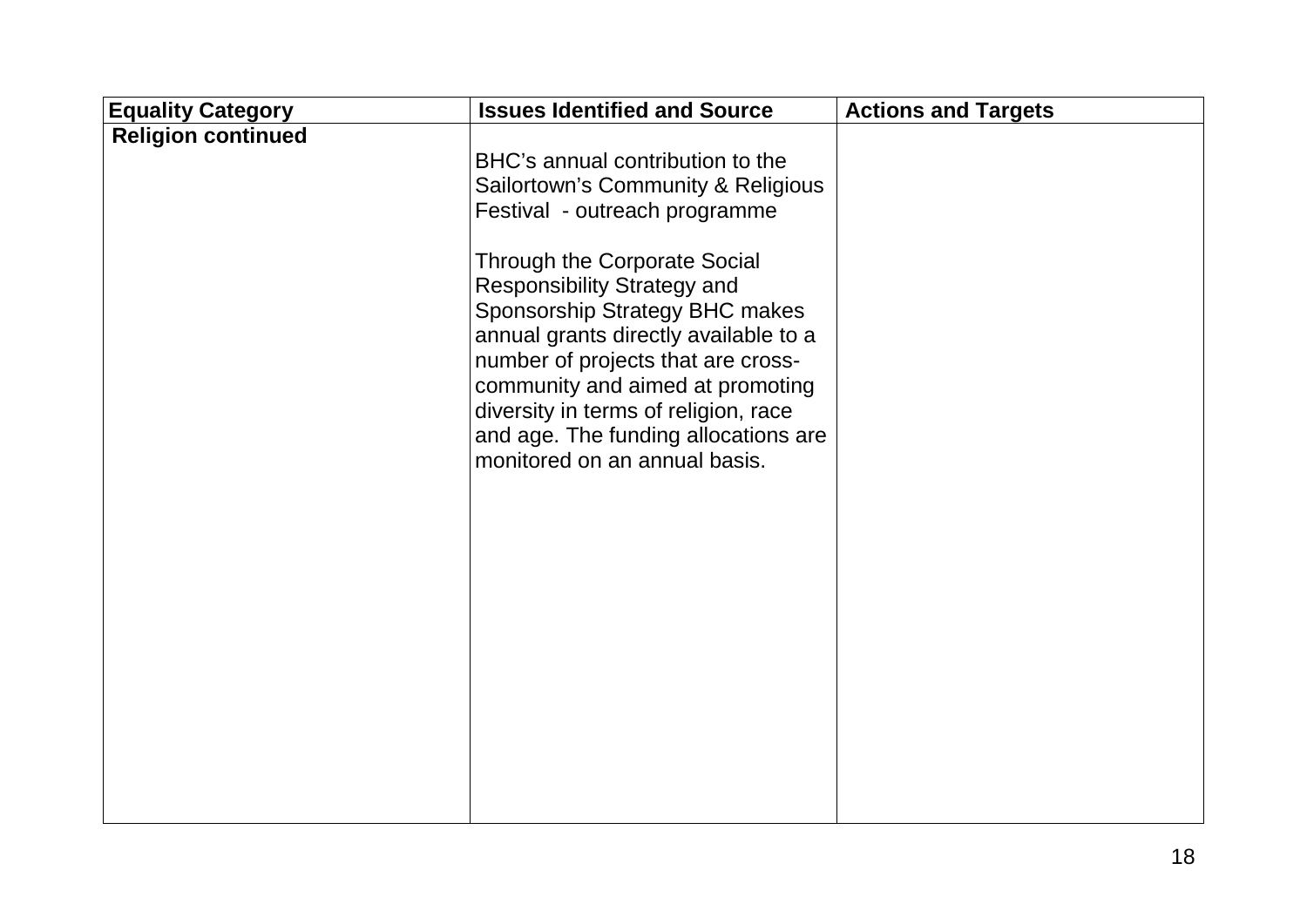| Equality Category | Issues Identified and Source | Actions and Targets |
|---|---|---|
| **Religion continued** | BHC's annual contribution to the Sailortown's Community & Religious Festival - outreach programme<br><br>Through the Corporate Social Responsibility Strategy and Sponsorship Strategy BHC makes annual grants directly available to a number of projects that are cross-community and aimed at promoting diversity in terms of religion, race and age. The funding allocations are monitored on an annual basis. | |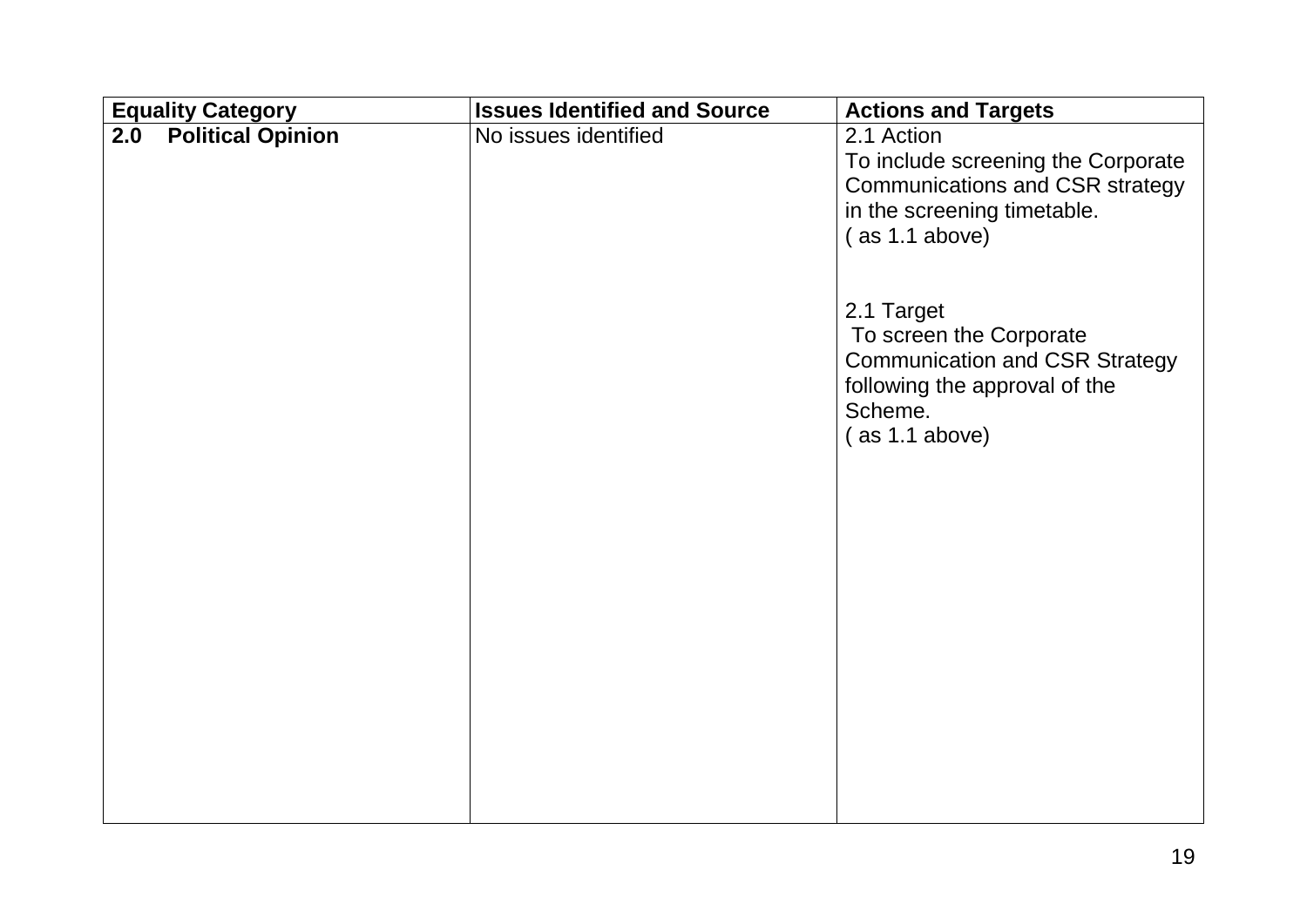| Equality Category | Issues Identified and Source | Actions and Targets |
|---|---|---|
| **2.0 Political Opinion** | No issues identified | 2.1 Action<br>To include screening the Corporate Communications and CSR strategy in the screening timetable.<br>( as 1.1 above)<br><br>2.1 Target<br>To screen the Corporate Communication and CSR Strategy following the approval of the Scheme.<br>( as 1.1 above) |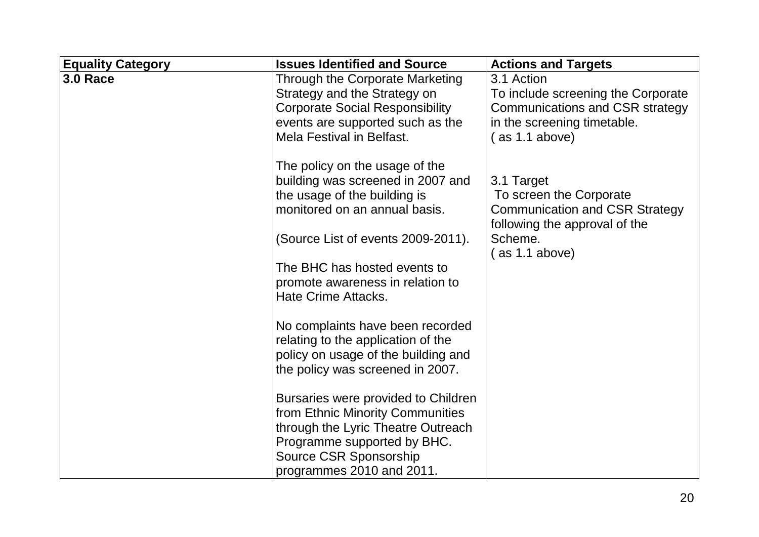| Equality Category | Issues Identified and Source | Actions and Targets |
|---|---|---|
| **3.0 Race** | Through the Corporate Marketing Strategy and the Strategy on Corporate Social Responsibility events are supported such as the Mela Festival in Belfast.<br><br>The policy on the usage of the building was screened in 2007 and the usage of the building is monitored on an annual basis.<br><br>(Source List of events 2009-2011).<br><br>The BHC has hosted events to promote awareness in relation to Hate Crime Attacks.<br><br>No complaints have been recorded relating to the application of the policy on usage of the building and the policy was screened in 2007.<br><br>Bursaries were provided to Children from Ethnic Minority Communities through the Lyric Theatre Outreach Programme supported by BHC. Source CSR Sponsorship programmes 2010 and 2011. | 3.1 Action<br>To include screening the Corporate Communications and CSR strategy in the screening timetable.<br>( as 1.1 above)<br><br>3.1 Target<br>To screen the Corporate Communication and CSR Strategy following the approval of the Scheme.<br>( as 1.1 above) |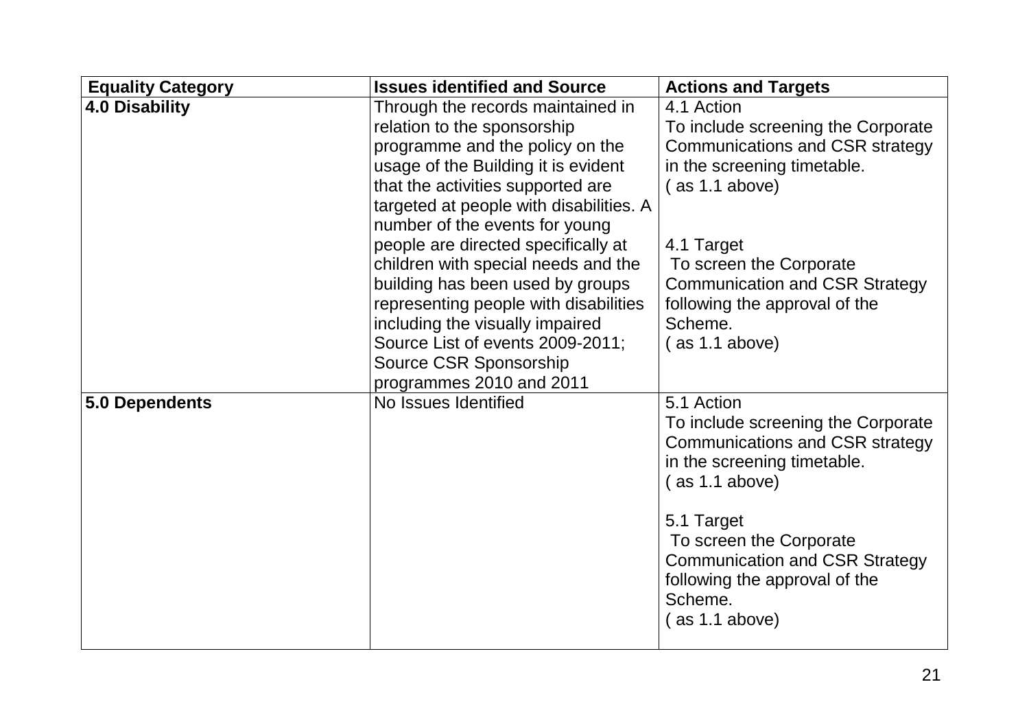| Equality Category | Issues identified and Source | Actions and Targets |
|---|---|---|
| **4.0 Disability** | Through the records maintained in relation to the sponsorship programme and the policy on the usage of the Building it is evident that the activities supported are targeted at people with disabilities. A number of the events for young people are directed specifically at children with special needs and the building has been used by groups representing people with disabilities including the visually impaired Source List of events 2009-2011; Source CSR Sponsorship programmes 2010 and 2011 | 4.1 Action<br>To include screening the Corporate Communications and CSR strategy in the screening timetable.<br>( as 1.1 above)<br><br>4.1 Target<br>To screen the Corporate Communication and CSR Strategy following the approval of the Scheme.<br>( as 1.1 above) |
| **5.0 Dependents** | No Issues Identified | 5.1 Action<br>To include screening the Corporate Communications and CSR strategy in the screening timetable.<br>( as 1.1 above)<br><br>5.1 Target<br>To screen the Corporate Communication and CSR Strategy following the approval of the Scheme.<br>( as 1.1 above) |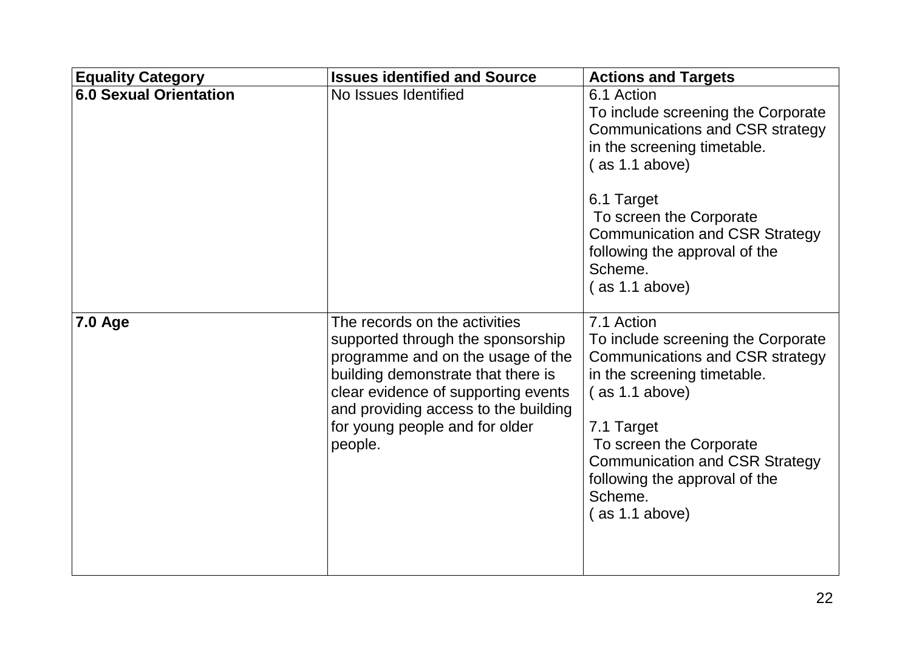| Equality Category | Issues identified and Source | Actions and Targets |
|---|---|---|
| **6.0 Sexual Orientation** | No Issues Identified | 6.1 Action<br>To include screening the Corporate Communications and CSR strategy in the screening timetable.<br>( as 1.1 above)<br><br>6.1 Target<br>To screen the Corporate Communication and CSR Strategy following the approval of the Scheme.<br>( as 1.1 above) |
| **7.0 Age** | The records on the activities supported through the sponsorship programme and on the usage of the building demonstrate that there is clear evidence of supporting events and providing access to the building for young people and for older people. | 7.1 Action<br>To include screening the Corporate Communications and CSR strategy in the screening timetable.<br>( as 1.1 above)<br><br>7.1 Target<br>To screen the Corporate Communication and CSR Strategy following the approval of the Scheme.<br>( as 1.1 above) |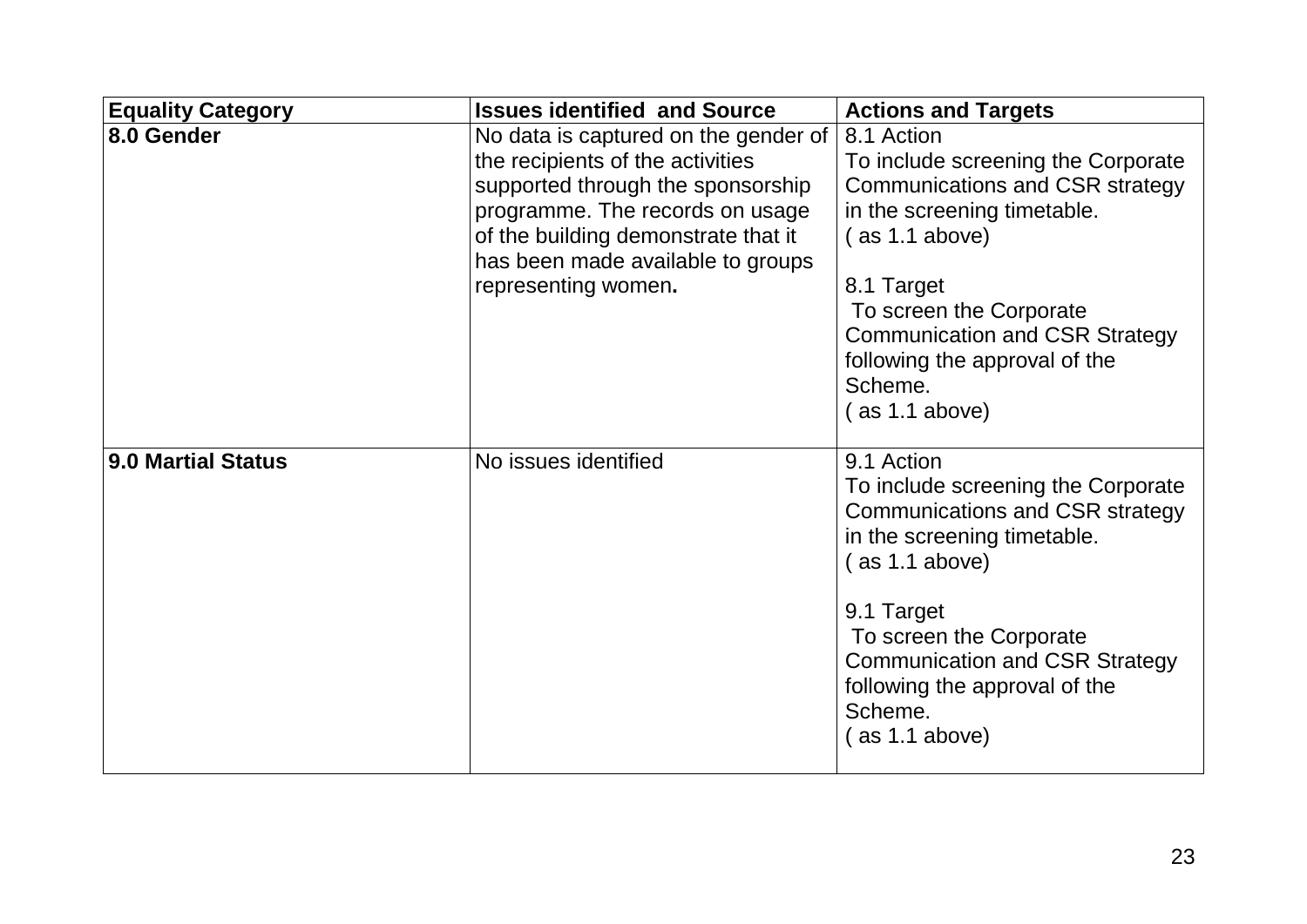| Equality Category | Issues identified and Source | Actions and Targets |
|---|---|---|
| **8.0 Gender** | No data is captured on the gender of the recipients of the activities supported through the sponsorship programme. The records on usage of the building demonstrate that it has been made available to groups representing women**.** | 8.1 Action<br>To include screening the Corporate Communications and CSR strategy in the screening timetable.<br>( as 1.1 above)<br><br>8.1 Target<br>To screen the Corporate Communication and CSR Strategy following the approval of the Scheme.<br>( as 1.1 above) |
| **9.0 Martial Status** | No issues identified | 9.1 Action<br>To include screening the Corporate Communications and CSR strategy in the screening timetable.<br>( as 1.1 above)<br><br>9.1 Target<br>To screen the Corporate Communication and CSR Strategy following the approval of the Scheme.<br>( as 1.1 above) |